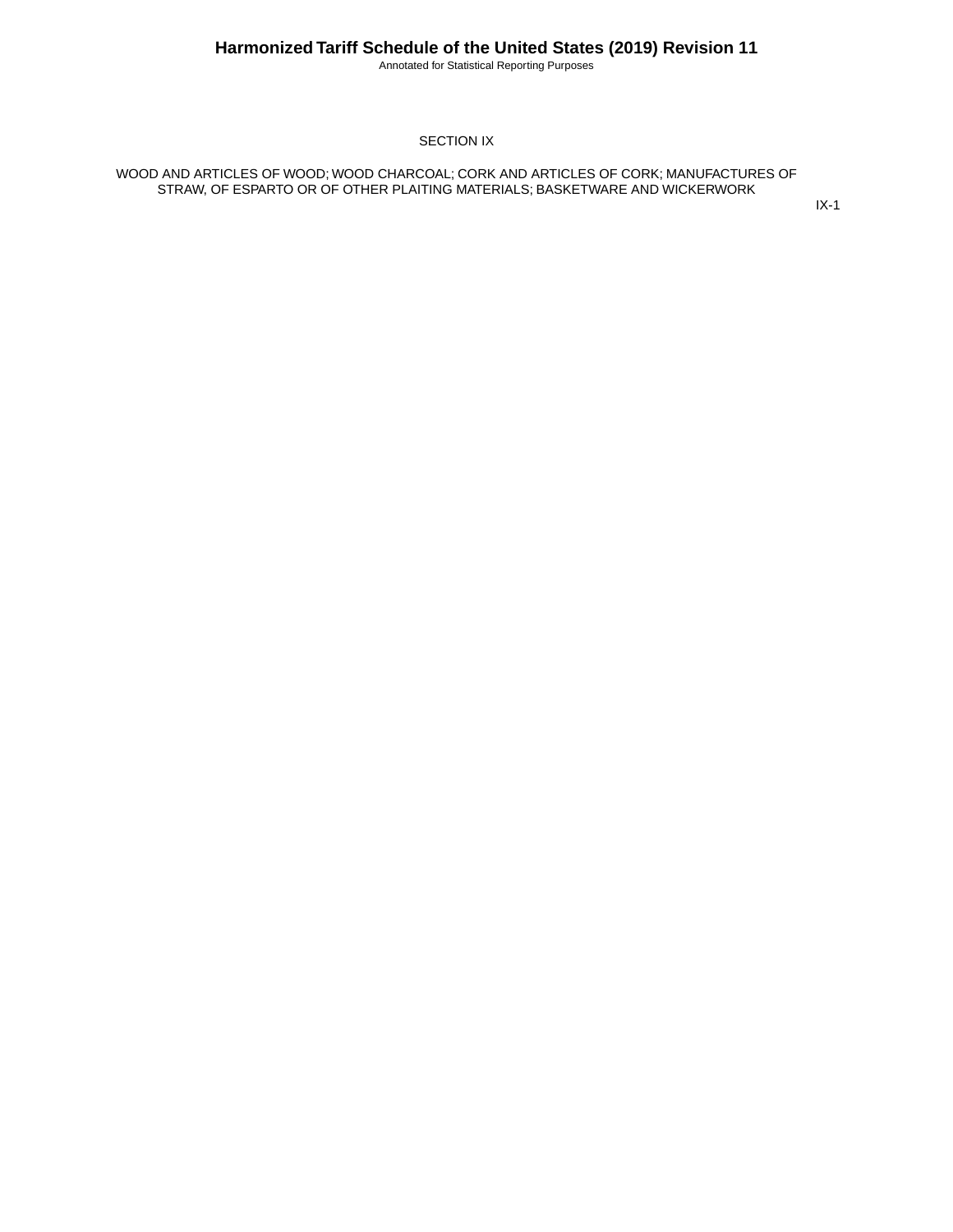# SECTION IX

## WOOD AND ARTICLES OF WOOD; WOOD CHARCOAL; CORK AND ARTICLES OF CORK; MANUFACTURES OF STRAW, OF ESPARTO OR OF OTHER PLAITING MATERIALS; BASKETWARE AND WICKERWORK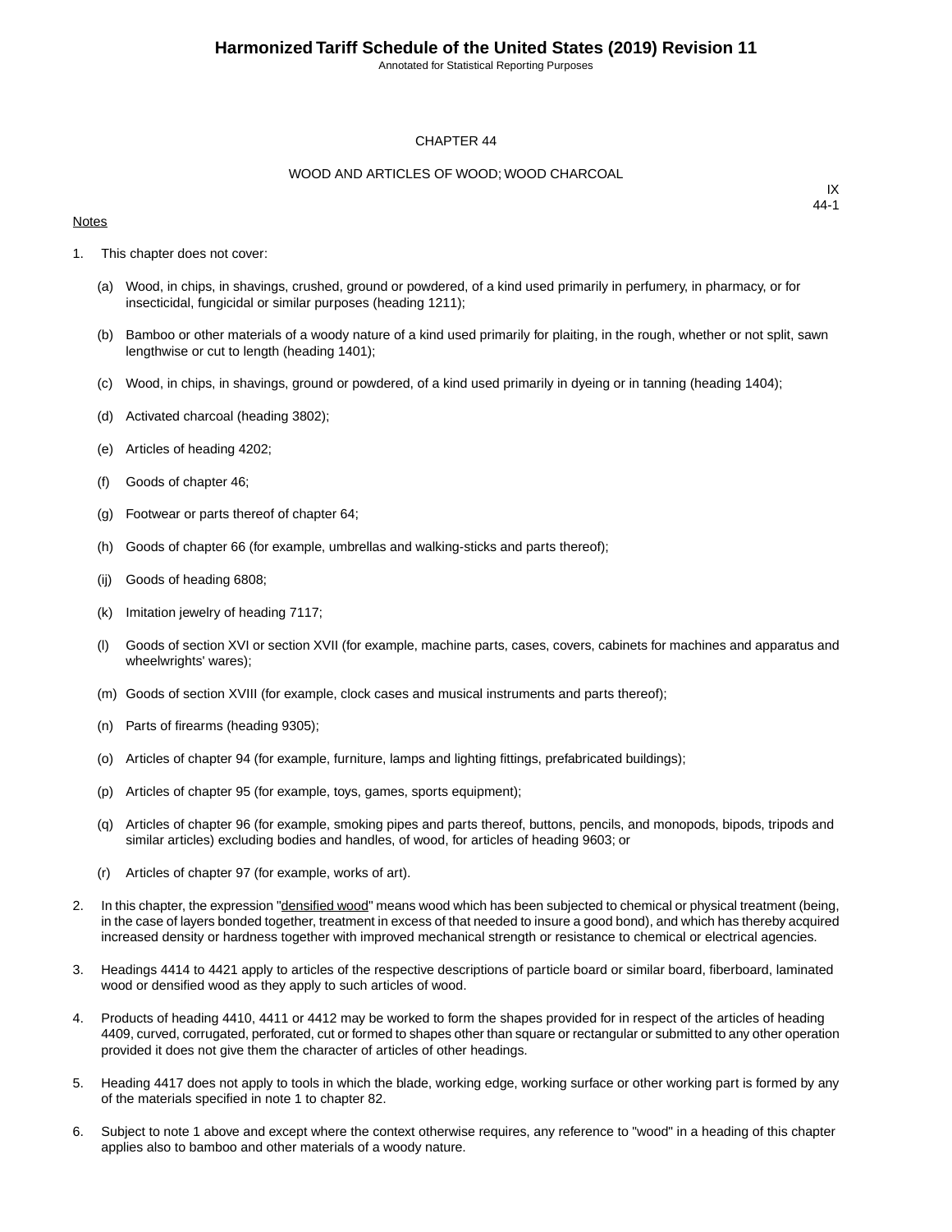# CHAPTER 44

## WOOD AND ARTICLES OF WOOD; WOOD CHARCOAL

IX
44-1

Notes

1. This chapter does not cover:

   (a) Wood, in chips, in shavings, crushed, ground or powdered, of a kind used primarily in perfumery, in pharmacy, or for insecticidal, fungicidal or similar purposes (heading 1211);

   (b) Bamboo or other materials of a woody nature of a kind used primarily for plaiting, in the rough, whether or not split, sawn lengthwise or cut to length (heading 1401);

   (c) Wood, in chips, in shavings, ground or powdered, of a kind used primarily in dyeing or in tanning (heading 1404);

   (d) Activated charcoal (heading 3802);

   (e) Articles of heading 4202;

   (f) Goods of chapter 46;

   (g) Footwear or parts thereof of chapter 64;

   (h) Goods of chapter 66 (for example, umbrellas and walking-sticks and parts thereof);

   (ij) Goods of heading 6808;

   (k) Imitation jewelry of heading 7117;

   (l) Goods of section XVI or section XVII (for example, machine parts, cases, covers, cabinets for machines and apparatus and wheelwrights' wares);

   (m) Goods of section XVIII (for example, clock cases and musical instruments and parts thereof);

   (n) Parts of firearms (heading 9305);

   (o) Articles of chapter 94 (for example, furniture, lamps and lighting fittings, prefabricated buildings);

   (p) Articles of chapter 95 (for example, toys, games, sports equipment);

   (q) Articles of chapter 96 (for example, smoking pipes and parts thereof, buttons, pencils, and monopods, bipods, tripods and similar articles) excluding bodies and handles, of wood, for articles of heading 9603; or

   (r) Articles of chapter 97 (for example, works of art).

2. In this chapter, the expression "densified wood" means wood which has been subjected to chemical or physical treatment (being, in the case of layers bonded together, treatment in excess of that needed to insure a good bond), and which has thereby acquired increased density or hardness together with improved mechanical strength or resistance to chemical or electrical agencies.

3. Headings 4414 to 4421 apply to articles of the respective descriptions of particle board or similar board, fiberboard, laminated wood or densified wood as they apply to such articles of wood.

4. Products of heading 4410, 4411 or 4412 may be worked to form the shapes provided for in respect of the articles of heading 4409, curved, corrugated, perforated, cut or formed to shapes other than square or rectangular or submitted to any other operation provided it does not give them the character of articles of other headings.

5. Heading 4417 does not apply to tools in which the blade, working edge, working surface or other working part is formed by any of the materials specified in note 1 to chapter 82.

6. Subject to note 1 above and except where the context otherwise requires, any reference to "wood" in a heading of this chapter applies also to bamboo and other materials of a woody nature.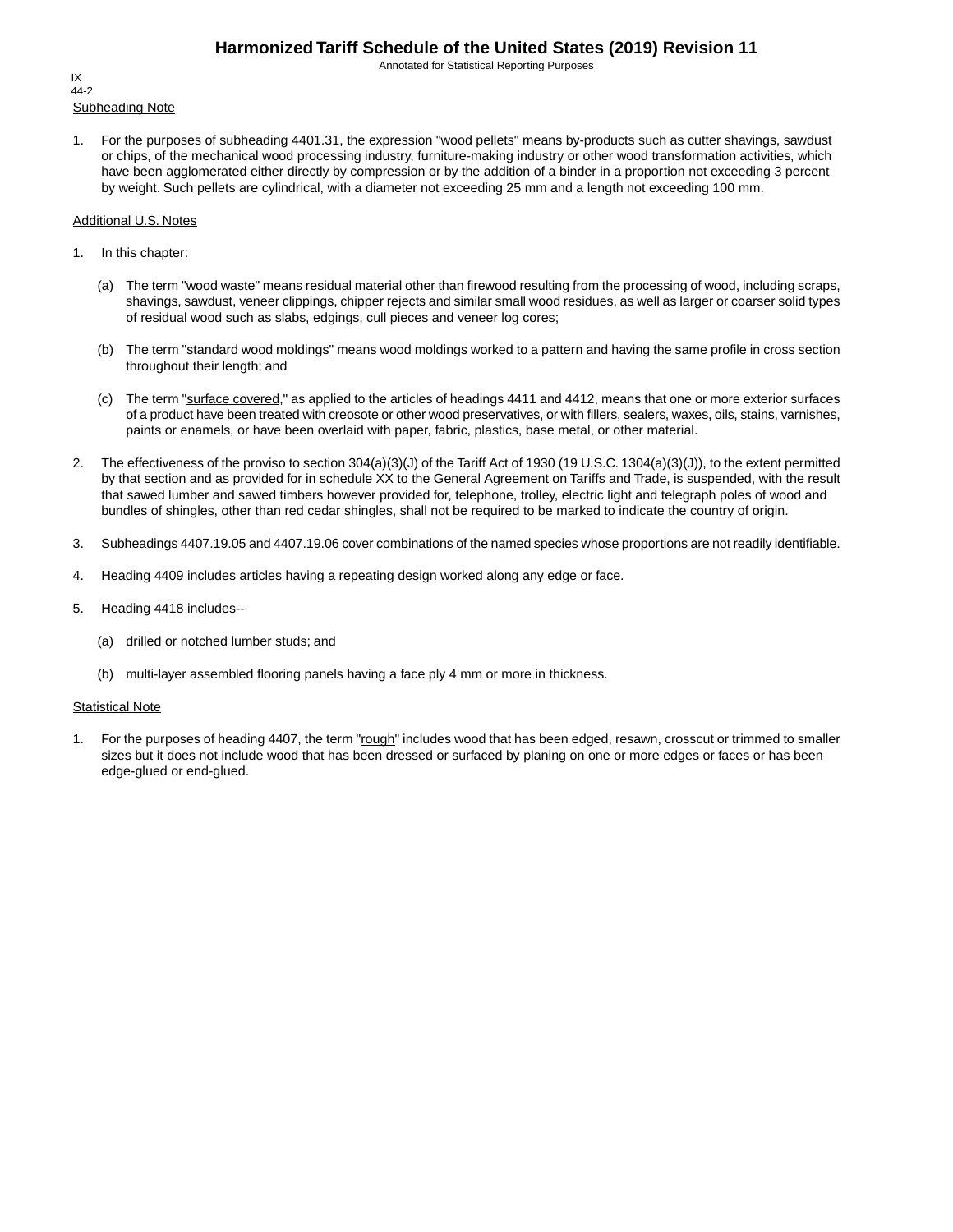Subheading Note

1. For the purposes of subheading 4401.31, the expression "wood pellets" means by-products such as cutter shavings, sawdust or chips, of the mechanical wood processing industry, furniture-making industry or other wood transformation activities, which have been agglomerated either directly by compression or by the addition of a binder in a proportion not exceeding 3 percent by weight. Such pellets are cylindrical, with a diameter not exceeding 25 mm and a length not exceeding 100 mm.

Additional U.S. Notes

1. In this chapter:

   (a) The term "wood waste" means residual material other than firewood resulting from the processing of wood, including scraps, shavings, sawdust, veneer clippings, chipper rejects and similar small wood residues, as well as larger or coarser solid types of residual wood such as slabs, edgings, cull pieces and veneer log cores;

   (b) The term "standard wood moldings" means wood moldings worked to a pattern and having the same profile in cross section throughout their length; and

   (c) The term "surface covered," as applied to the articles of headings 4411 and 4412, means that one or more exterior surfaces of a product have been treated with creosote or other wood preservatives, or with fillers, sealers, waxes, oils, stains, varnishes, paints or enamels, or have been overlaid with paper, fabric, plastics, base metal, or other material.

2. The effectiveness of the proviso to section 304(a)(3)(J) of the Tariff Act of 1930 (19 U.S.C. 1304(a)(3)(J)), to the extent permitted by that section and as provided for in schedule XX to the General Agreement on Tariffs and Trade, is suspended, with the result that sawed lumber and sawed timbers however provided for, telephone, trolley, electric light and telegraph poles of wood and bundles of shingles, other than red cedar shingles, shall not be required to be marked to indicate the country of origin.

3. Subheadings 4407.19.05 and 4407.19.06 cover combinations of the named species whose proportions are not readily identifiable.

4. Heading 4409 includes articles having a repeating design worked along any edge or face.

5. Heading 4418 includes--

   (a) drilled or notched lumber studs; and

   (b) multi-layer assembled flooring panels having a face ply 4 mm or more in thickness.

Statistical Note

1. For the purposes of heading 4407, the term "rough" includes wood that has been edged, resawn, crosscut or trimmed to smaller sizes but it does not include wood that has been dressed or surfaced by planing on one or more edges or faces or has been edge-glued or end-glued.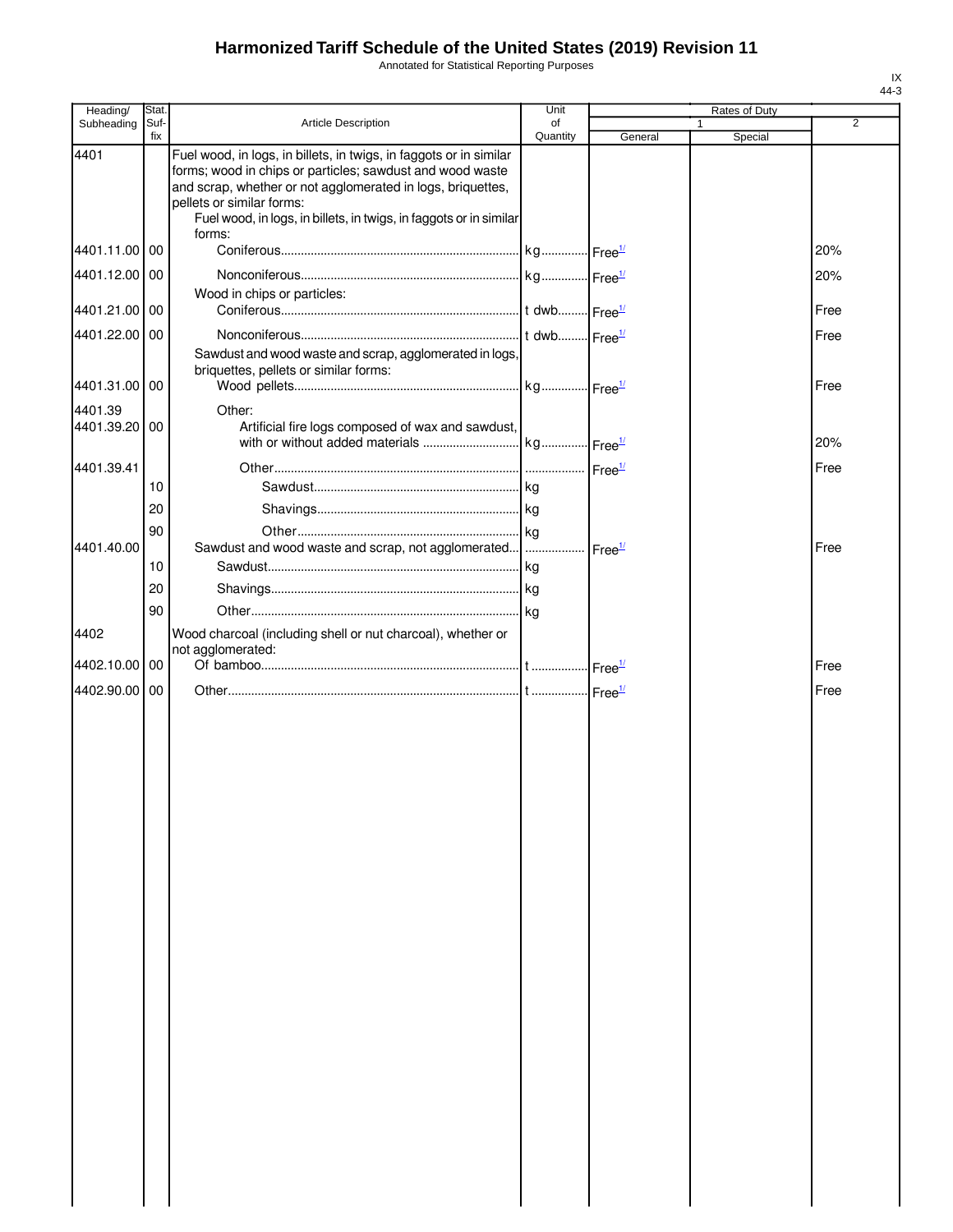# Harmonized Tariff Schedule of the United States (2019) Revision 11

Annotated for Statistical Reporting Purposes

IX
44-3

| Heading/ Subheading | Stat. Suf- fix | Article Description | Unit of Quantity | Rates of Duty | | |
|---|---|---|---|---|---|---|
| | | | | 1 | | 2 |
| | | | | General | Special | |
| 4401 | | Fuel wood, in logs, in billets, in twigs, in faggots or in similar forms; wood in chips or particles; sawdust and wood waste and scrap, whether or not agglomerated in logs, briquettes, pellets or similar forms: | | | | |
| | | Fuel wood, in logs, in billets, in twigs, in faggots or in similar forms: | | | | |
| 4401.11.00 | 00 | Coniferous | kg | Free[1/] | | 20% |
| 4401.12.00 | 00 | Nonconiferous | kg | Free[1/] | | 20% |
| | | Wood in chips or particles: | | | | |
| 4401.21.00 | 00 | Coniferous | t dwb | Free[1/] | | Free |
| 4401.22.00 | 00 | Nonconiferous | t dwb | Free[1/] | | Free |
| | | Sawdust and wood waste and scrap, agglomerated in logs, briquettes, pellets or similar forms: | | | | |
| 4401.31.00 | 00 | Wood pellets | kg | Free[1/] | | Free |
| 4401.39 | | Other: | | | | |
| 4401.39.20 | 00 | Artificial fire logs composed of wax and sawdust, with or without added materials | kg | Free[1/] | | 20% |
| 4401.39.41 | | Other | | Free[1/] | | Free |
| | 10 | Sawdust | kg | | | |
| | 20 | Shavings | kg | | | |
| | 90 | Other | kg | | | |
| 4401.40.00 | | Sawdust and wood waste and scrap, not agglomerated | | Free[1/] | | Free |
| | 10 | Sawdust | kg | | | |
| | 20 | Shavings | kg | | | |
| | 90 | Other | kg | | | |
| 4402 | | Wood charcoal (including shell or nut charcoal), whether or not agglomerated: | | | | |
| 4402.10.00 | 00 | Of bamboo | t | Free[1/] | | Free |
| 4402.90.00 | 00 | Other | t | Free[1/] | | Free |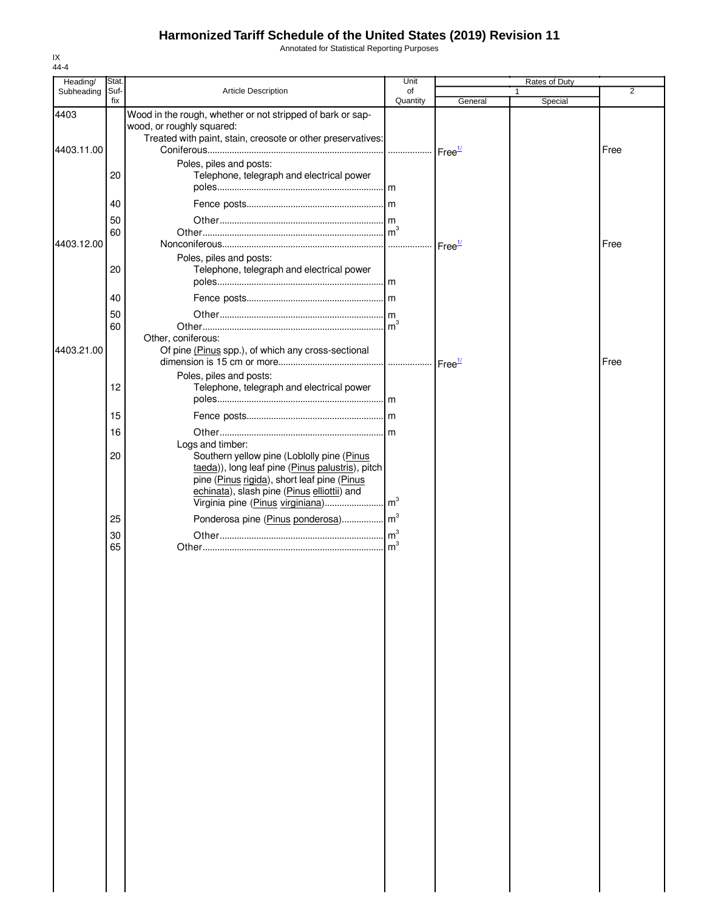# Harmonized Tariff Schedule of the United States (2019) Revision 11

Annotated for Statistical Reporting Purposes

IX
44-4

| Heading/ Subheading | Stat. Suf-fix | Article Description | Unit of Quantity | Rates of Duty 1 General | Rates of Duty 1 Special | Rates of Duty 2 |
|---|---|---|---|---|---|---|
| 4403 | | Wood in the rough, whether or not stripped of bark or sapwood, or roughly squared: | | | | |
| | | Treated with paint, stain, creosote or other preservatives: | | | | |
| 4403.11.00 | | Coniferous | | Free[1/] | | Free |
| | | Poles, piles and posts: | | | | |
| | 20 | Telephone, telegraph and electrical power poles | m | | | |
| | 40 | Fence posts | m | | | |
| | 50 | Other | m | | | |
| | 60 | Other | $m^3$ | | | |
| 4403.12.00 | | Nonconiferous | | Free[1/] | | Free |
| | | Poles, piles and posts: | | | | |
| | 20 | Telephone, telegraph and electrical power poles | m | | | |
| | 40 | Fence posts | m | | | |
| | 50 | Other | m | | | |
| | 60 | Other | $m^3$ | | | |
| | | Other, coniferous: | | | | |
| 4403.21.00 | | Of pine (Pinus spp.), of which any cross-sectional dimension is 15 cm or more | | Free[1/] | | Free |
| | | Poles, piles and posts: | | | | |
| | 12 | Telephone, telegraph and electrical power poles | m | | | |
| | 15 | Fence posts | m | | | |
| | 16 | Other | m | | | |
| | | Logs and timber: | | | | |
| | 20 | Southern yellow pine (Loblolly pine (Pinus taeda)), long leaf pine (Pinus palustris), pitch pine (Pinus rigida), short leaf pine (Pinus echinata), slash pine (Pinus elliottii) and Virginia pine (Pinus virginiana) | $m^3$ | | | |
| | 25 | Ponderosa pine (Pinus ponderosa) | $m^3$ | | | |
| | 30 | Other | $m^3$ | | | |
| | 65 | Other | $m^3$ | | | |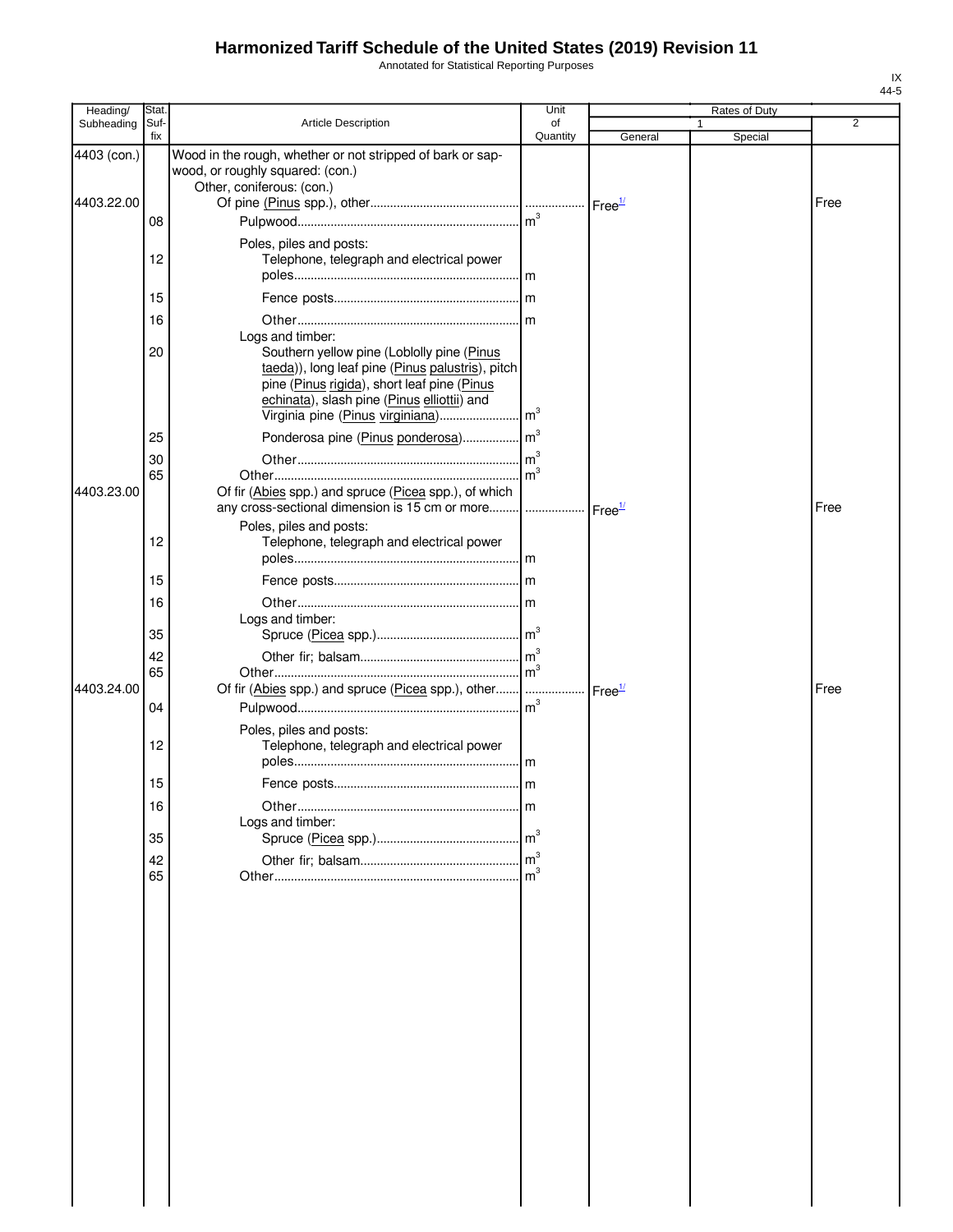# Harmonized Tariff Schedule of the United States (2019) Revision 11

Annotated for Statistical Reporting Purposes

IX
44-5

| Heading/ Subheading | Stat. Suf- fix | Article Description | Unit of Quantity | Rates of Duty 1 General | Special | 2 |
|---|---|---|---|---|---|---|
| 4403 (con.) | | Wood in the rough, whether or not stripped of bark or sapwood, or roughly squared: (con.) | | | | |
| | | Other, coniferous: (con.) | | | | |
| 4403.22.00 | | Of pine (Pinus spp.), other | | Free[1/] | | Free |
| | 08 | Pulpwood | $m^3$ | | | |
| | | Poles, piles and posts: | | | | |
| | 12 | Telephone, telegraph and electrical power poles | m | | | |
| | 15 | Fence posts | m | | | |
| | 16 | Other | m | | | |
| | | Logs and timber: | | | | |
| | 20 | Southern yellow pine (Loblolly pine (Pinus taeda)), long leaf pine (Pinus palustris), pitch pine (Pinus rigida), short leaf pine (Pinus echinata), slash pine (Pinus elliottii) and Virginia pine (Pinus virginiana) | $m^3$ | | | |
| | 25 | Ponderosa pine (Pinus ponderosa) | $m^3$ | | | |
| | 30 | Other | $m^3$ | | | |
| | 65 | Other | $m^3$ | | | |
| 4403.23.00 | | Of fir (Abies spp.) and spruce (Picea spp.), of which any cross-sectional dimension is 15 cm or more | | Free[1/] | | Free |
| | | Poles, piles and posts: | | | | |
| | 12 | Telephone, telegraph and electrical power poles | m | | | |
| | 15 | Fence posts | m | | | |
| | 16 | Other | m | | | |
| | | Logs and timber: | | | | |
| | 35 | Spruce (Picea spp.) | $m^3$ | | | |
| | 42 | Other fir; balsam | $m^3$ | | | |
| | 65 | Other | $m^3$ | | | |
| 4403.24.00 | | Of fir (Abies spp.) and spruce (Picea spp.), other | | Free[1/] | | Free |
| | 04 | Pulpwood | $m^3$ | | | |
| | | Poles, piles and posts: | | | | |
| | 12 | Telephone, telegraph and electrical power poles | m | | | |
| | 15 | Fence posts | m | | | |
| | 16 | Other | m | | | |
| | | Logs and timber: | | | | |
| | 35 | Spruce (Picea spp.) | $m^3$ | | | |
| | 42 | Other fir; balsam | $m^3$ | | | |
| | 65 | Other | $m^3$ | | | |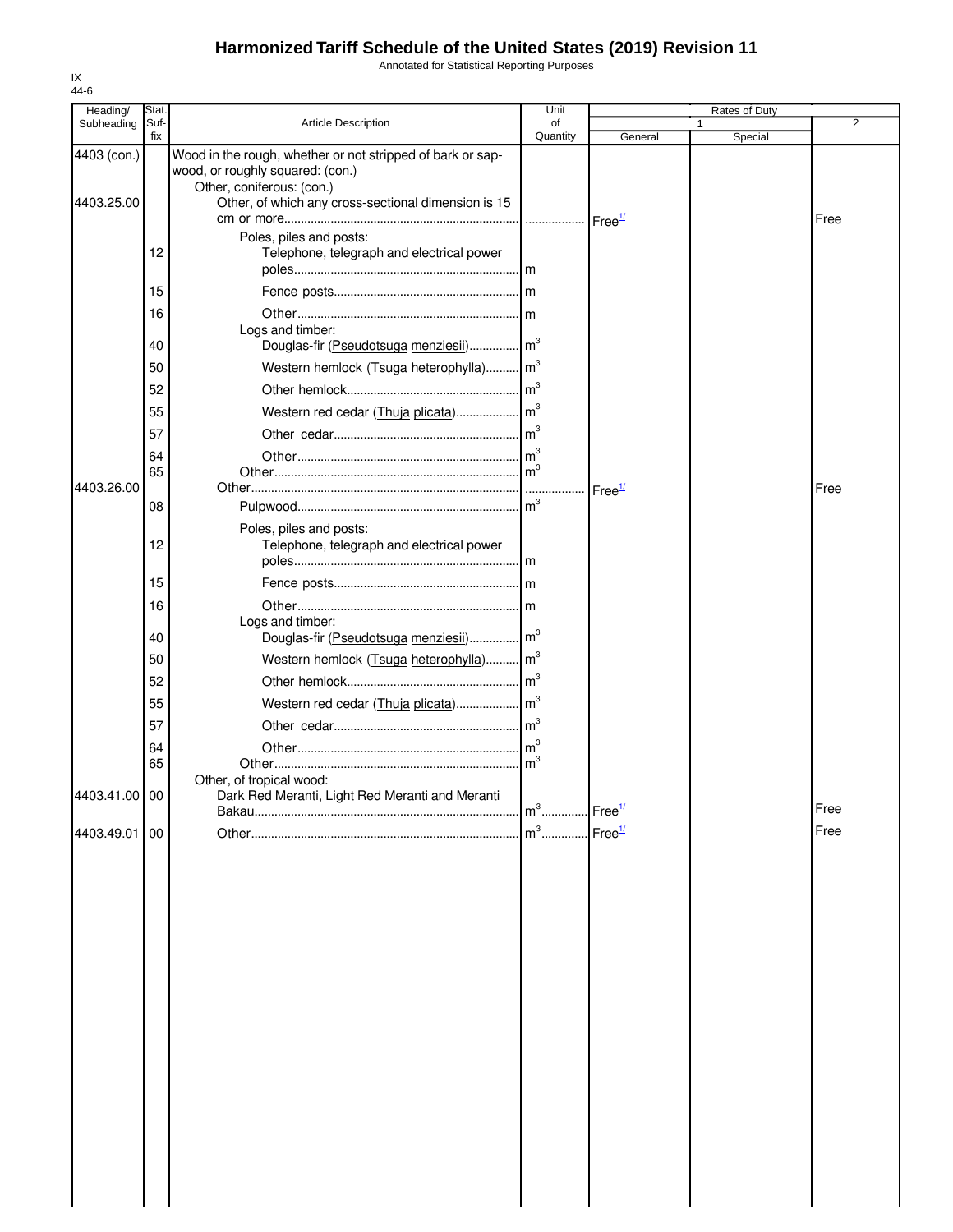# Harmonized Tariff Schedule of the United States (2019) Revision 11

Annotated for Statistical Reporting Purposes

IX
44-6

| Heading/ Subheading | Stat. Suf- fix | Article Description | Unit of Quantity | Rates of Duty 1 General | Special | 2 |
|---|---|---|---|---|---|---|
| 4403 (con.) | | Wood in the rough, whether or not stripped of bark or sapwood, or roughly squared: (con.) | | | | |
| | | Other, coniferous: (con.) | | | | |
| 4403.25.00 | | Other, of which any cross-sectional dimension is 15 cm or more | | Free[1/] | | Free |
| | | Poles, piles and posts: | | | | |
| | 12 | Telephone, telegraph and electrical power poles | m | | | |
| | 15 | Fence posts | m | | | |
| | 16 | Other | m | | | |
| | | Logs and timber: | | | | |
| | 40 | Douglas-fir (Pseudotsuga menziesii) | $m^3$ | | | |
| | 50 | Western hemlock (Tsuga heterophylla) | $m^3$ | | | |
| | 52 | Other hemlock | $m^3$ | | | |
| | 55 | Western red cedar (Thuja plicata) | $m^3$ | | | |
| | 57 | Other cedar | $m^3$ | | | |
| | 64 | Other | $m^3$ | | | |
| | 65 | Other | $m^3$ | | | |
| 4403.26.00 | | Other | | Free[1/] | | Free |
| | 08 | Pulpwood | $m^3$ | | | |
| | | Poles, piles and posts: | | | | |
| | 12 | Telephone, telegraph and electrical power poles | m | | | |
| | 15 | Fence posts | m | | | |
| | 16 | Other | m | | | |
| | | Logs and timber: | | | | |
| | 40 | Douglas-fir (Pseudotsuga menziesii) | $m^3$ | | | |
| | 50 | Western hemlock (Tsuga heterophylla) | $m^3$ | | | |
| | 52 | Other hemlock | $m^3$ | | | |
| | 55 | Western red cedar (Thuja plicata) | $m^3$ | | | |
| | 57 | Other cedar | $m^3$ | | | |
| | 64 | Other | $m^3$ | | | |
| | 65 | Other | $m^3$ | | | |
| | | Other, of tropical wood: | | | | |
| 4403.41.00 | 00 | Dark Red Meranti, Light Red Meranti and Meranti Bakau | $m^3$ | Free[1/] | | Free |
| 4403.49.01 | 00 | Other | $m^3$ | Free[1/] | | Free |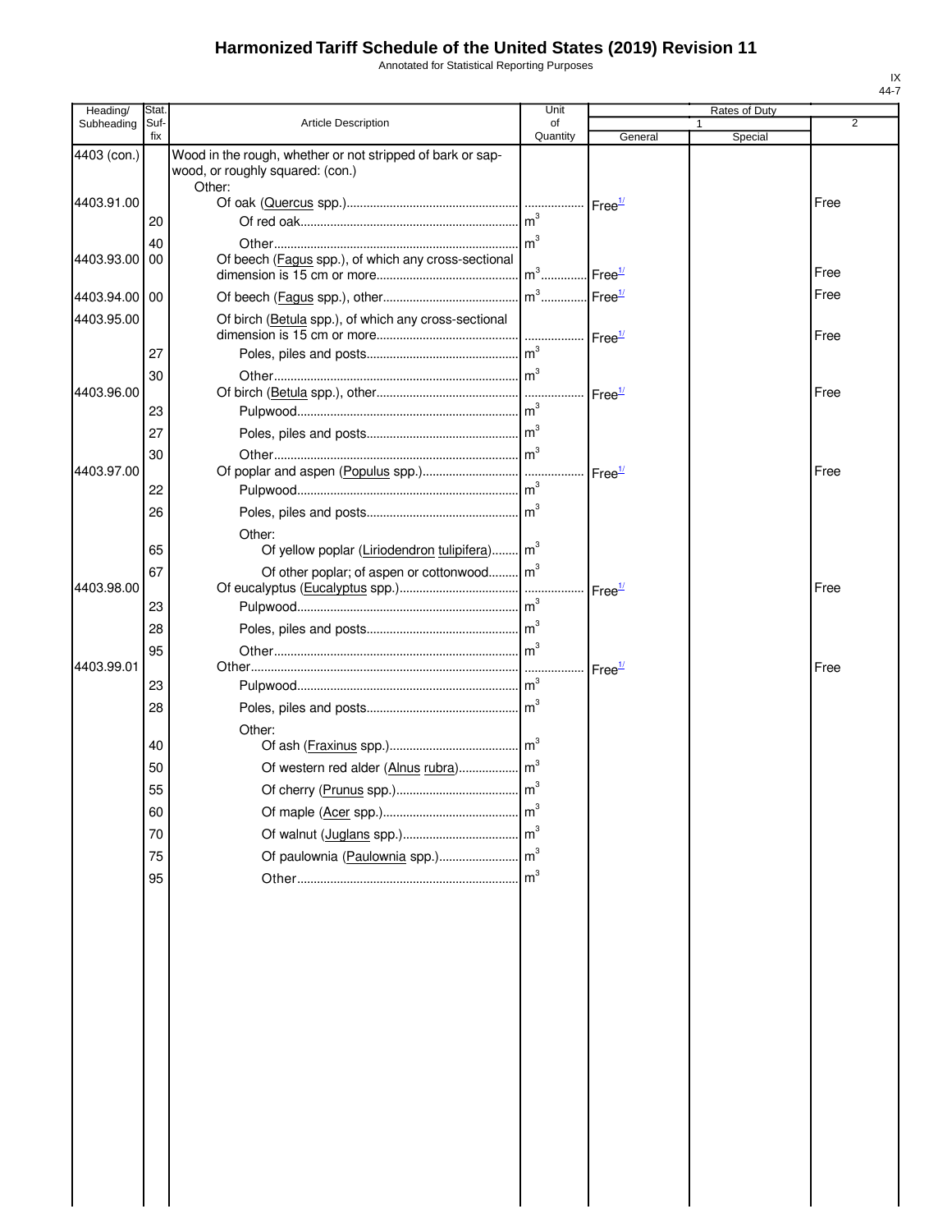# Harmonized Tariff Schedule of the United States (2019) Revision 11

Annotated for Statistical Reporting Purposes

IX
44-7

| Heading/ Subheading | Stat. Suf- fix | Article Description | Unit of Quantity | Rates of Duty 1 General | Special | 2 |
|---|---|---|---|---|---|---|
| 4403 (con.) | | Wood in the rough, whether or not stripped of bark or sapwood, or roughly squared: (con.) | | | | |
| | | Other: | | | | |
| 4403.91.00 | | Of oak (Quercus spp.) | | Free[1/] | | Free |
| | 20 | Of red oak | $m^3$ | | | |
| | 40 | Other | $m^3$ | | | |
| 4403.93.00 | 00 | Of beech (Fagus spp.), of which any cross-sectional dimension is 15 cm or more | $m^3$ | Free[1/] | | Free |
| 4403.94.00 | 00 | Of beech (Fagus spp.), other | $m^3$ | Free[1/] | | Free |
| 4403.95.00 | | Of birch (Betula spp.), of which any cross-sectional dimension is 15 cm or more | | Free[1/] | | Free |
| | 27 | Poles, piles and posts | $m^3$ | | | |
| | 30 | Other | $m^3$ | | | |
| 4403.96.00 | | Of birch (Betula spp.), other | | Free[1/] | | Free |
| | 23 | Pulpwood | $m^3$ | | | |
| | 27 | Poles, piles and posts | $m^3$ | | | |
| | 30 | Other | $m^3$ | | | |
| 4403.97.00 | | Of poplar and aspen (Populus spp.) | | Free[1/] | | Free |
| | 22 | Pulpwood | $m^3$ | | | |
| | 26 | Poles, piles and posts | $m^3$ | | | |
| | | Other: | | | | |
| | 65 | Of yellow poplar (Liriodendron tulipifera) | $m^3$ | | | |
| | 67 | Of other poplar; of aspen or cottonwood | $m^3$ | | | |
| 4403.98.00 | | Of eucalyptus (Eucalyptus spp.) | | Free[1/] | | Free |
| | 23 | Pulpwood | $m^3$ | | | |
| | 28 | Poles, piles and posts | $m^3$ | | | |
| | 95 | Other | $m^3$ | | | |
| 4403.99.01 | | Other | | Free[1/] | | Free |
| | 23 | Pulpwood | $m^3$ | | | |
| | 28 | Poles, piles and posts | $m^3$ | | | |
| | | Other: | | | | |
| | 40 | Of ash (Fraxinus spp.) | $m^3$ | | | |
| | 50 | Of western red alder (Alnus rubra) | $m^3$ | | | |
| | 55 | Of cherry (Prunus spp.) | $m^3$ | | | |
| | 60 | Of maple (Acer spp.) | $m^3$ | | | |
| | 70 | Of walnut (Juglans spp.) | $m^3$ | | | |
| | 75 | Of paulownia (Paulownia spp.) | $m^3$ | | | |
| | 95 | Other | $m^3$ | | | |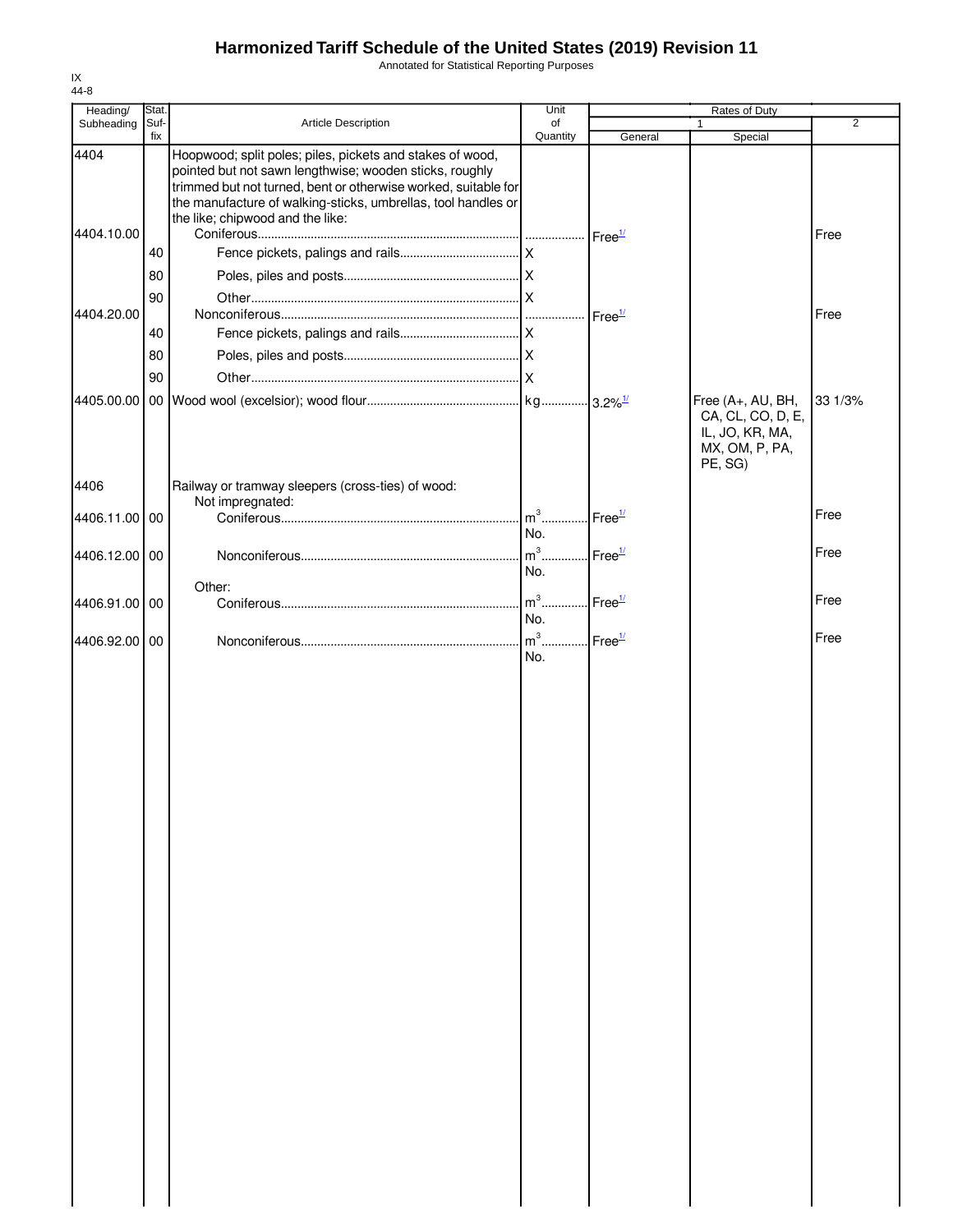# Harmonized Tariff Schedule of the United States (2019) Revision 11

Annotated for Statistical Reporting Purposes

IX
44-8

| Heading/ Subheading | Stat. Suf-fix | Article Description | Unit of Quantity | Rates of Duty 1 General | Rates of Duty 1 Special | Rates of Duty 2 |
|---|---|---|---|---|---|---|
| 4404 | | Hoopwood; split poles; piles, pickets and stakes of wood, pointed but not sawn lengthwise; wooden sticks, roughly trimmed but not turned, bent or otherwise worked, suitable for the manufacture of walking-sticks, umbrellas, tool handles or the like; chipwood and the like: | | | | |
| 4404.10.00 | | Coniferous | | Free[1/] | | Free |
| | 40 | Fence pickets, palings and rails | X | | | |
| | 80 | Poles, piles and posts | X | | | |
| | 90 | Other | X | | | |
| 4404.20.00 | | Nonconiferous | | Free[1/] | | Free |
| | 40 | Fence pickets, palings and rails | X | | | |
| | 80 | Poles, piles and posts | X | | | |
| | 90 | Other | X | | | |
| 4405.00.00 | 00 | Wood wool (excelsior); wood flour | kg | 3.2%[1/] | Free (A+, AU, BH, CA, CL, CO, D, E, IL, JO, KR, MA, MX, OM, P, PA, PE, SG) | 33 1/3% |
| 4406 | | Railway or tramway sleepers (cross-ties) of wood: | | | | |
| | | Not impregnated: | | | | |
| 4406.11.00 | 00 | Coniferous | $m^3$ No. | Free[1/] | | Free |
| 4406.12.00 | 00 | Nonconiferous | $m^3$ No. | Free[1/] | | Free |
| | | Other: | | | | |
| 4406.91.00 | 00 | Coniferous | $m^3$ No. | Free[1/] | | Free |
| 4406.92.00 | 00 | Nonconiferous | $m^3$ No. | Free[1/] | | Free |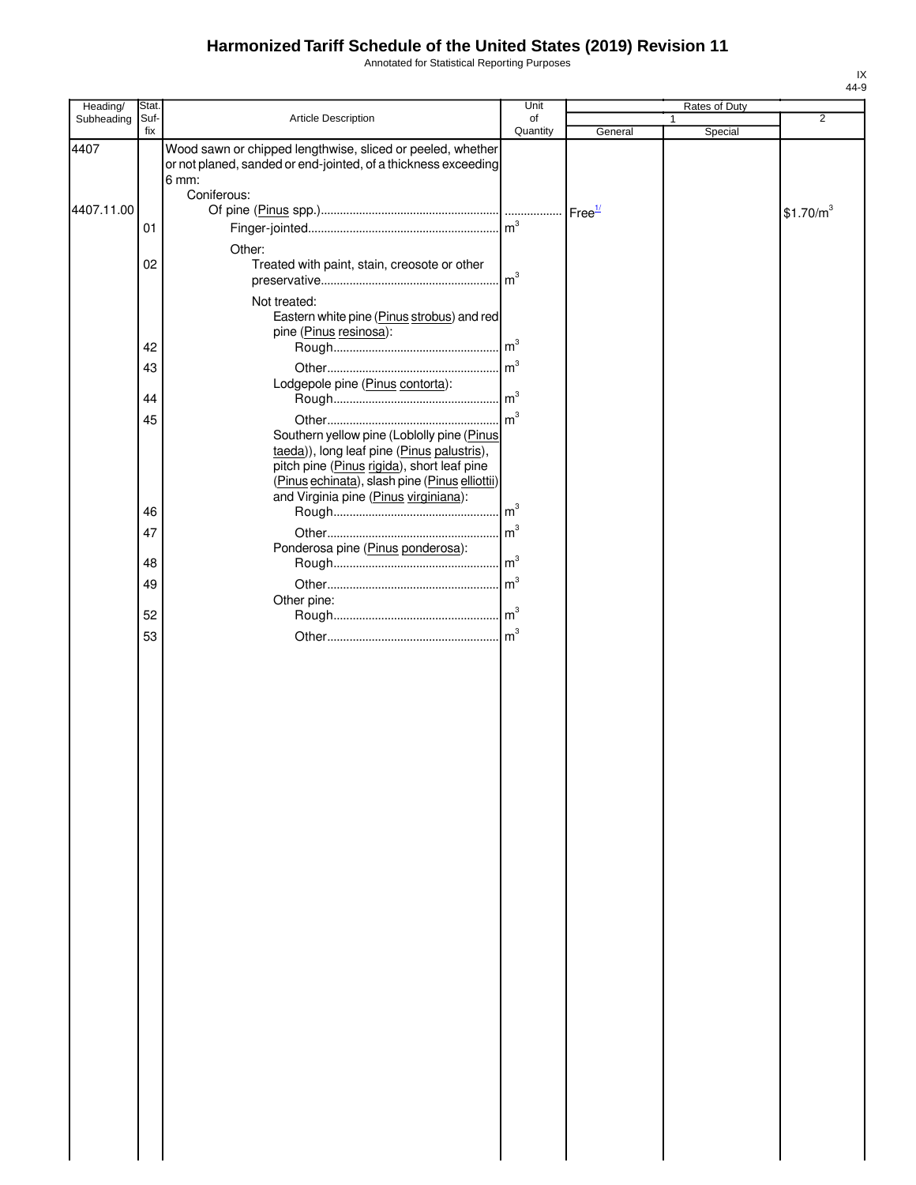# Harmonized Tariff Schedule of the United States (2019) Revision 11

Annotated for Statistical Reporting Purposes

| Heading/ Subheading | Stat. Suf-fix | Article Description | Unit of Quantity | Rates of Duty 1 General | Special | 2 |
|---|---|---|---|---|---|---|
| 4407 | | Wood sawn or chipped lengthwise, sliced or peeled, whether or not planed, sanded or end-jointed, of a thickness exceeding 6 mm: | | | | |
| | | Coniferous: | | | | |
| 4407.11.00 | | Of pine (Pinus spp.) | | Free[1/] | | $1.70/m$^3$ |
| | 01 | Finger-jointed | m$^3$ | | | |
| | | Other: | | | | |
| | 02 | Treated with paint, stain, creosote or other preservative | m$^3$ | | | |
| | | Not treated: | | | | |
| | | Eastern white pine (Pinus strobus) and red pine (Pinus resinosa): | | | | |
| | 42 | Rough | m$^3$ | | | |
| | 43 | Other | m$^3$ | | | |
| | | Lodgepole pine (Pinus contorta): | | | | |
| | 44 | Rough | m$^3$ | | | |
| | 45 | Other | m$^3$ | | | |
| | | Southern yellow pine (Loblolly pine (Pinus taeda)), long leaf pine (Pinus palustris), pitch pine (Pinus rigida), short leaf pine (Pinus echinata), slash pine (Pinus elliottii) and Virginia pine (Pinus virginiana): | | | | |
| | 46 | Rough | m$^3$ | | | |
| | 47 | Other | m$^3$ | | | |
| | | Ponderosa pine (Pinus ponderosa): | | | | |
| | 48 | Rough | m$^3$ | | | |
| | 49 | Other | m$^3$ | | | |
| | | Other pine: | | | | |
| | 52 | Rough | m$^3$ | | | |
| | 53 | Other | m$^3$ | | | |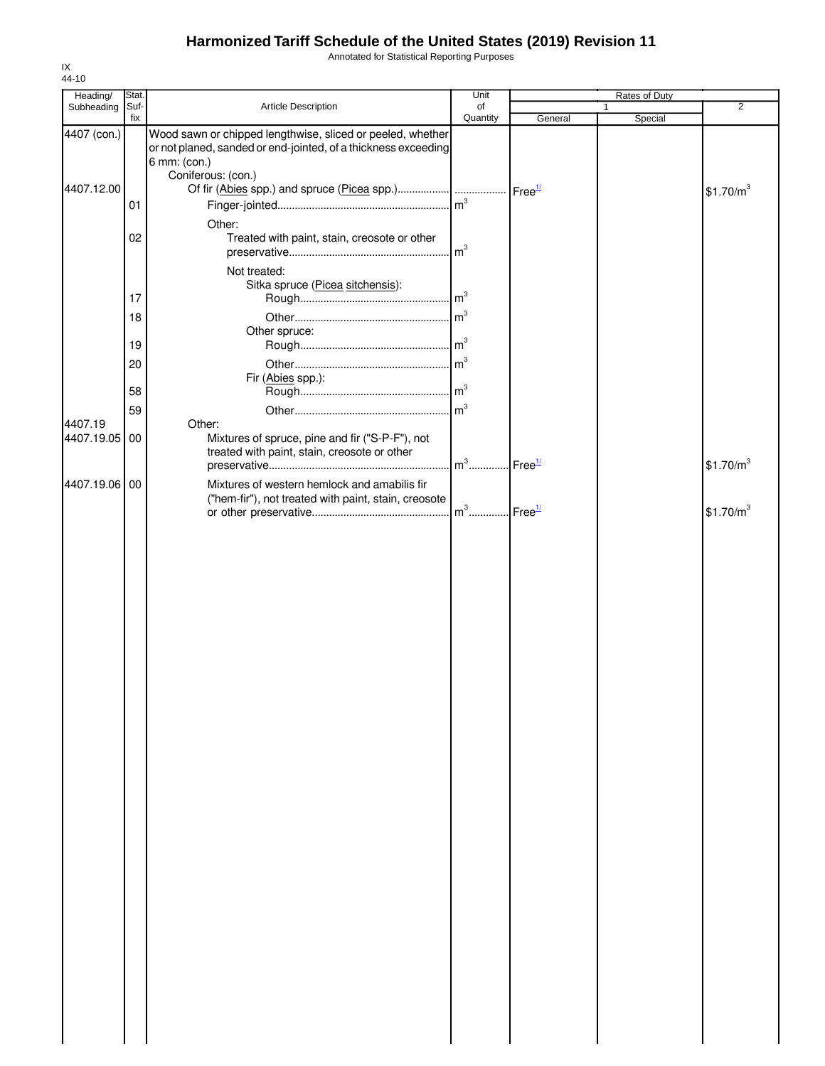# Harmonized Tariff Schedule of the United States (2019) Revision 11

Annotated for Statistical Reporting Purposes

IX
44-10

| Heading/ Subheading | Stat. Suf- fix | Article Description | Unit of Quantity | Rates of Duty 1 General | Special | 2 |
|---|---|---|---|---|---|---|
| 4407 (con.) | | Wood sawn or chipped lengthwise, sliced or peeled, whether or not planed, sanded or end-jointed, of a thickness exceeding 6 mm: (con.) | | | | |
| | | Coniferous: (con.) | | | | |
| 4407.12.00 | | Of fir (Abies spp.) and spruce (Picea spp.) | | Free[1/] | | $1.70/m^3$ |
| | 01 | Finger-jointed | $m^3$ | | | |
| | | Other: | | | | |
| | 02 | Treated with paint, stain, creosote or other preservative | $m^3$ | | | |
| | | Not treated: | | | | |
| | | Sitka spruce (Picea sitchensis): | | | | |
| | 17 | Rough | $m^3$ | | | |
| | 18 | Other | $m^3$ | | | |
| | | Other spruce: | | | | |
| | 19 | Rough | $m^3$ | | | |
| | 20 | Other | $m^3$ | | | |
| | | Fir (Abies spp.): | | | | |
| | 58 | Rough | $m^3$ | | | |
| | 59 | Other | $m^3$ | | | |
| 4407.19 | | Other: | | | | |
| 4407.19.05 | 00 | Mixtures of spruce, pine and fir ("S-P-F"), not treated with paint, stain, creosote or other preservative | $m^3$ | Free[1/] | | $1.70/m^3$ |
| 4407.19.06 | 00 | Mixtures of western hemlock and amabilis fir ("hem-fir"), not treated with paint, stain, creosote or other preservative | $m^3$ | Free[1/] | | $1.70/m^3$ |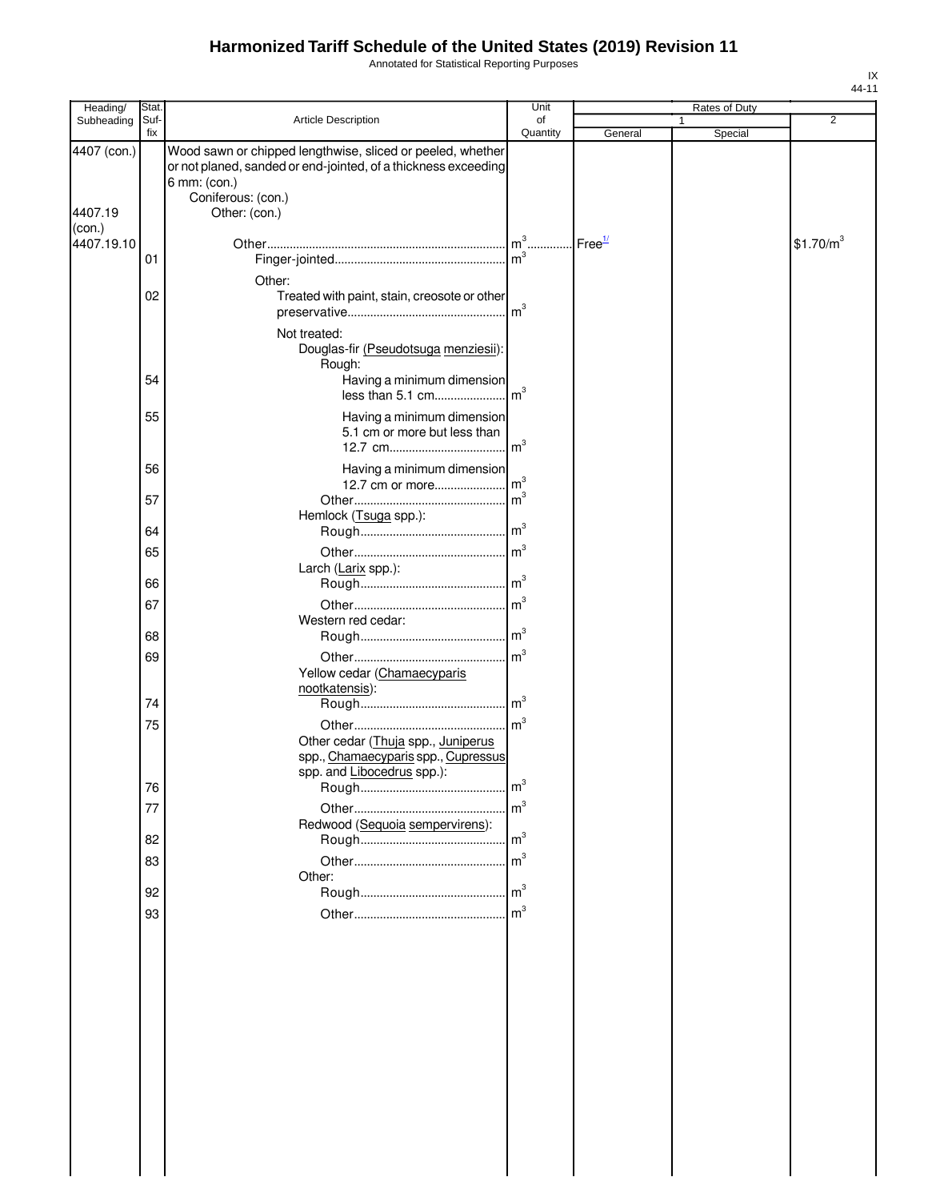# Harmonized Tariff Schedule of the United States (2019) Revision 11

Annotated for Statistical Reporting Purposes

IX
44-11

| Heading/ Subheading | Stat. Suf- fix | Article Description | Unit of Quantity | Rates of Duty 1 General | Special | 2 |
|---|---|---|---|---|---|---|
| 4407 (con.) | | Wood sawn or chipped lengthwise, sliced or peeled, whether or not planed, sanded or end-jointed, of a thickness exceeding 6 mm: (con.) | | | | |
| | | Coniferous: (con.) | | | | |
| 4407.19 (con.) | | Other: (con.) | | | | |
| 4407.19.10 | | Other | $m^3$ | Free[1/] | | $1.70/m^3$ |
| | 01 | Finger-jointed | $m^3$ | | | |
| | | Other: | | | | |
| | 02 | Treated with paint, stain, creosote or other preservative | $m^3$ | | | |
| | | Not treated: | | | | |
| | | Douglas-fir (Pseudotsuga menziesii): | | | | |
| | | Rough: | | | | |
| | 54 | Having a minimum dimension less than 5.1 cm | $m^3$ | | | |
| | 55 | Having a minimum dimension 5.1 cm or more but less than 12.7 cm | $m^3$ | | | |
| | 56 | Having a minimum dimension 12.7 cm or more | $m^3$ | | | |
| | 57 | Other | $m^3$ | | | |
| | | Hemlock (Tsuga spp.): | | | | |
| | 64 | Rough | $m^3$ | | | |
| | 65 | Other | $m^3$ | | | |
| | | Larch (Larix spp.): | | | | |
| | 66 | Rough | $m^3$ | | | |
| | 67 | Other | $m^3$ | | | |
| | | Western red cedar: | | | | |
| | 68 | Rough | $m^3$ | | | |
| | 69 | Other | $m^3$ | | | |
| | | Yellow cedar (Chamaecyparis nootkatensis): | | | | |
| | 74 | Rough | $m^3$ | | | |
| | 75 | Other | $m^3$ | | | |
| | | Other cedar (Thuja spp., Juniperus spp., Chamaecyparis spp., Cupressus spp. and Libocedrus spp.): | | | | |
| | 76 | Rough | $m^3$ | | | |
| | 77 | Other | $m^3$ | | | |
| | | Redwood (Sequoia sempervirens): | | | | |
| | 82 | Rough | $m^3$ | | | |
| | 83 | Other | $m^3$ | | | |
| | | Other: | | | | |
| | 92 | Rough | $m^3$ | | | |
| | 93 | Other | $m^3$ | | | |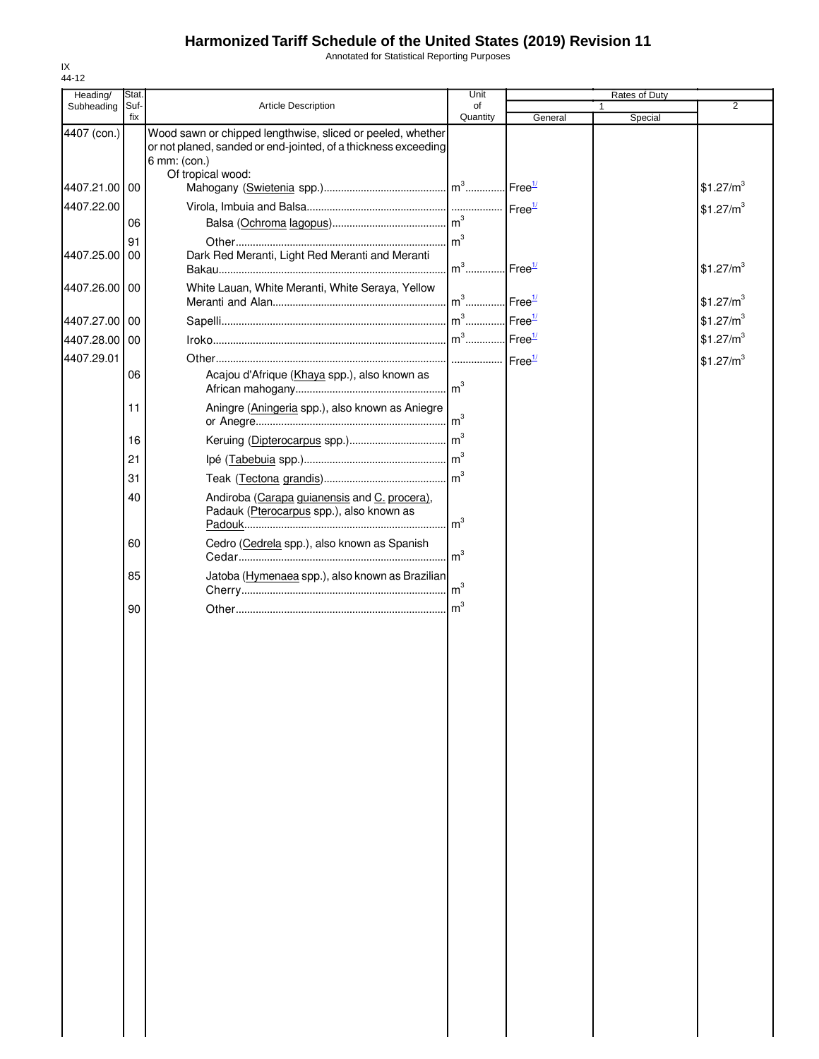# Harmonized Tariff Schedule of the United States (2019) Revision 11

Annotated for Statistical Reporting Purposes

IX
44-12

| Heading/ Subheading | Stat. Suf- fix | Article Description | Unit of Quantity | Rates of Duty 1 General | Special | 2 |
|---|---|---|---|---|---|---|
| 4407 (con.) | | Wood sawn or chipped lengthwise, sliced or peeled, whether or not planed, sanded or end-jointed, of a thickness exceeding 6 mm: (con.) | | | | |
| | | Of tropical wood: | | | | |
| 4407.21.00 | 00 | Mahogany (Swietenia spp.) | $m^3$ | Free[1/] | | $\$1.27/m^3$ |
| 4407.22.00 | | Virola, Imbuia and Balsa | | Free[1/] | | $\$1.27/m^3$ |
| | 06 | Balsa (Ochroma lagopus) | $m^3$ | | | |
| | 91 | Other | $m^3$ | | | |
| 4407.25.00 | 00 | Dark Red Meranti, Light Red Meranti and Meranti Bakau | $m^3$ | Free[1/] | | $\$1.27/m^3$ |
| 4407.26.00 | 00 | White Lauan, White Meranti, White Seraya, Yellow Meranti and Alan | $m^3$ | Free[1/] | | $\$1.27/m^3$ |
| 4407.27.00 | 00 | Sapelli | $m^3$ | Free[1/] | | $\$1.27/m^3$ |
| 4407.28.00 | 00 | Iroko | $m^3$ | Free[1/] | | $\$1.27/m^3$ |
| 4407.29.01 | | Other | | Free[1/] | | $\$1.27/m^3$ |
| | 06 | Acajou d'Afrique (Khaya spp.), also known as African mahogany | $m^3$ | | | |
| | 11 | Aningre (Aningeria spp.), also known as Aniegre or Anegre | $m^3$ | | | |
| | 16 | Keruing (Dipterocarpus spp.) | $m^3$ | | | |
| | 21 | Ipé (Tabebuia spp.) | $m^3$ | | | |
| | 31 | Teak (Tectona grandis) | $m^3$ | | | |
| | 40 | Andiroba (Carapa guianensis and C. procera), Padauk (Pterocarpus spp.), also known as Padouk | $m^3$ | | | |
| | 60 | Cedro (Cedrela spp.), also known as Spanish Cedar | $m^3$ | | | |
| | 85 | Jatoba (Hymenaea spp.), also known as Brazilian Cherry | $m^3$ | | | |
| | 90 | Other | $m^3$ | | | |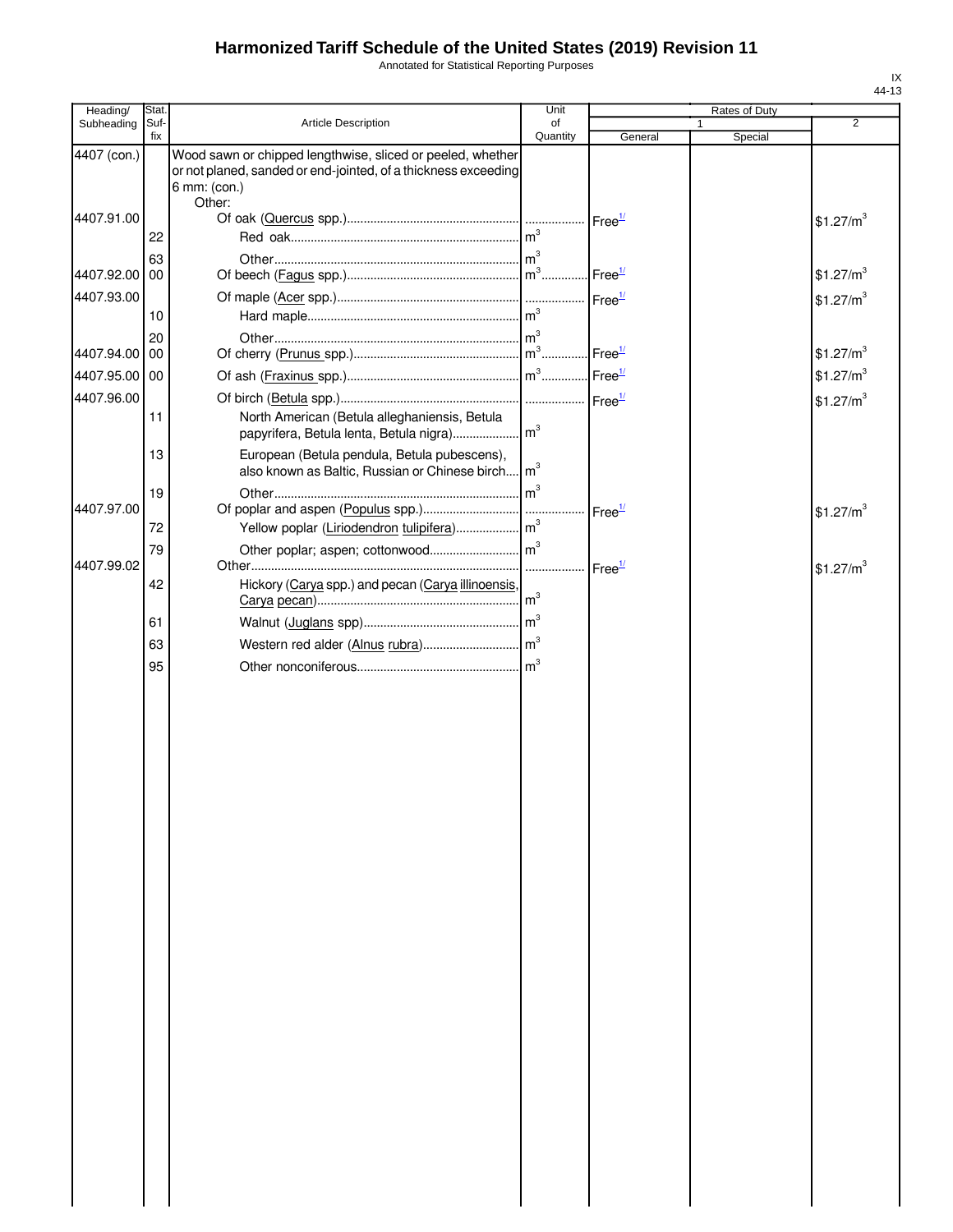# Harmonized Tariff Schedule of the United States (2019) Revision 11

Annotated for Statistical Reporting Purposes

| Heading/ Subheading | Stat. Suf-fix | Article Description | Unit of Quantity | Rates of Duty 1 General | Special | 2 |
|---|---|---|---|---|---|---|
| 4407 (con.) | | Wood sawn or chipped lengthwise, sliced or peeled, whether or not planed, sanded or end-jointed, of a thickness exceeding 6 mm: (con.) | | | | |
| | | Other: | | | | |
| 4407.91.00 | | Of oak (Quercus spp.) | | Free[1/] | | $1.27/m^3$ |
| | 22 | Red oak | $m^3$ | | | |
| | 63 | Other | $m^3$ | | | |
| 4407.92.00 | 00 | Of beech (Fagus spp.) | $m^3$ | Free[1/] | | $1.27/m^3$ |
| 4407.93.00 | | Of maple (Acer spp.) | | Free[1/] | | $1.27/m^3$ |
| | 10 | Hard maple | $m^3$ | | | |
| | 20 | Other | $m^3$ | | | |
| 4407.94.00 | 00 | Of cherry (Prunus spp.) | $m^3$ | Free[1/] | | $1.27/m^3$ |
| 4407.95.00 | 00 | Of ash (Fraxinus spp.) | $m^3$ | Free[1/] | | $1.27/m^3$ |
| 4407.96.00 | | Of birch (Betula spp.) | | Free[1/] | | $1.27/m^3$ |
| | 11 | North American (Betula alleghaniensis, Betula papyrifera, Betula lenta, Betula nigra) | $m^3$ | | | |
| | 13 | European (Betula pendula, Betula pubescens), also known as Baltic, Russian or Chinese birch | $m^3$ | | | |
| | 19 | Other | $m^3$ | | | |
| 4407.97.00 | | Of poplar and aspen (Populus spp.) | | Free[1/] | | $1.27/m^3$ |
| | 72 | Yellow poplar (Liriodendron tulipifera) | $m^3$ | | | |
| | 79 | Other poplar; aspen; cottonwood | $m^3$ | | | |
| 4407.99.02 | | Other | | Free[1/] | | $1.27/m^3$ |
| | 42 | Hickory (Carya spp.) and pecan (Carya illinoensis, Carya pecan) | $m^3$ | | | |
| | 61 | Walnut (Juglans spp) | $m^3$ | | | |
| | 63 | Western red alder (Alnus rubra) | $m^3$ | | | |
| | 95 | Other nonconiferous | $m^3$ | | | |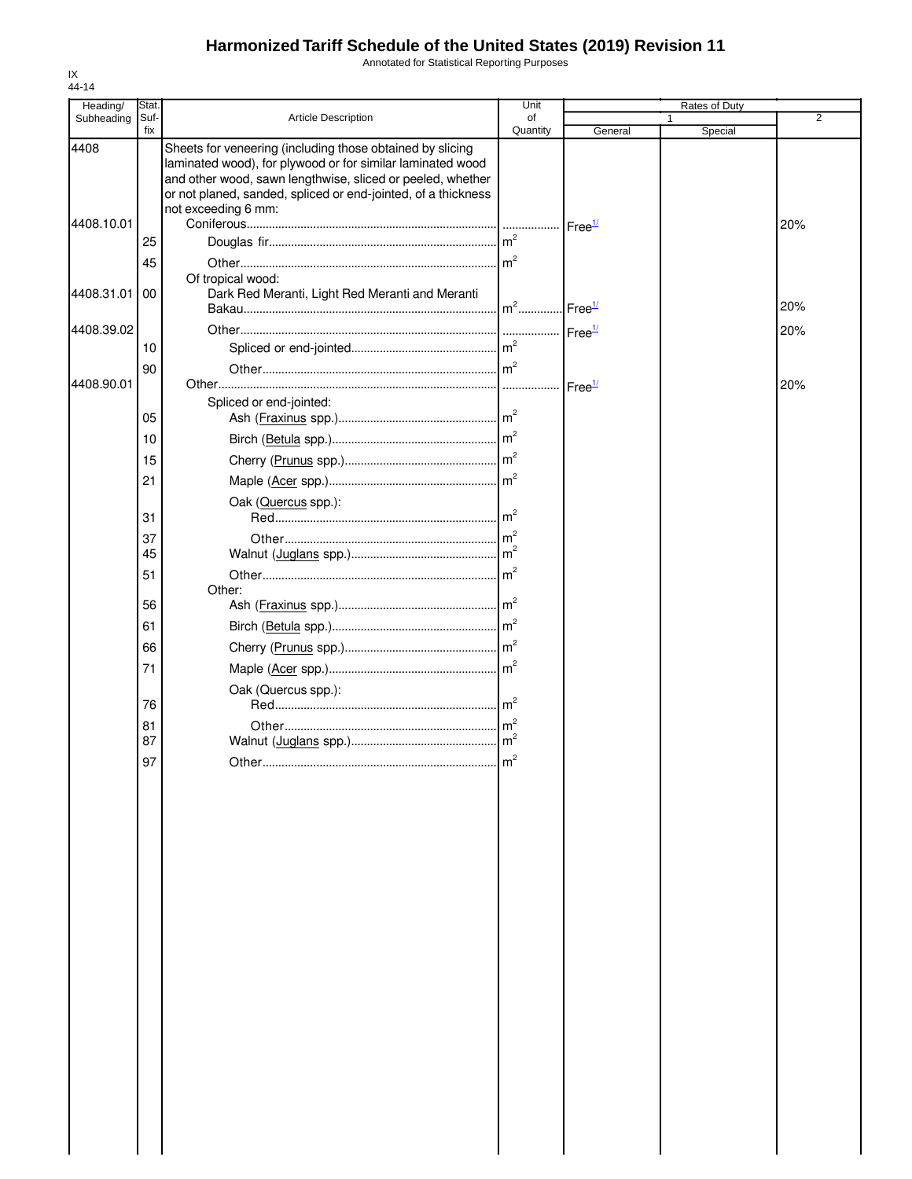# Harmonized Tariff Schedule of the United States (2019) Revision 11

Annotated for Statistical Reporting Purposes

IX
44-14

| Heading/ Subheading | Stat. Suf-fix | Article Description | Unit of Quantity | Rates of Duty 1 General | Special | 2 |
|---|---|---|---|---|---|---|
| 4408 | | Sheets for veneering (including those obtained by slicing laminated wood), for plywood or for similar laminated wood and other wood, sawn lengthwise, sliced or peeled, whether or not planed, sanded, spliced or end-jointed, of a thickness not exceeding 6 mm: | | | | |
| 4408.10.01 | | Coniferous | | Free[1/] | | 20% |
| | 25 | Douglas fir | $m^2$ | | | |
| | 45 | Other | $m^2$ | | | |
| | | Of tropical wood: | | | | |
| 4408.31.01 | 00 | Dark Red Meranti, Light Red Meranti and Meranti Bakau | $m^2$ | Free[1/] | | 20% |
| 4408.39.02 | | Other | | Free[1/] | | 20% |
| | 10 | Spliced or end-jointed | $m^2$ | | | |
| | 90 | Other | $m^2$ | | | |
| 4408.90.01 | | Other | | Free[1/] | | 20% |
| | | Spliced or end-jointed: | | | | |
| | 05 | Ash (Fraxinus spp.) | $m^2$ | | | |
| | 10 | Birch (Betula spp.) | $m^2$ | | | |
| | 15 | Cherry (Prunus spp.) | $m^2$ | | | |
| | 21 | Maple (Acer spp.) | $m^2$ | | | |
| | | Oak (Quercus spp.): | | | | |
| | 31 | Red | $m^2$ | | | |
| | 37 | Other | $m^2$ | | | |
| | 45 | Walnut (Juglans spp.) | $m^2$ | | | |
| | 51 | Other | $m^2$ | | | |
| | | Other: | | | | |
| | 56 | Ash (Fraxinus spp.) | $m^2$ | | | |
| | 61 | Birch (Betula spp.) | $m^2$ | | | |
| | 66 | Cherry (Prunus spp.) | $m^2$ | | | |
| | 71 | Maple (Acer spp.) | $m^2$ | | | |
| | | Oak (Quercus spp.): | | | | |
| | 76 | Red | $m^2$ | | | |
| | 81 | Other | $m^2$ | | | |
| | 87 | Walnut (Juglans spp.) | $m^2$ | | | |
| | 97 | Other | $m^2$ | | | |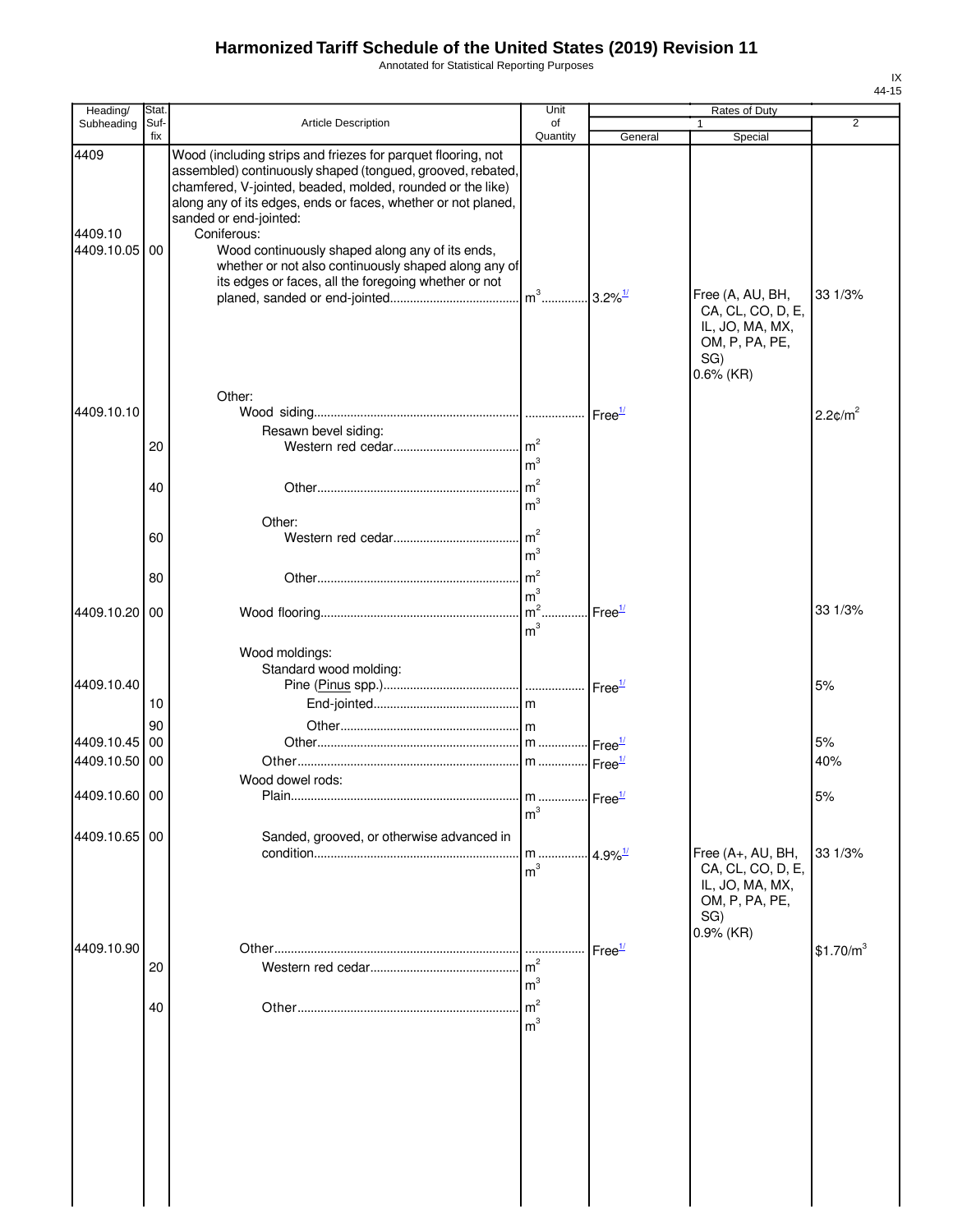# Harmonized Tariff Schedule of the United States (2019) Revision 11

Annotated for Statistical Reporting Purposes

IX
44-15

| Heading/ Subheading | Stat. Suf-fix | Article Description | Unit of Quantity | Rates of Duty 1 General | Special | 2 |
|---|---|---|---|---|---|---|
| 4409 | | Wood (including strips and friezes for parquet flooring, not assembled) continuously shaped (tongued, grooved, rebated, chamfered, V-jointed, beaded, molded, rounded or the like) along any of its edges, ends or faces, whether or not planed, sanded or end-jointed: | | | | |
| 4409.10 | | Coniferous: | | | | |
| 4409.10.05 | 00 | Wood continuously shaped along any of its ends, whether or not also continuously shaped along any of its edges or faces, all the foregoing whether or not planed, sanded or end-jointed | $m^3$ | 3.2%[1/] | Free (A, AU, BH, CA, CL, CO, D, E, IL, JO, MA, MX, OM, P, PA, PE, SG) 0.6% (KR) | 33 1/3% |
| | | Other: | | | | |
| 4409.10.10 | | Wood siding | | Free[1/] | | 2.2¢/$m^2$ |
| | | Resawn bevel siding: | | | | |
| | 20 | Western red cedar | $m^2$ $m^3$ | | | |
| | 40 | Other | $m^2$ $m^3$ | | | |
| | | Other: | | | | |
| | 60 | Western red cedar | $m^2$ $m^3$ | | | |
| | 80 | Other | $m^2$ $m^3$ | | | |
| 4409.10.20 | 00 | Wood flooring | $m^2$ $m^3$ | Free[1/] | | 33 1/3% |
| | | Wood moldings: | | | | |
| | | Standard wood molding: | | | | |
| 4409.10.40 | | Pine (*Pinus* spp.) | | Free[1/] | | 5% |
| | 10 | End-jointed | m | | | |
| | 90 | Other | m | | | |
| 4409.10.45 | 00 | Other | m | Free[1/] | | 5% |
| 4409.10.50 | 00 | Other | m | Free[1/] | | 40% |
| | | Wood dowel rods: | | | | |
| 4409.10.60 | 00 | Plain | m $m^3$ | Free[1/] | | 5% |
| 4409.10.65 | 00 | Sanded, grooved, or otherwise advanced in condition | m $m^3$ | 4.9%[1/] | Free (A+, AU, BH, CA, CL, CO, D, E, IL, JO, MA, MX, OM, P, PA, PE, SG) 0.9% (KR) | 33 1/3% |
| 4409.10.90 | | Other | | Free[1/] | | $1.70/$m^3$ |
| | 20 | Western red cedar | $m^2$ $m^3$ | | | |
| | 40 | Other | $m^2$ $m^3$ | | | |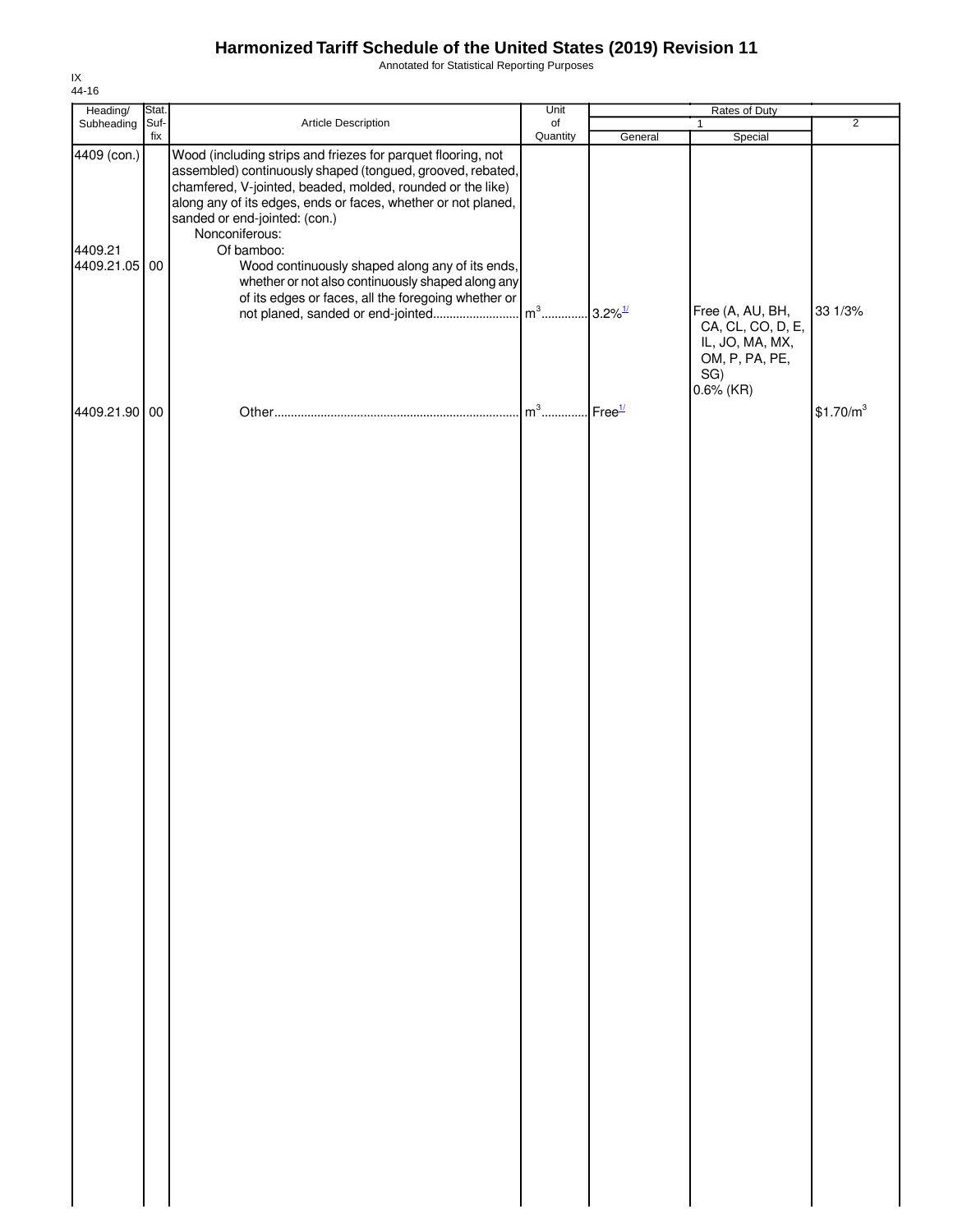# Harmonized Tariff Schedule of the United States (2019) Revision 11

Annotated for Statistical Reporting Purposes

IX
44-16

| Heading/ Subheading | Stat. Suf- fix | Article Description | Unit of Quantity | Rates of Duty 1 General | Special | 2 |
|---|---|---|---|---|---|---|
| 4409 (con.) | | Wood (including strips and friezes for parquet flooring, not assembled) continuously shaped (tongued, grooved, rebated, chamfered, V-jointed, beaded, molded, rounded or the like) along any of its edges, ends or faces, whether or not planed, sanded or end-jointed: (con.) | | | | |
| | | Nonconiferous: | | | | |
| 4409.21 | | Of bamboo: | | | | |
| 4409.21.05 | 00 | Wood continuously shaped along any of its ends, whether or not also continuously shaped along any of its edges or faces, all the foregoing whether or not planed, sanded or end-jointed | $m^3$ | 3.2%[1/] | Free (A, AU, BH, CA, CL, CO, D, E, IL, JO, MA, MX, OM, P, PA, PE, SG) 0.6% (KR) | 33 1/3% |
| 4409.21.90 | 00 | Other | $m^3$ | Free[1/] | | $1.70/m^3$ |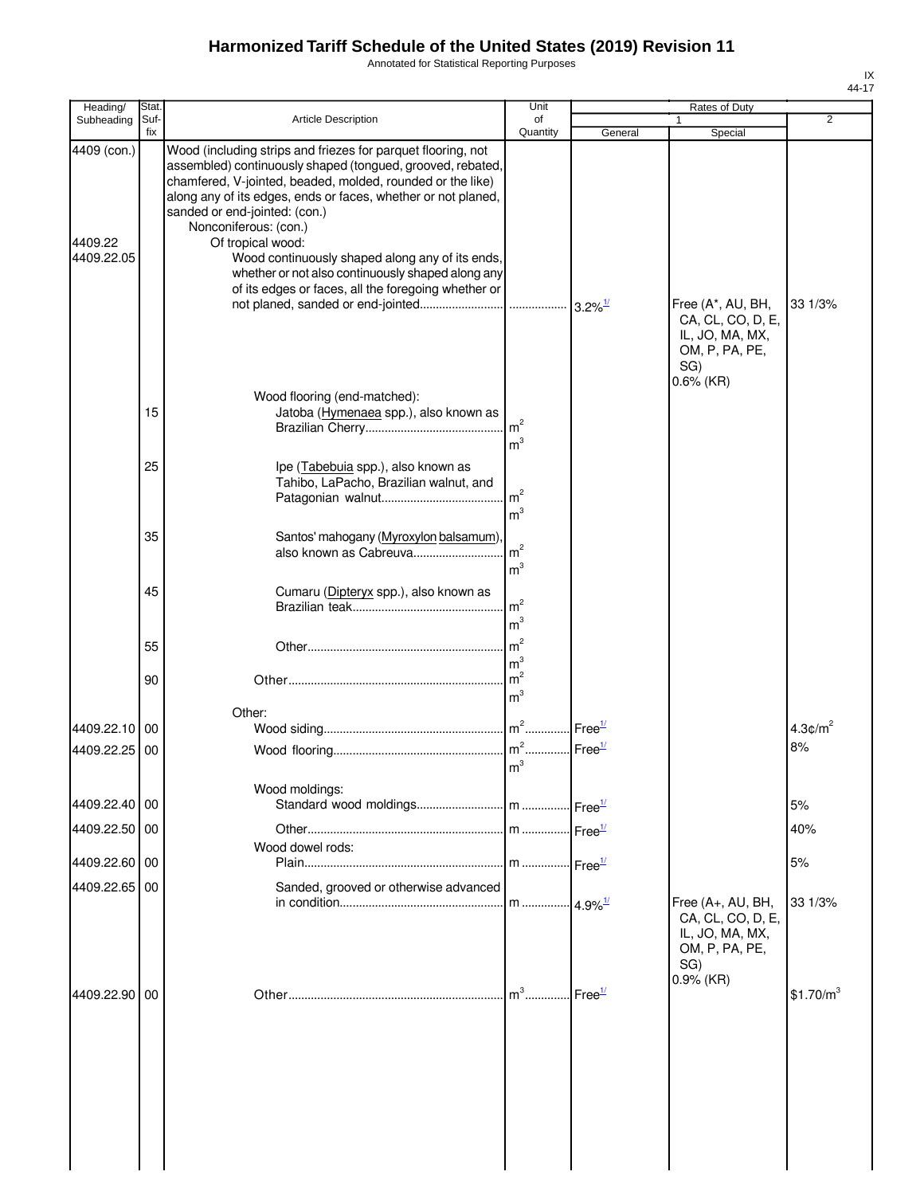# Harmonized Tariff Schedule of the United States (2019) Revision 11

Annotated for Statistical Reporting Purposes

| Heading/ Subheading | Stat. Suf- fix | Article Description | Unit of Quantity | Rates of Duty 1 General | Rates of Duty 1 Special | Rates of Duty 2 |
|---|---|---|---|---|---|---|
| 4409 (con.) | | Wood (including strips and friezes for parquet flooring, not assembled) continuously shaped (tongued, grooved, rebated, chamfered, V-jointed, beaded, molded, rounded or the like) along any of its edges, ends or faces, whether or not planed, sanded or end-jointed: (con.) | | | | |
| | | Nonconiferous: (con.) | | | | |
| 4409.22 | | Of tropical wood: | | | | |
| 4409.22.05 | | Wood continuously shaped along any of its ends, whether or not also continuously shaped along any of its edges or faces, all the foregoing whether or not planed, sanded or end-jointed | | 3.2%[1/] | Free (A*, AU, BH, CA, CL, CO, D, E, IL, JO, MA, MX, OM, P, PA, PE, SG) 0.6% (KR) | 33 1/3% |
| | | Wood flooring (end-matched): | | | | |
| | 15 | Jatoba (Hymenaea spp.), also known as Brazilian Cherry | $m^2$ $m^3$ | | | |
| | 25 | Ipe (Tabebuia spp.), also known as Tahibo, LaPacho, Brazilian walnut, and Patagonian walnut | $m^2$ $m^3$ | | | |
| | 35 | Santos' mahogany (Myroxylon balsamum), also known as Cabreuva | $m^2$ $m^3$ | | | |
| | 45 | Cumaru (Dipteryx spp.), also known as Brazilian teak | $m^2$ $m^3$ | | | |
| | 55 | Other | $m^2$ $m^3$ | | | |
| | 90 | Other | $m^2$ $m^3$ | | | |
| | | Other: | | | | |
| 4409.22.10 | 00 | Wood siding | $m^2$ | Free[1/] | | 4.3¢/$m^2$ |
| 4409.22.25 | 00 | Wood flooring | $m^2$ $m^3$ | Free[1/] | | 8% |
| | | Wood moldings: | | | | |
| 4409.22.40 | 00 | Standard wood moldings | m | Free[1/] | | 5% |
| 4409.22.50 | 00 | Other | m | Free[1/] | | 40% |
| | | Wood dowel rods: | | | | |
| 4409.22.60 | 00 | Plain | m | Free[1/] | | 5% |
| 4409.22.65 | 00 | Sanded, grooved or otherwise advanced in condition | m | 4.9%[1/] | Free (A+, AU, BH, CA, CL, CO, D, E, IL, JO, MA, MX, OM, P, PA, PE, SG) 0.9% (KR) | 33 1/3% |
| 4409.22.90 | 00 | Other | $m^3$ | Free[1/] | | $1.70/$m^3$ |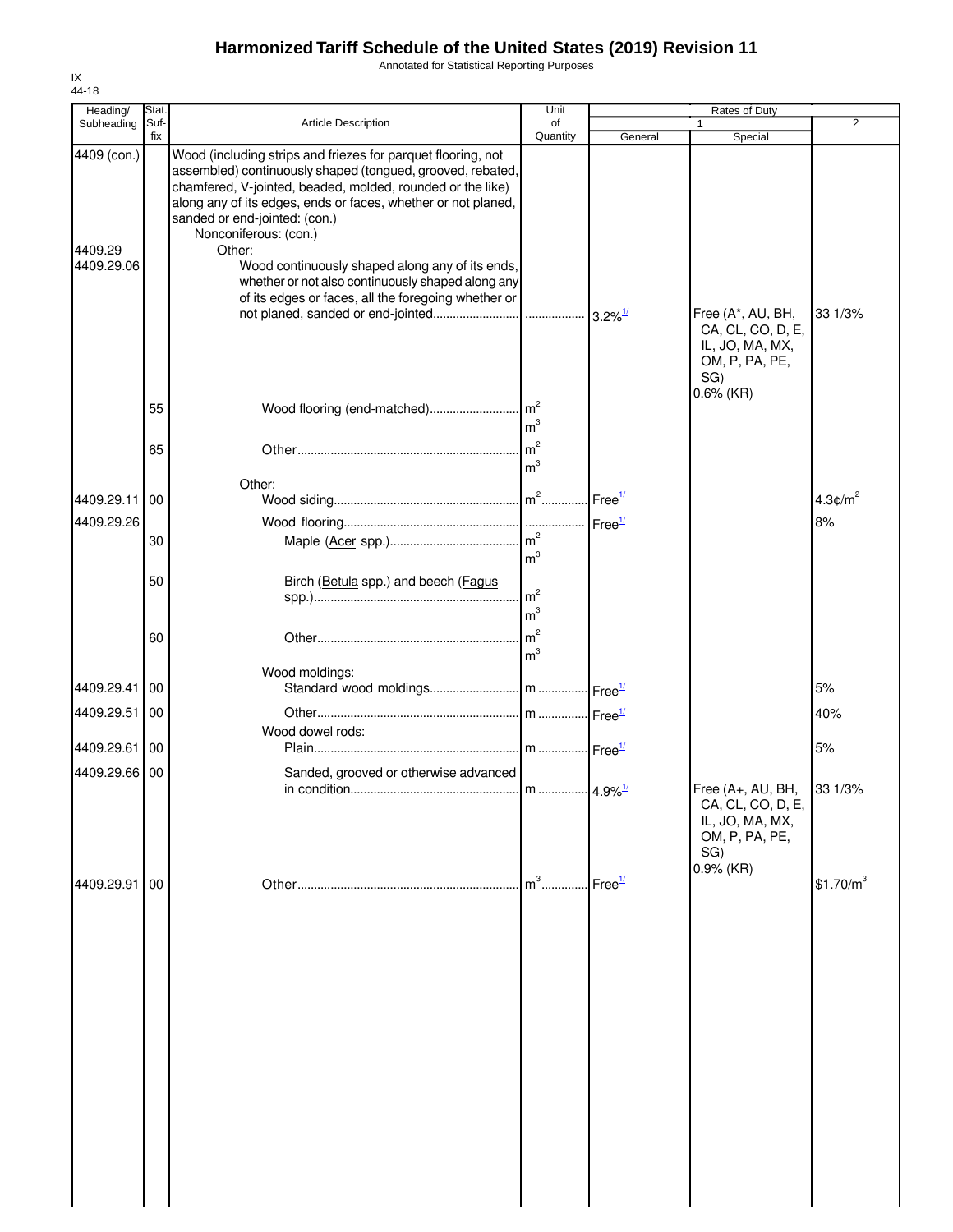# Harmonized Tariff Schedule of the United States (2019) Revision 11

Annotated for Statistical Reporting Purposes

IX
44-18

| Heading/ Subheading | Stat. Suf- fix | Article Description | Unit of Quantity | Rates of Duty 1 General | Special | 2 |
|---|---|---|---|---|---|---|
| 4409 (con.) | | Wood (including strips and friezes for parquet flooring, not assembled) continuously shaped (tongued, grooved, rebated, chamfered, V-jointed, beaded, molded, rounded or the like) along any of its edges, ends or faces, whether or not planed, sanded or end-jointed: (con.) | | | | |
| | | Nonconiferous: (con.) | | | | |
| 4409.29 | | Other: | | | | |
| 4409.29.06 | | Wood continuously shaped along any of its ends, whether or not also continuously shaped along any of its edges or faces, all the foregoing whether or not planed, sanded or end-jointed | | 3.2%[1/] | Free (A*, AU, BH, CA, CL, CO, D, E, IL, JO, MA, MX, OM, P, PA, PE, SG) 0.6% (KR) | 33 1/3% |
| | 55 | Wood flooring (end-matched) | $m^2$ $m^3$ | | | |
| | 65 | Other | $m^2$ $m^3$ | | | |
| | | Other: | | | | |
| 4409.29.11 | 00 | Wood siding | $m^2$ | Free[1/] | | 4.3¢/$m^2$ |
| 4409.29.26 | | Wood flooring | | Free[1/] | | 8% |
| | 30 | Maple (Acer spp.) | $m^2$ $m^3$ | | | |
| | 50 | Birch (Betula spp.) and beech (Fagus spp.) | $m^2$ $m^3$ | | | |
| | 60 | Other | $m^2$ $m^3$ | | | |
| | | Wood moldings: | | | | |
| 4409.29.41 | 00 | Standard wood moldings | m | Free[1/] | | 5% |
| 4409.29.51 | 00 | Other | m | Free[1/] | | 40% |
| | | Wood dowel rods: | | | | |
| 4409.29.61 | 00 | Plain | m | Free[1/] | | 5% |
| 4409.29.66 | 00 | Sanded, grooved or otherwise advanced in condition | m | 4.9%[1/] | Free (A+, AU, BH, CA, CL, CO, D, E, IL, JO, MA, MX, OM, P, PA, PE, SG) 0.9% (KR) | 33 1/3% |
| 4409.29.91 | 00 | Other | $m^3$ | Free[1/] | | \$1.70/$m^3$ |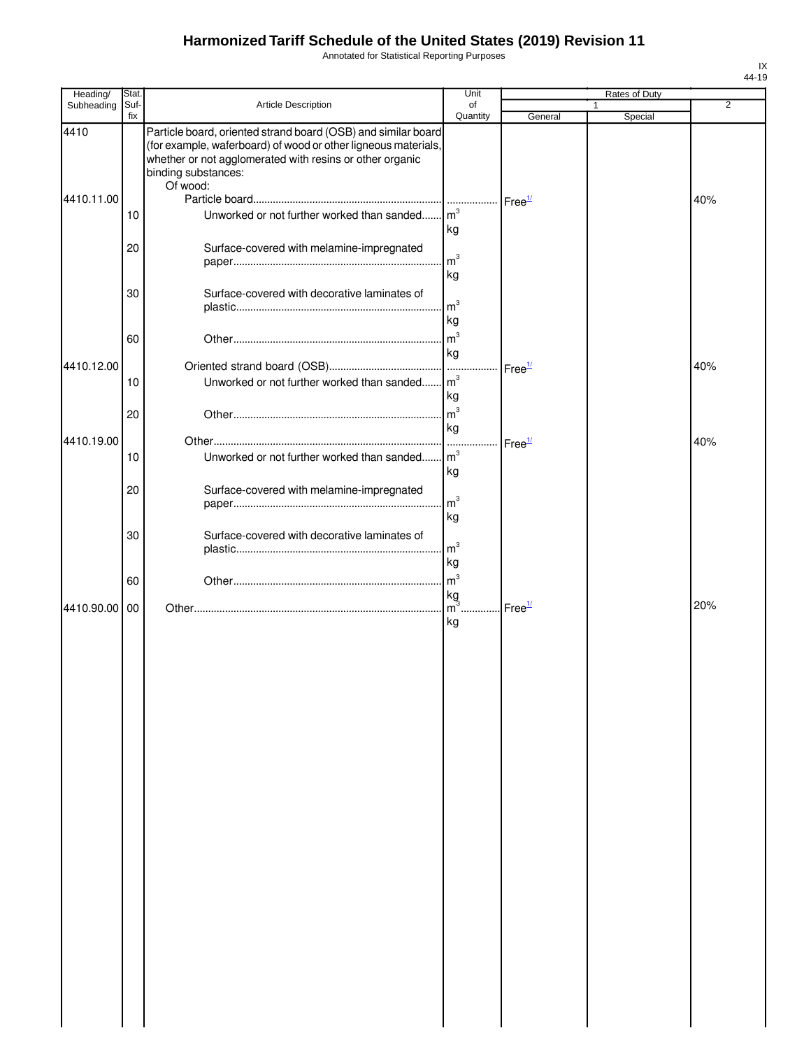# Harmonized Tariff Schedule of the United States (2019) Revision 11

Annotated for Statistical Reporting Purposes

IX
44-19

| Heading/ Subheading | Stat. Suf- fix | Article Description | Unit of Quantity | Rates of Duty 1 General | Rates of Duty 1 Special | Rates of Duty 2 |
|---|---|---|---|---|---|---|
| 4410 | | Particle board, oriented strand board (OSB) and similar board (for example, waferboard) of wood or other ligneous materials, whether or not agglomerated with resins or other organic binding substances: | | | | |
| | | Of wood: | | | | |
| 4410.11.00 | | Particle board | | Free[1/] | | 40% |
| | 10 | Unworked or not further worked than sanded | $m^3$ kg | | | |
| | 20 | Surface-covered with melamine-impregnated paper | $m^3$ kg | | | |
| | 30 | Surface-covered with decorative laminates of plastic | $m^3$ kg | | | |
| | 60 | Other | $m^3$ kg | | | |
| 4410.12.00 | | Oriented strand board (OSB) | | Free[1/] | | 40% |
| | 10 | Unworked or not further worked than sanded | $m^3$ kg | | | |
| | 20 | Other | $m^3$ kg | | | |
| 4410.19.00 | | Other | | Free[1/] | | 40% |
| | 10 | Unworked or not further worked than sanded | $m^3$ kg | | | |
| | 20 | Surface-covered with melamine-impregnated paper | $m^3$ kg | | | |
| | 30 | Surface-covered with decorative laminates of plastic | $m^3$ kg | | | |
| | 60 | Other | $m^3$ kg | | | |
| 4410.90.00 | 00 | Other | $m^3$ kg | Free[1/] | | 20% |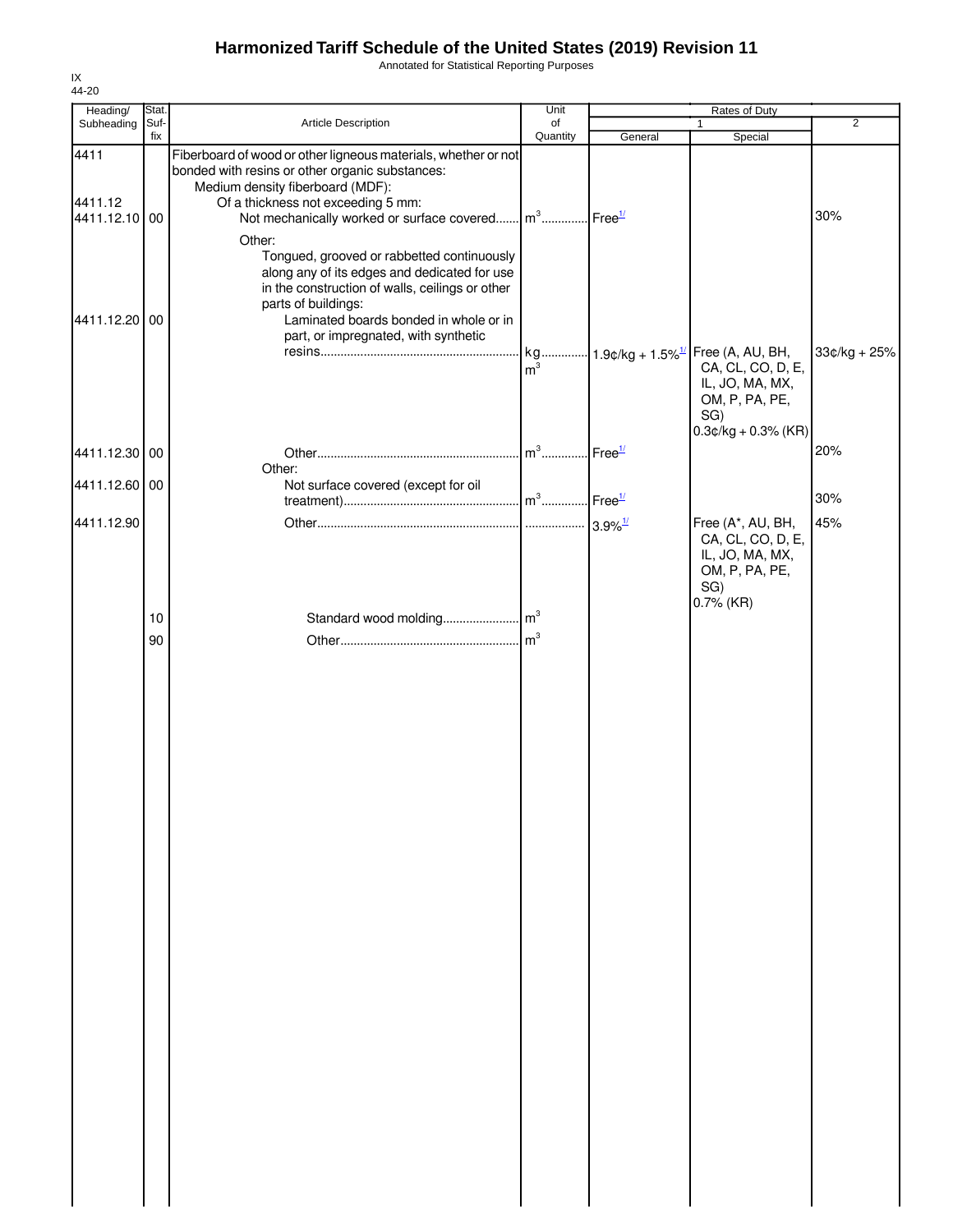# Harmonized Tariff Schedule of the United States (2019) Revision 11

Annotated for Statistical Reporting Purposes

IX
44-20

| Heading/ Subheading | Stat. Suf- fix | Article Description | Unit of Quantity | Rates of Duty 1 General | Special | 2 |
|---|---|---|---|---|---|---|
| 4411 | | Fiberboard of wood or other ligneous materials, whether or not bonded with resins or other organic substances: | | | | |
| | | Medium density fiberboard (MDF): | | | | |
| 4411.12 | | Of a thickness not exceeding 5 mm: | | | | |
| 4411.12.10 | 00 | Not mechanically worked or surface covered | $m^3$ | Free[1/] | | 30% |
| | | Other: | | | | |
| | | Tongued, grooved or rabbetted continuously along any of its edges and dedicated for use in the construction of walls, ceilings or other parts of buildings: | | | | |
| 4411.12.20 | 00 | Laminated boards bonded in whole or in part, or impregnated, with synthetic resins | kg $m^3$ | 1.9¢/kg + 1.5%[1/] | Free (A, AU, BH, CA, CL, CO, D, E, IL, JO, MA, MX, OM, P, PA, PE, SG) 0.3¢/kg + 0.3% (KR) | 33¢/kg + 25% |
| 4411.12.30 | 00 | Other | $m^3$ | Free[1/] | | 20% |
| | | Other: | | | | |
| 4411.12.60 | 00 | Not surface covered (except for oil treatment) | $m^3$ | Free[1/] | | 30% |
| 4411.12.90 | | Other | | 3.9%[1/] | Free (A*, AU, BH, CA, CL, CO, D, E, IL, JO, MA, MX, OM, P, PA, PE, SG) 0.7% (KR) | 45% |
| | 10 | Standard wood molding | $m^3$ | | | |
| | 90 | Other | $m^3$ | | | |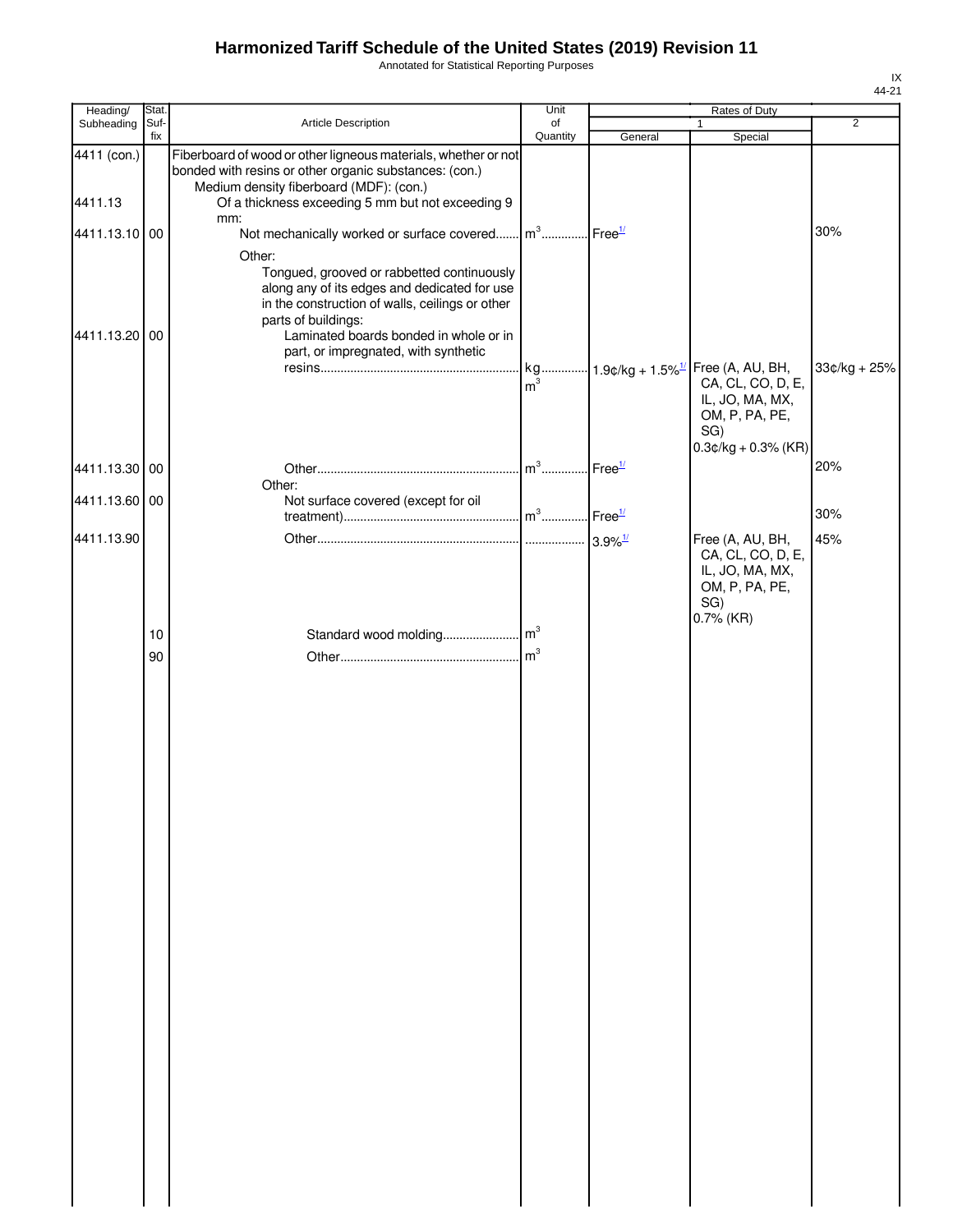# Harmonized Tariff Schedule of the United States (2019) Revision 11

Annotated for Statistical Reporting Purposes

IX
44-21

| Heading/ Subheading | Stat. Suf- fix | Article Description | Unit of Quantity | Rates of Duty 1 General | Special | 2 |
|---|---|---|---|---|---|---|
| 4411 (con.) | | Fiberboard of wood or other ligneous materials, whether or not bonded with resins or other organic substances: (con.) | | | | |
| | | Medium density fiberboard (MDF): (con.) | | | | |
| 4411.13 | | Of a thickness exceeding 5 mm but not exceeding 9 mm: | | | | |
| 4411.13.10 | 00 | Not mechanically worked or surface covered | $m^3$ | Free[1/] | | 30% |
| | | Other: | | | | |
| | | Tongued, grooved or rabbetted continuously along any of its edges and dedicated for use in the construction of walls, ceilings or other parts of buildings: | | | | |
| 4411.13.20 | 00 | Laminated boards bonded in whole or in part, or impregnated, with synthetic resins | kg<br>$m^3$ | 1.9¢/kg + 1.5%[1/] | Free (A, AU, BH, CA, CL, CO, D, E, IL, JO, MA, MX, OM, P, PA, PE, SG)<br>0.3¢/kg + 0.3% (KR) | 33¢/kg + 25% |
| 4411.13.30 | 00 | Other | $m^3$ | Free[1/] | | 20% |
| | | Other: | | | | |
| 4411.13.60 | 00 | Not surface covered (except for oil treatment) | $m^3$ | Free[1/] | | 30% |
| 4411.13.90 | | Other | | 3.9%[1/] | Free (A, AU, BH, CA, CL, CO, D, E, IL, JO, MA, MX, OM, P, PA, PE, SG)<br>0.7% (KR) | 45% |
| | 10 | Standard wood molding | $m^3$ | | | |
| | 90 | Other | $m^3$ | | | |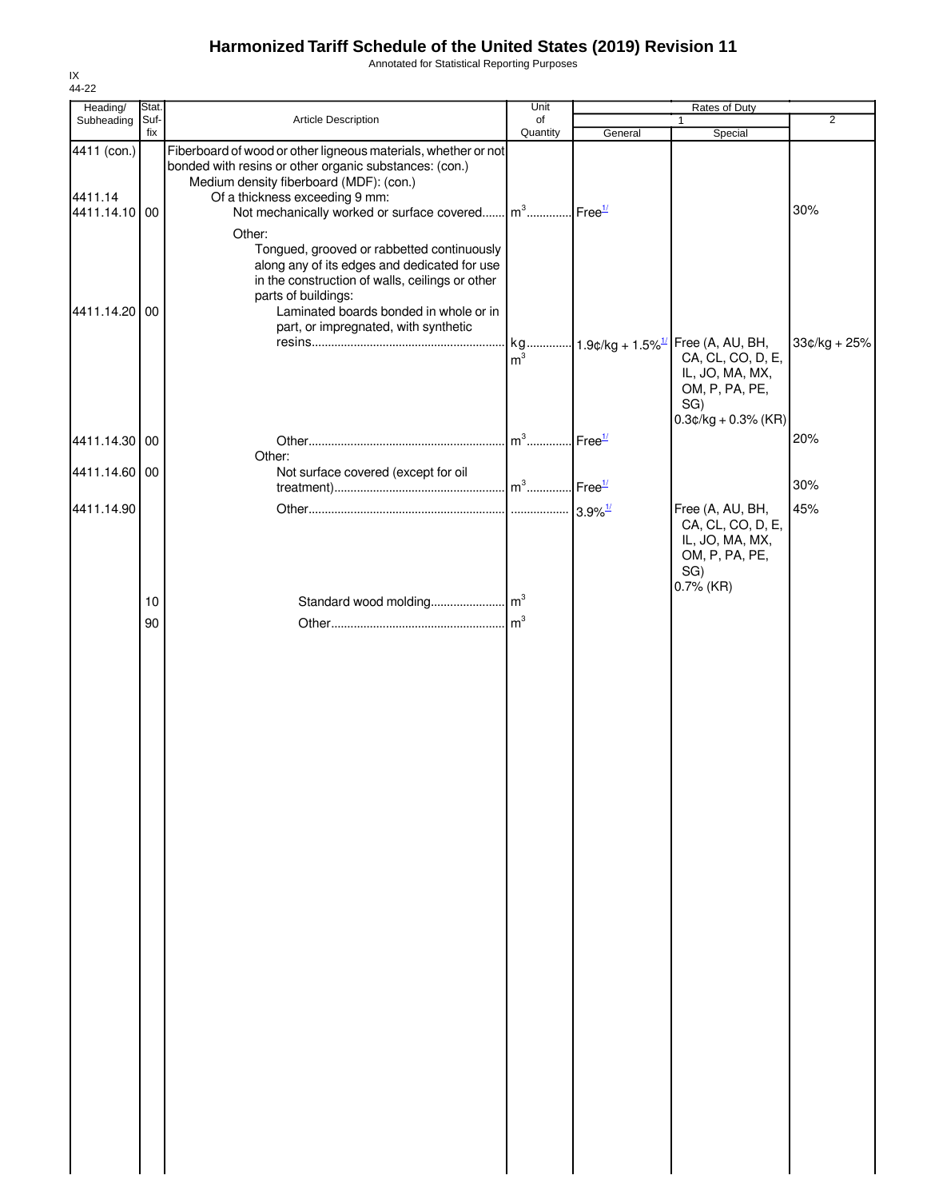# Harmonized Tariff Schedule of the United States (2019) Revision 11

Annotated for Statistical Reporting Purposes

IX
44-22

| Heading/ Subheading | Stat. Suf- fix | Article Description | Unit of Quantity | Rates of Duty 1 General | Special | 2 |
|---|---|---|---|---|---|---|
| 4411 (con.) | | Fiberboard of wood or other ligneous materials, whether or not bonded with resins or other organic substances: (con.) | | | | |
| | | Medium density fiberboard (MDF): (con.) | | | | |
| 4411.14 | | Of a thickness exceeding 9 mm: | | | | |
| 4411.14.10 | 00 | Not mechanically worked or surface covered | m³ | Free[1/] | | 30% |
| | | Other: | | | | |
| | | Tongued, grooved or rabbetted continuously along any of its edges and dedicated for use in the construction of walls, ceilings or other parts of buildings: | | | | |
| 4411.14.20 | 00 | Laminated boards bonded in whole or in part, or impregnated, with synthetic resins | kg m³ | 1.9¢/kg + 1.5%[1/] | Free (A, AU, BH, CA, CL, CO, D, E, IL, JO, MA, MX, OM, P, PA, PE, SG) 0.3¢/kg + 0.3% (KR) | 33¢/kg + 25% |
| 4411.14.30 | 00 | Other | m³ | Free[1/] | | 20% |
| | | Other: | | | | |
| 4411.14.60 | 00 | Not surface covered (except for oil treatment) | m³ | Free[1/] | | 30% |
| 4411.14.90 | | Other | | 3.9%[1/] | Free (A, AU, BH, CA, CL, CO, D, E, IL, JO, MA, MX, OM, P, PA, PE, SG) 0.7% (KR) | 45% |
| | 10 | Standard wood molding | m³ | | | |
| | 90 | Other | m³ | | | |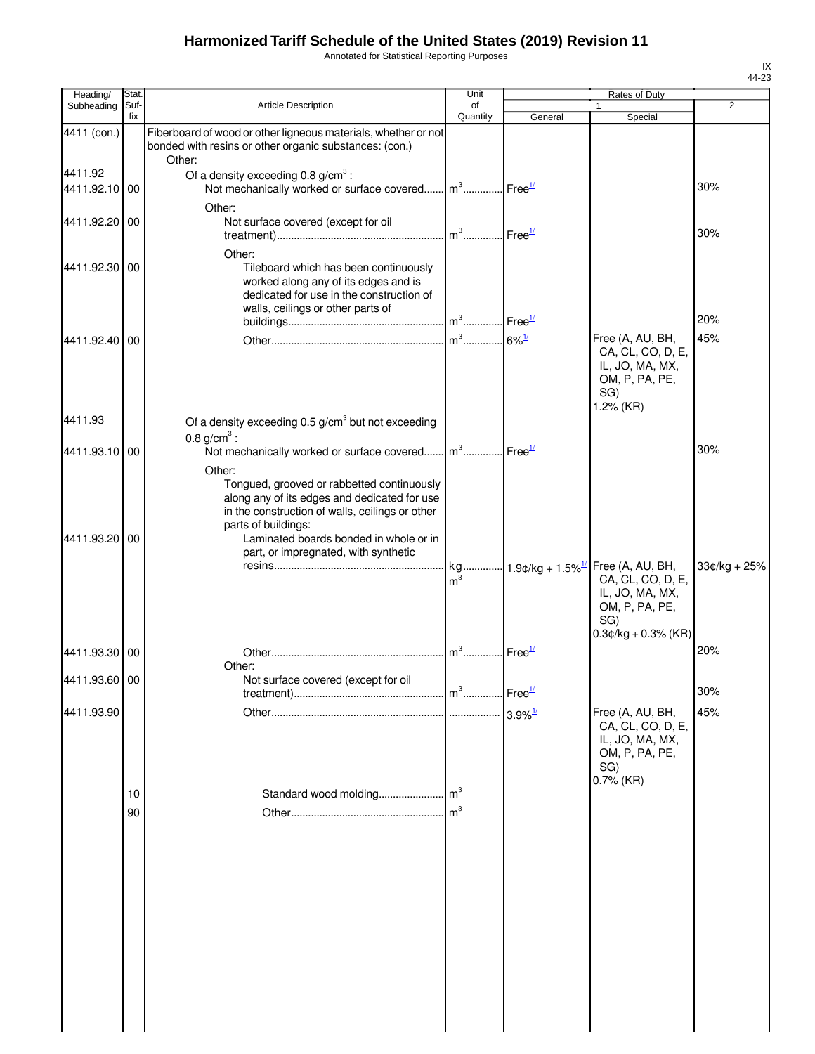# Harmonized Tariff Schedule of the United States (2019) Revision 11

Annotated for Statistical Reporting Purposes

IX
44-23

| Heading/ Subheading | Stat. Suf- fix | Article Description | Unit of Quantity | Rates of Duty 1 General | Rates of Duty 1 Special | Rates of Duty 2 |
|---|---|---|---|---|---|---|
| 4411 (con.) | | Fiberboard of wood or other ligneous materials, whether or not bonded with resins or other organic substances: (con.) | | | | |
| | | Other: | | | | |
| 4411.92 | | Of a density exceeding 0.8 g/cm$^3$ : | | | | |
| 4411.92.10 | 00 | Not mechanically worked or surface covered | m$^3$ | Free[1/] | | 30% |
| | | Other: | | | | |
| 4411.92.20 | 00 | Not surface covered (except for oil treatment) | m$^3$ | Free[1/] | | 30% |
| | | Other: | | | | |
| 4411.92.30 | 00 | Tileboard which has been continuously worked along any of its edges and is dedicated for use in the construction of walls, ceilings or other parts of buildings | m$^3$ | Free[1/] | | 20% |
| 4411.92.40 | 00 | Other | m$^3$ | 6%[1/] | Free (A, AU, BH, CA, CL, CO, D, E, IL, JO, MA, MX, OM, P, PA, PE, SG) 1.2% (KR) | 45% |
| 4411.93 | | Of a density exceeding 0.5 g/cm$^3$ but not exceeding 0.8 g/cm$^3$ : | | | | |
| 4411.93.10 | 00 | Not mechanically worked or surface covered | m$^3$ | Free[1/] | | 30% |
| | | Other: | | | | |
| | | Tongued, grooved or rabbetted continuously along any of its edges and dedicated for use in the construction of walls, ceilings or other parts of buildings: | | | | |
| 4411.93.20 | 00 | Laminated boards bonded in whole or in part, or impregnated, with synthetic resins | kg m$^3$ | 1.9¢/kg + 1.5%[1/] | Free (A, AU, BH, CA, CL, CO, D, E, IL, JO, MA, MX, OM, P, PA, PE, SG) 0.3¢/kg + 0.3% (KR) | 33¢/kg + 25% |
| 4411.93.30 | 00 | Other | m$^3$ | Free[1/] | | 20% |
| | | Other: | | | | |
| 4411.93.60 | 00 | Not surface covered (except for oil treatment) | m$^3$ | Free[1/] | | 30% |
| 4411.93.90 | | Other | | 3.9%[1/] | Free (A, AU, BH, CA, CL, CO, D, E, IL, JO, MA, MX, OM, P, PA, PE, SG) 0.7% (KR) | 45% |
| | 10 | Standard wood molding | m$^3$ | | | |
| | 90 | Other | m$^3$ | | | |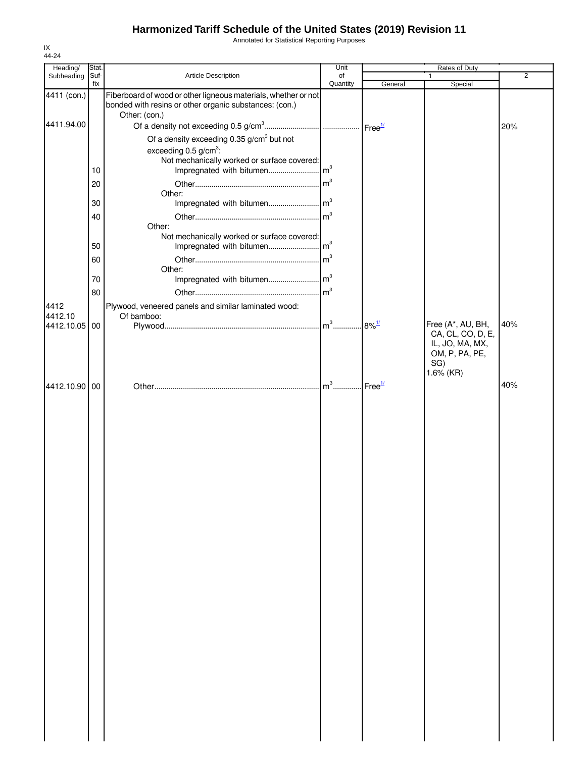# Harmonized Tariff Schedule of the United States (2019) Revision 11

Annotated for Statistical Reporting Purposes

IX
44-24

| Heading/ Subheading | Stat. Suf- fix | Article Description | Unit of Quantity | Rates of Duty 1 General | Special | 2 |
|---|---|---|---|---|---|---|
| 4411 (con.) | | Fiberboard of wood or other ligneous materials, whether or not bonded with resins or other organic substances: (con.) | | | | |
| | | Other: (con.) | | | | |
| 4411.94.00 | | Of a density not exceeding 0.5 g/cm$^3$ | ................. | Free[1/] | | 20% |
| | | Of a density exceeding 0.35 g/cm$^3$ but not exceeding 0.5 g/cm$^3$: | | | | |
| | | Not mechanically worked or surface covered: | | | | |
| | 10 | Impregnated with bitumen | m$^3$ | | | |
| | 20 | Other | m$^3$ | | | |
| | | Other: | | | | |
| | 30 | Impregnated with bitumen | m$^3$ | | | |
| | 40 | Other | m$^3$ | | | |
| | | Other: | | | | |
| | | Not mechanically worked or surface covered: | | | | |
| | 50 | Impregnated with bitumen | m$^3$ | | | |
| | 60 | Other | m$^3$ | | | |
| | | Other: | | | | |
| | 70 | Impregnated with bitumen | m$^3$ | | | |
| | 80 | Other | m$^3$ | | | |
| 4412 | | Plywood, veneered panels and similar laminated wood: | | | | |
| 4412.10 | | Of bamboo: | | | | |
| 4412.10.05 | 00 | Plywood | m$^3$ | 8%[1/] | Free (A*, AU, BH, CA, CL, CO, D, E, IL, JO, MA, MX, OM, P, PA, PE, SG) 1.6% (KR) | 40% |
| 4412.10.90 | 00 | Other | m$^3$ | Free[1/] | | 40% |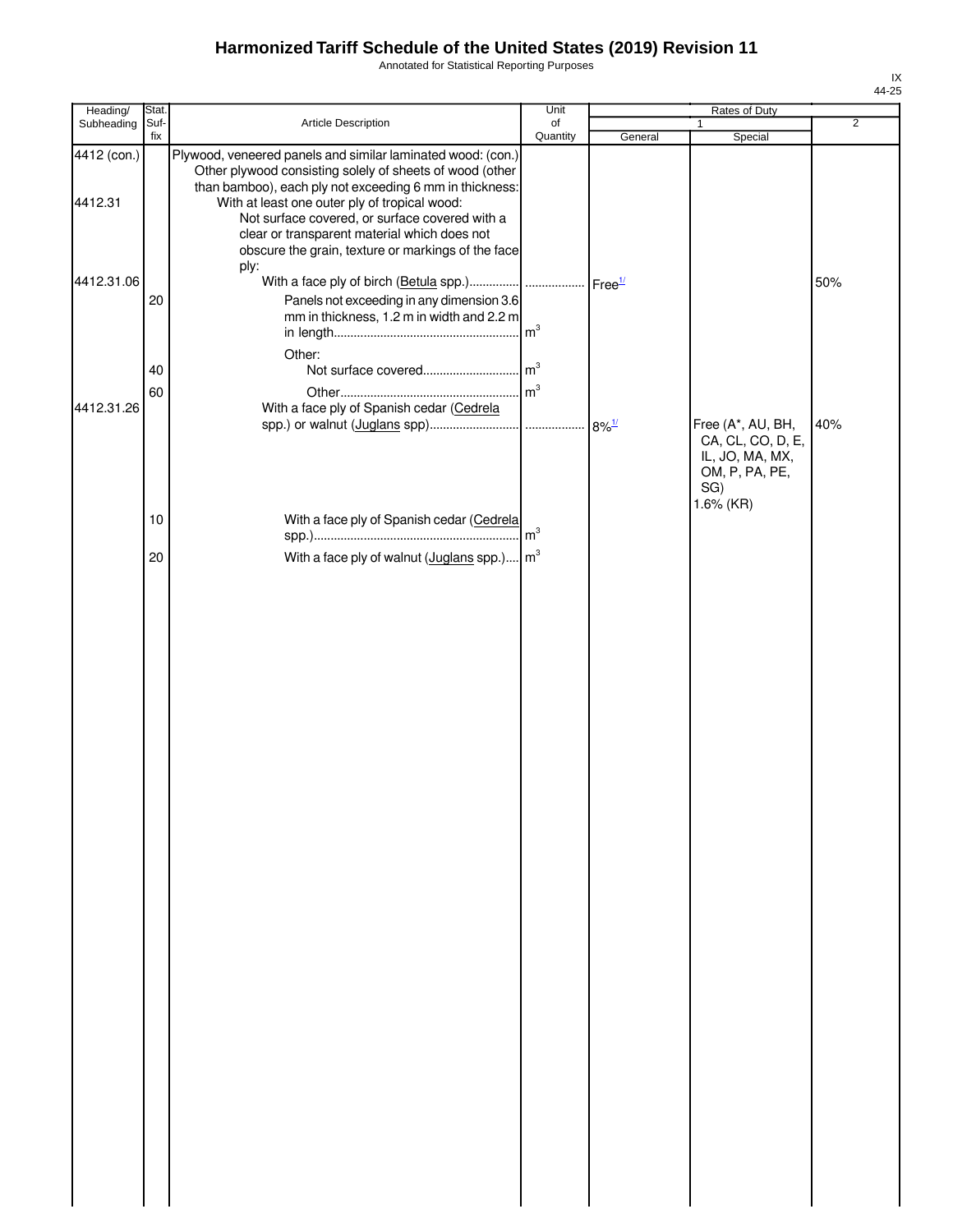# Harmonized Tariff Schedule of the United States (2019) Revision 11

Annotated for Statistical Reporting Purposes

IX
44-25

| Heading/ Subheading | Stat. Suf- fix | Article Description | Unit of Quantity | Rates of Duty 1 General | Rates of Duty 1 Special | Rates of Duty 2 |
|---|---|---|---|---|---|---|
| 4412 (con.) | | Plywood, veneered panels and similar laminated wood: (con.) | | | | |
| | | Other plywood consisting solely of sheets of wood (other than bamboo), each ply not exceeding 6 mm in thickness: | | | | |
| 4412.31 | | With at least one outer ply of tropical wood: | | | | |
| | | Not surface covered, or surface covered with a clear or transparent material which does not obscure the grain, texture or markings of the face ply: | | | | |
| 4412.31.06 | | With a face ply of birch (Betula spp.)............... | .................. | Free[1/] | | 50% |
| | 20 | Panels not exceeding in any dimension 3.6 mm in thickness, 1.2 m in width and 2.2 m in length........................................................ | $m^3$ | | | |
| | | Other: | | | | |
| | 40 | Not surface covered............................. | $m^3$ | | | |
| | 60 | Other...................................................... | $m^3$ | | | |
| 4412.31.26 | | With a face ply of Spanish cedar (Cedrela spp.) or walnut (Juglans spp)........................... | .................. | 8%[1/] | Free (A*, AU, BH, CA, CL, CO, D, E, IL, JO, MA, MX, OM, P, PA, PE, SG)<br>1.6% (KR) | 40% |
| | 10 | With a face ply of Spanish cedar (Cedrela spp.)................................................................ | $m^3$ | | | |
| | 20 | With a face ply of walnut (Juglans spp.).... | $m^3$ | | | |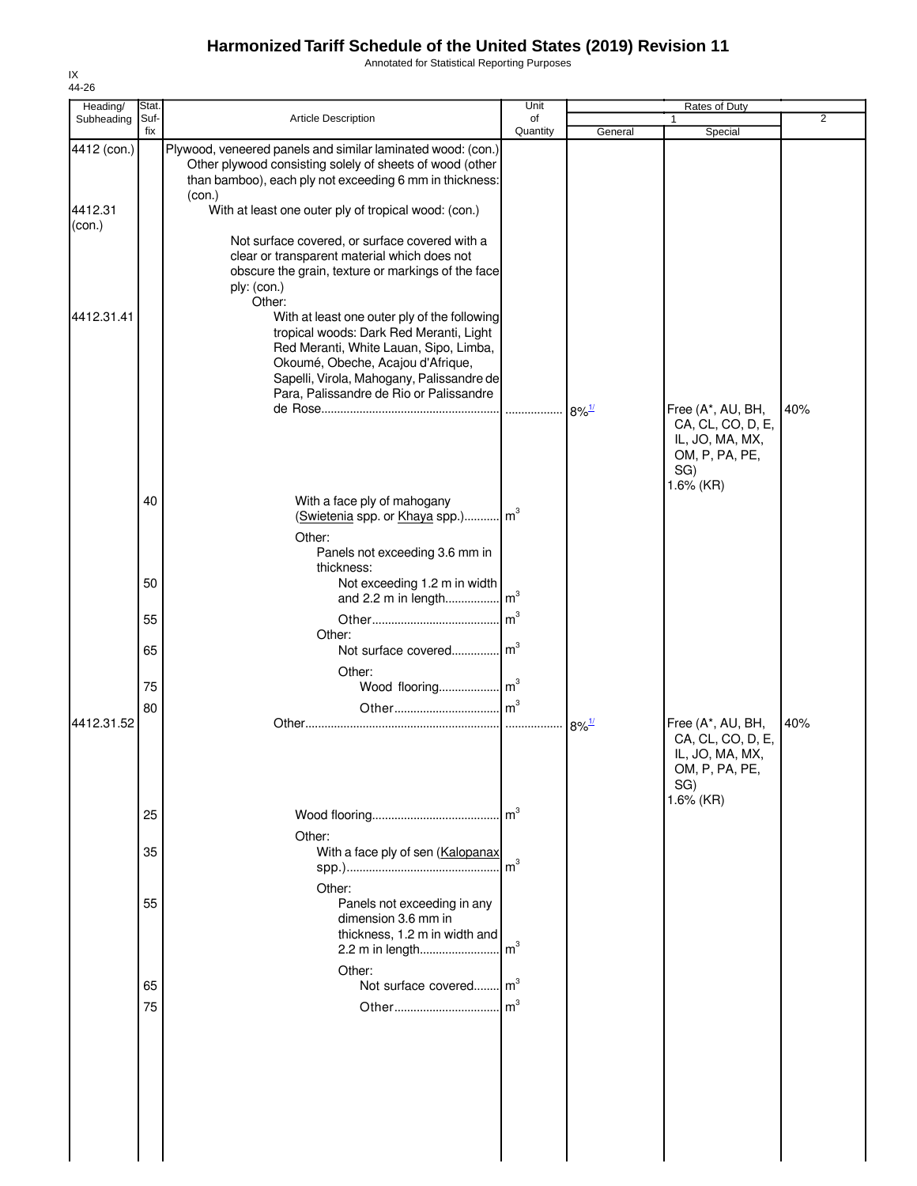# Harmonized Tariff Schedule of the United States (2019) Revision 11

Annotated for Statistical Reporting Purposes

IX
44-26

| Heading/ Subheading | Stat. Suf- fix | Article Description | Unit of Quantity | Rates of Duty 1 General | Special | 2 |
|---|---|---|---|---|---|---|
| 4412 (con.) | | Plywood, veneered panels and similar laminated wood: (con.) Other plywood consisting solely of sheets of wood (other than bamboo), each ply not exceeding 6 mm in thickness: (con.) | | | | |
| 4412.31 (con.) | | With at least one outer ply of tropical wood: (con.) | | | | |
| | | Not surface covered, or surface covered with a clear or transparent material which does not obscure the grain, texture or markings of the face ply: (con.) | | | | |
| | | Other: | | | | |
| 4412.31.41 | | With at least one outer ply of the following tropical woods: Dark Red Meranti, Light Red Meranti, White Lauan, Sipo, Limba, Okoumé, Obeche, Acajou d'Afrique, Sapelli, Virola, Mahogany, Palissandre de Para, Palissandre de Rio or Palissandre de Rose | ................. | 8%[1/] | Free (A*, AU, BH, CA, CL, CO, D, E, IL, JO, MA, MX, OM, P, PA, PE, SG) 1.6% (KR) | 40% |
| | 40 | With a face ply of mahogany (Swietenia spp. or Khaya spp.) | $m^3$ | | | |
| | | Other: | | | | |
| | | Panels not exceeding 3.6 mm in thickness: | | | | |
| | 50 | Not exceeding 1.2 m in width and 2.2 m in length | $m^3$ | | | |
| | 55 | Other | $m^3$ | | | |
| | | Other: | | | | |
| | 65 | Not surface covered | $m^3$ | | | |
| | | Other: | | | | |
| | 75 | Wood flooring | $m^3$ | | | |
| | 80 | Other | $m^3$ | | | |
| 4412.31.52 | | Other | ................. | 8%[1/] | Free (A*, AU, BH, CA, CL, CO, D, E, IL, JO, MA, MX, OM, P, PA, PE, SG) 1.6% (KR) | 40% |
| | 25 | Wood flooring | $m^3$ | | | |
| | | Other: | | | | |
| | 35 | With a face ply of sen (Kalopanax spp.) | $m^3$ | | | |
| | | Other: | | | | |
| | 55 | Panels not exceeding in any dimension 3.6 mm in thickness, 1.2 m in width and 2.2 m in length | $m^3$ | | | |
| | | Other: | | | | |
| | 65 | Not surface covered | $m^3$ | | | |
| | 75 | Other | $m^3$ | | | |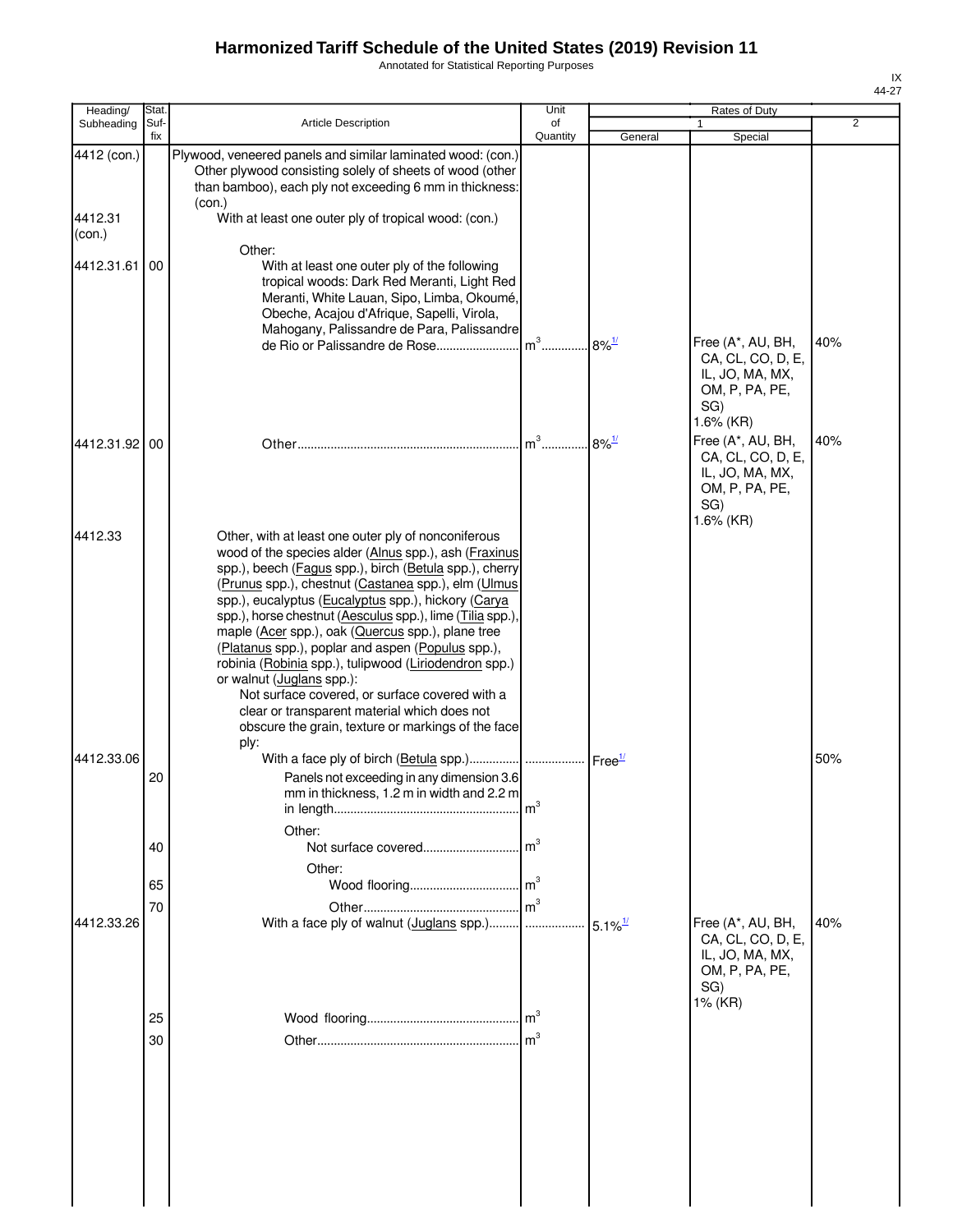# Harmonized Tariff Schedule of the United States (2019) Revision 11

Annotated for Statistical Reporting Purposes

IX
44-27

| Heading/ Subheading | Stat. Suf- fix | Article Description | Unit of Quantity | Rates of Duty 1 General | Special | 2 |
|---|---|---|---|---|---|---|
| 4412 (con.) | | Plywood, veneered panels and similar laminated wood: (con.) | | | | |
| | | Other plywood consisting solely of sheets of wood (other than bamboo), each ply not exceeding 6 mm in thickness: (con.) | | | | |
| 4412.31 (con.) | | With at least one outer ply of tropical wood: (con.) | | | | |
| | | Other: | | | | |
| 4412.31.61 | 00 | With at least one outer ply of the following tropical woods: Dark Red Meranti, Light Red Meranti, White Lauan, Sipo, Limba, Okoumé, Obeche, Acajou d'Afrique, Sapelli, Virola, Mahogany, Palissandre de Para, Palissandre de Rio or Palissandre de Rose | m[3] | 8%[1/] | Free (A*, AU, BH, CA, CL, CO, D, E, IL, JO, MA, MX, OM, P, PA, PE, SG) 1.6% (KR) | 40% |
| 4412.31.92 | 00 | Other | m[3] | 8%[1/] | Free (A*, AU, BH, CA, CL, CO, D, E, IL, JO, MA, MX, OM, P, PA, PE, SG) 1.6% (KR) | 40% |
| 4412.33 | | Other, with at least one outer ply of nonconiferous wood of the species alder (Alnus spp.), ash (Fraxinus spp.), beech (Fagus spp.), birch (Betula spp.), cherry (Prunus spp.), chestnut (Castanea spp.), elm (Ulmus spp.), eucalyptus (Eucalyptus spp.), hickory (Carya spp.), horse chestnut (Aesculus spp.), lime (Tilia spp.), maple (Acer spp.), oak (Quercus spp.), plane tree (Platanus spp.), poplar and aspen (Populus spp.), robinia (Robinia spp.), tulipwood (Liriodendron spp.) or walnut (Juglans spp.): | | | | |
| | | Not surface covered, or surface covered with a clear or transparent material which does not obscure the grain, texture or markings of the face ply: | | | | |
| 4412.33.06 | | With a face ply of birch (Betula spp.) | | Free[1/] | | 50% |
| | 20 | Panels not exceeding in any dimension 3.6 mm in thickness, 1.2 m in width and 2.2 m in length | m[3] | | | |
| | | Other: | | | | |
| | 40 | Not surface covered | m[3] | | | |
| | | Other: | | | | |
| | 65 | Wood flooring | m[3] | | | |
| | 70 | Other | m[3] | | | |
| 4412.33.26 | | With a face ply of walnut (Juglans spp.) | | 5.1%[1/] | Free (A*, AU, BH, CA, CL, CO, D, E, IL, JO, MA, MX, OM, P, PA, PE, SG) 1% (KR) | 40% |
| | 25 | Wood flooring | m[3] | | | |
| | 30 | Other | m[3] | | | |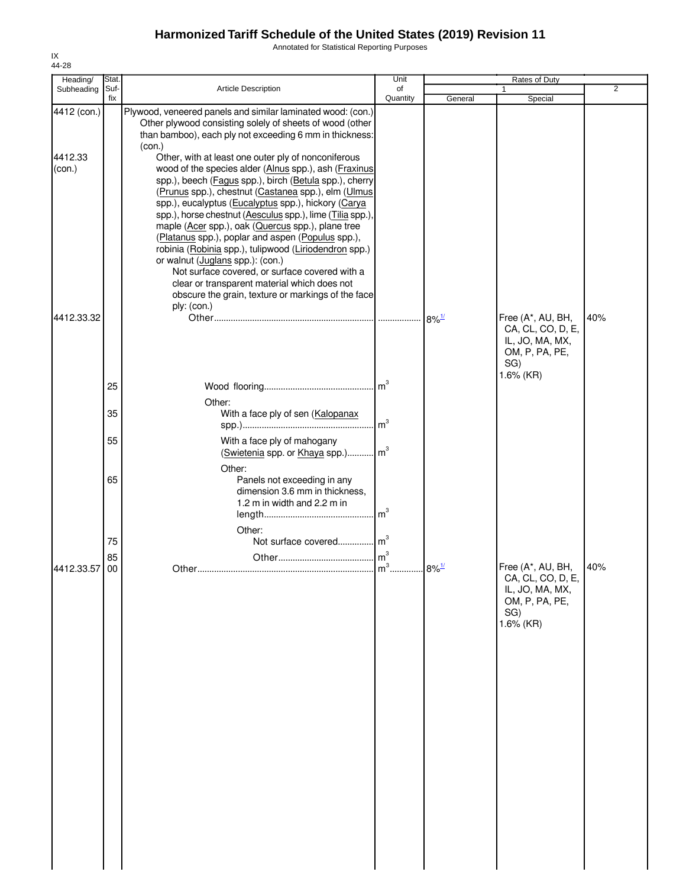# Harmonized Tariff Schedule of the United States (2019) Revision 11

Annotated for Statistical Reporting Purposes

IX
44-28

| Heading/ Subheading | Stat. Suf- fix | Article Description | Unit of Quantity | Rates of Duty 1 General | Special | 2 |
|---|---|---|---|---|---|---|
| 4412 (con.) | | Plywood, veneered panels and similar laminated wood: (con.) | | | | |
| | | Other plywood consisting solely of sheets of wood (other than bamboo), each ply not exceeding 6 mm in thickness: (con.) | | | | |
| 4412.33 (con.) | | Other, with at least one outer ply of nonconiferous wood of the species alder (Alnus spp.), ash (Fraxinus spp.), beech (Fagus spp.), birch (Betula spp.), cherry (Prunus spp.), chestnut (Castanea spp.), elm (Ulmus spp.), eucalyptus (Eucalyptus spp.), hickory (Carya spp.), horse chestnut (Aesculus spp.), lime (Tilia spp.), maple (Acer spp.), oak (Quercus spp.), plane tree (Platanus spp.), poplar and aspen (Populus spp.), robinia (Robinia spp.), tulipwood (Liriodendron spp.) or walnut (Juglans spp.): (con.) | | | | |
| | | Not surface covered, or surface covered with a clear or transparent material which does not obscure the grain, texture or markings of the face ply: (con.) | | | | |
| 4412.33.32 | | Other | | 8%[1/] | Free (A*, AU, BH, CA, CL, CO, D, E, IL, JO, MA, MX, OM, P, PA, PE, SG) 1.6% (KR) | 40% |
| | 25 | Wood flooring | m³ | | | |
| | | Other: | | | | |
| | 35 | With a face ply of sen (Kalopanax spp.) | m³ | | | |
| | 55 | With a face ply of mahogany (Swietenia spp. or Khaya spp.) | m³ | | | |
| | | Other: | | | | |
| | 65 | Panels not exceeding in any dimension 3.6 mm in thickness, 1.2 m in width and 2.2 m in length | m³ | | | |
| | | Other: | | | | |
| | 75 | Not surface covered | m³ | | | |
| | 85 | Other | m³ | | | |
| 4412.33.57 | 00 | Other | m³ | 8%[1/] | Free (A*, AU, BH, CA, CL, CO, D, E, IL, JO, MA, MX, OM, P, PA, PE, SG) 1.6% (KR) | 40% |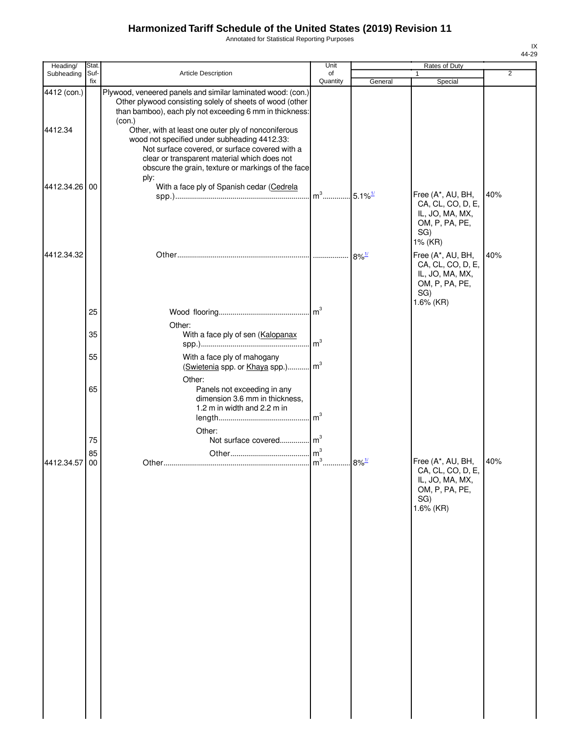# Harmonized Tariff Schedule of the United States (2019) Revision 11

Annotated for Statistical Reporting Purposes

IX
44-29

| Heading/ Subheading | Stat. Suf- fix | Article Description | Unit of Quantity | Rates of Duty 1 General | Special | 2 |
|---|---|---|---|---|---|---|
| 4412 (con.) | | Plywood, veneered panels and similar laminated wood: (con.) Other plywood consisting solely of sheets of wood (other than bamboo), each ply not exceeding 6 mm in thickness: (con.) | | | | |
| 4412.34 | | Other, with at least one outer ply of nonconiferous wood not specified under subheading 4412.33: Not surface covered, or surface covered with a clear or transparent material which does not obscure the grain, texture or markings of the face ply: | | | | |
| 4412.34.26 | 00 | With a face ply of Spanish cedar (Cedrela spp.) | m³ | 5.1%[1/] | Free (A*, AU, BH, CA, CL, CO, D, E, IL, JO, MA, MX, OM, P, PA, PE, SG) 1% (KR) | 40% |
| 4412.34.32 | | Other | | 8%[1/] | Free (A*, AU, BH, CA, CL, CO, D, E, IL, JO, MA, MX, OM, P, PA, PE, SG) 1.6% (KR) | 40% |
| | 25 | Wood flooring | m³ | | | |
| | | Other: | | | | |
| | 35 | With a face ply of sen (Kalopanax spp.) | m³ | | | |
| | 55 | With a face ply of mahogany (Swietenia spp. or Khaya spp.) | m³ | | | |
| | | Other: | | | | |
| | 65 | Panels not exceeding in any dimension 3.6 mm in thickness, 1.2 m in width and 2.2 m in length | m³ | | | |
| | | Other: | | | | |
| | 75 | Not surface covered | m³ | | | |
| | 85 | Other | m³ | | | |
| 4412.34.57 | 00 | Other | m³ | 8%[1/] | Free (A*, AU, BH, CA, CL, CO, D, E, IL, JO, MA, MX, OM, P, PA, PE, SG) 1.6% (KR) | 40% |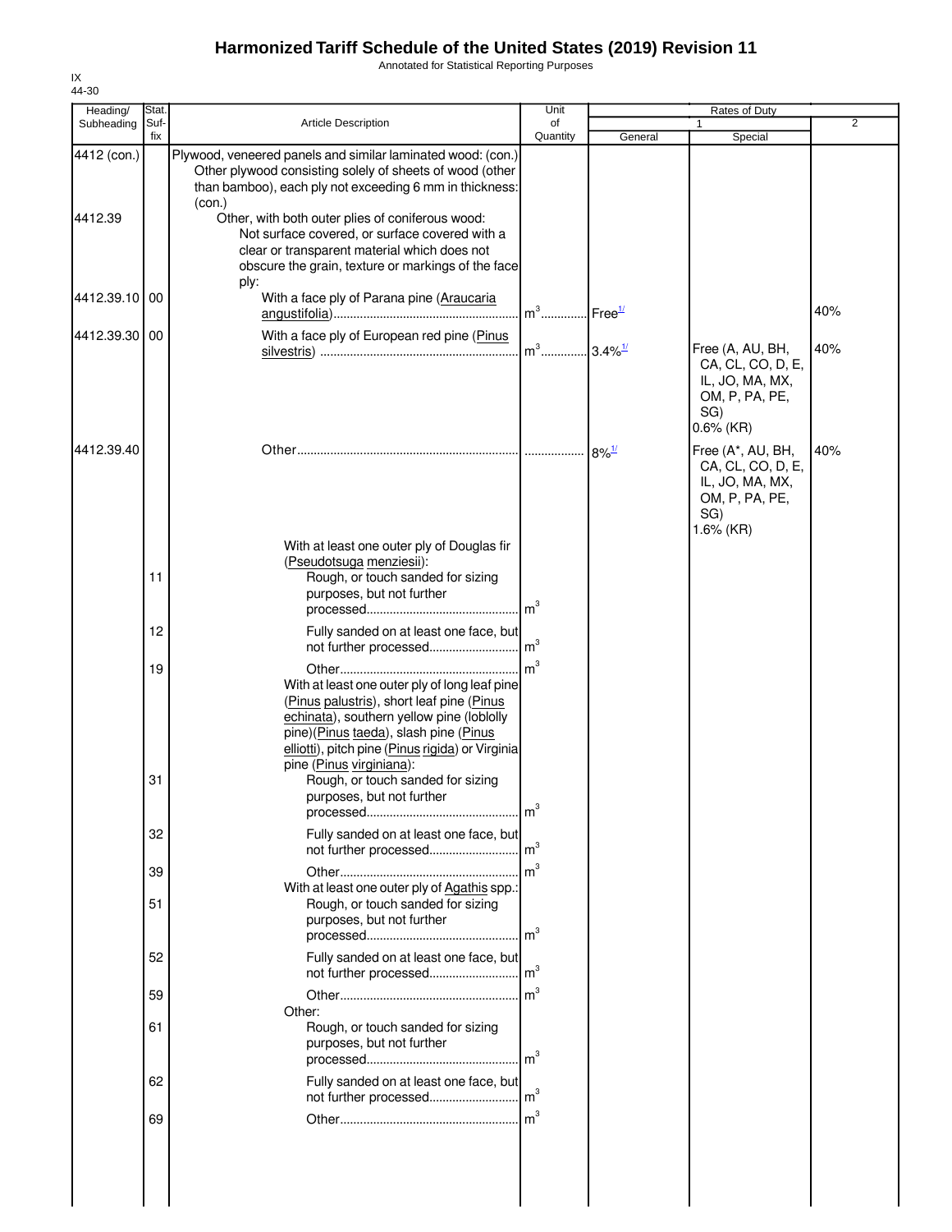# Harmonized Tariff Schedule of the United States (2019) Revision 11

Annotated for Statistical Reporting Purposes

IX
44-30

| Heading/ Subheading | Stat. Suf- fix | Article Description | Unit of Quantity | Rates of Duty 1 General | Rates of Duty 1 Special | Rates of Duty 2 |
|---|---|---|---|---|---|---|
| 4412 (con.) | | Plywood, veneered panels and similar laminated wood: (con.) | | | | |
| | | Other plywood consisting solely of sheets of wood (other than bamboo), each ply not exceeding 6 mm in thickness: (con.) | | | | |
| 4412.39 | | Other, with both outer plies of coniferous wood: | | | | |
| | | Not surface covered, or surface covered with a clear or transparent material which does not obscure the grain, texture or markings of the face ply: | | | | |
| 4412.39.10 | 00 | With a face ply of Parana pine (Araucaria angustifolia) | $m^3$ | Free[1/] | | 40% |
| 4412.39.30 | 00 | With a face ply of European red pine (Pinus silvestris) | $m^3$ | 3.4%[1/] | Free (A, AU, BH, CA, CL, CO, D, E, IL, JO, MA, MX, OM, P, PA, PE, SG) 0.6% (KR) | 40% |
| 4412.39.40 | | Other | | 8%[1/] | Free (A*, AU, BH, CA, CL, CO, D, E, IL, JO, MA, MX, OM, P, PA, PE, SG) 1.6% (KR) | 40% |
| | | With at least one outer ply of Douglas fir (Pseudotsuga menziesii): | | | | |
| | 11 | Rough, or touch sanded for sizing purposes, but not further processed | $m^3$ | | | |
| | 12 | Fully sanded on at least one face, but not further processed | $m^3$ | | | |
| | 19 | Other | $m^3$ | | | |
| | | With at least one outer ply of long leaf pine (Pinus palustris), short leaf pine (Pinus echinata), southern yellow pine (loblolly pine)(Pinus taeda), slash pine (Pinus elliotti), pitch pine (Pinus rigida) or Virginia pine (Pinus virginiana): | | | | |
| | 31 | Rough, or touch sanded for sizing purposes, but not further processed | $m^3$ | | | |
| | 32 | Fully sanded on at least one face, but not further processed | $m^3$ | | | |
| | 39 | Other | $m^3$ | | | |
| | | With at least one outer ply of Agathis spp.: | | | | |
| | 51 | Rough, or touch sanded for sizing purposes, but not further processed | $m^3$ | | | |
| | 52 | Fully sanded on at least one face, but not further processed | $m^3$ | | | |
| | 59 | Other | $m^3$ | | | |
| | | Other: | | | | |
| | 61 | Rough, or touch sanded for sizing purposes, but not further processed | $m^3$ | | | |
| | 62 | Fully sanded on at least one face, but not further processed | $m^3$ | | | |
| | 69 | Other | $m^3$ | | | |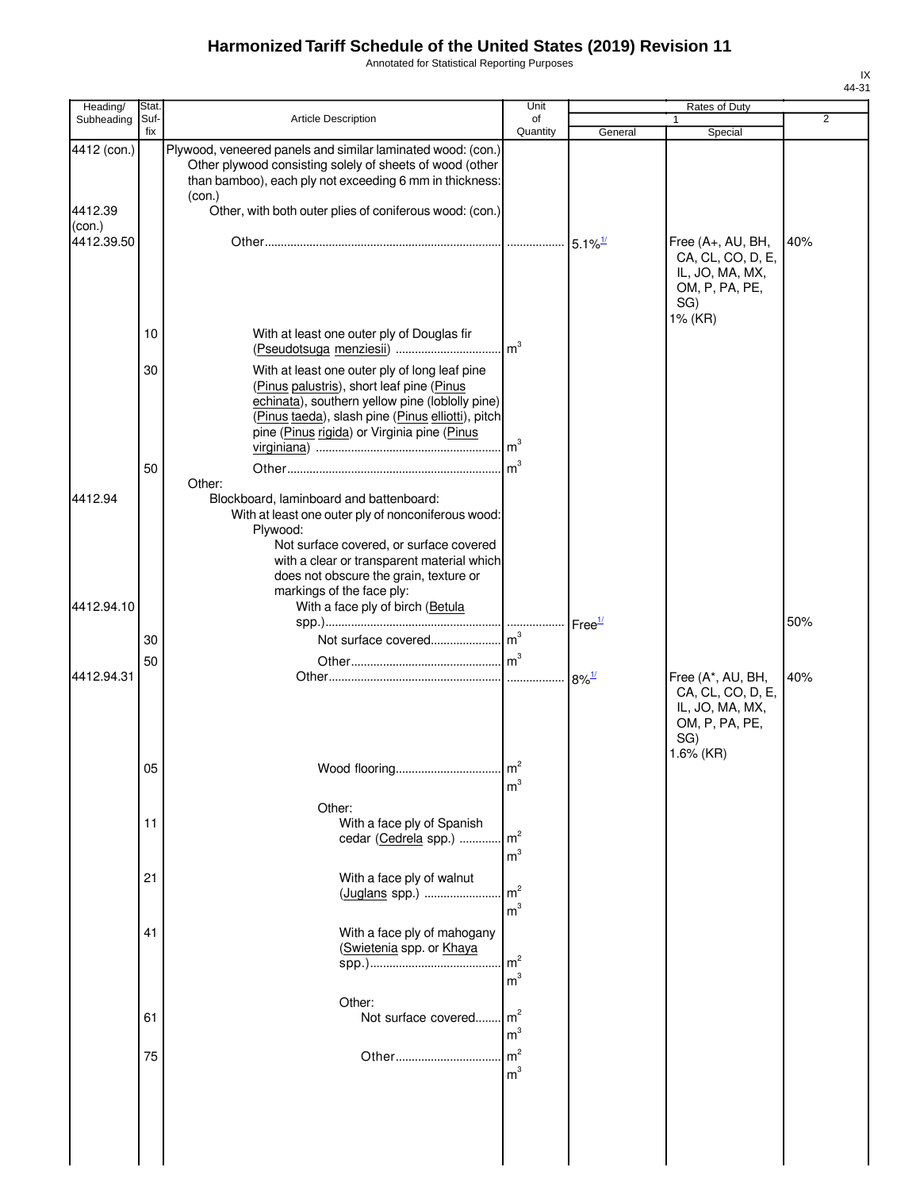# Harmonized Tariff Schedule of the United States (2019) Revision 11

Annotated for Statistical Reporting Purposes

IX
44-31

| Heading/ Subheading | Stat. Suf- fix | Article Description | Unit of Quantity | Rates of Duty 1 General | Rates of Duty 1 Special | Rates of Duty 2 |
|---|---|---|---|---|---|---|
| 4412 (con.) | | Plywood, veneered panels and similar laminated wood: (con.) Other plywood consisting solely of sheets of wood (other than bamboo), each ply not exceeding 6 mm in thickness: (con.) | | | | |
| 4412.39 (con.) | | Other, with both outer plies of coniferous wood: (con.) | | | | |
| 4412.39.50 | | Other | | 5.1%[1/] | Free (A+, AU, BH, CA, CL, CO, D, E, IL, JO, MA, MX, OM, P, PA, PE, SG) 1% (KR) | 40% |
| | 10 | With at least one outer ply of Douglas fir (Pseudotsuga menziesii) | $m^3$ | | | |
| | 30 | With at least one outer ply of long leaf pine (Pinus palustris), short leaf pine (Pinus echinata), southern yellow pine (loblolly pine) (Pinus taeda), slash pine (Pinus elliotti), pitch pine (Pinus rigida) or Virginia pine (Pinus virginiana) | $m^3$ | | | |
| | 50 | Other | $m^3$ | | | |
| | | Other: | | | | |
| 4412.94 | | Blockboard, laminboard and battenboard: | | | | |
| | | With at least one outer ply of nonconiferous wood: | | | | |
| | | Plywood: | | | | |
| | | Not surface covered, or surface covered with a clear or transparent material which does not obscure the grain, texture or markings of the face ply: | | | | |
| 4412.94.10 | | With a face ply of birch (Betula spp.) | | Free[1/] | | 50% |
| | 30 | Not surface covered | $m^3$ | | | |
| | 50 | Other | $m^3$ | | | |
| 4412.94.31 | | Other | | 8%[1/] | Free (A*, AU, BH, CA, CL, CO, D, E, IL, JO, MA, MX, OM, P, PA, PE, SG) 1.6% (KR) | 40% |
| | 05 | Wood flooring | $m^2$ $m^3$ | | | |
| | | Other: | | | | |
| | 11 | With a face ply of Spanish cedar (Cedrela spp.) | $m^2$ $m^3$ | | | |
| | 21 | With a face ply of walnut (Juglans spp.) | $m^2$ $m^3$ | | | |
| | 41 | With a face ply of mahogany (Swietenia spp. or Khaya spp.) | $m^2$ $m^3$ | | | |
| | | Other: | | | | |
| | 61 | Not surface covered | $m^2$ $m^3$ | | | |
| | 75 | Other | $m^2$ $m^3$ | | | |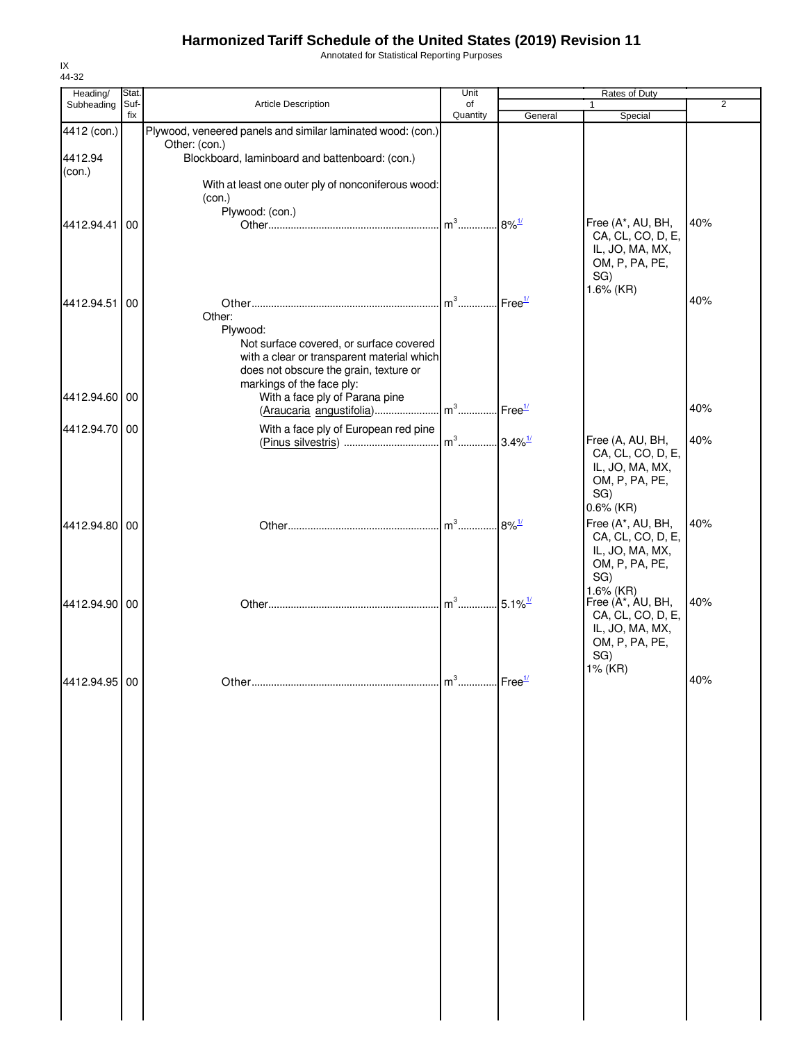# Harmonized Tariff Schedule of the United States (2019) Revision 11

Annotated for Statistical Reporting Purposes

IX
44-32

| Heading/ Subheading | Stat. Suf-fix | Article Description | Unit of Quantity | Rates of Duty 1 General | Rates of Duty 1 Special | Rates of Duty 2 |
|---|---|---|---|---|---|---|
| 4412 (con.) | | Plywood, veneered panels and similar laminated wood: (con.) | | | | |
| | | Other: (con.) | | | | |
| 4412.94 (con.) | | Blockboard, laminboard and battenboard: (con.) | | | | |
| | | With at least one outer ply of nonconiferous wood: (con.) | | | | |
| | | Plywood: (con.) | | | | |
| 4412.94.41 | 00 | Other | m[3] | 8%[1/] | Free (A*, AU, BH, CA, CL, CO, D, E, IL, JO, MA, MX, OM, P, PA, PE, SG) 1.6% (KR) | 40% |
| 4412.94.51 | 00 | Other | m[3] | Free[1/] | | 40% |
| | | Other: | | | | |
| | | Plywood: | | | | |
| | | Not surface covered, or surface covered with a clear or transparent material which does not obscure the grain, texture or markings of the face ply: | | | | |
| 4412.94.60 | 00 | With a face ply of Parana pine (Araucaria angustifolia) | m[3] | Free[1/] | | 40% |
| 4412.94.70 | 00 | With a face ply of European red pine (Pinus silvestris) | m[3] | 3.4%[1/] | Free (A, AU, BH, CA, CL, CO, D, E, IL, JO, MA, MX, OM, P, PA, PE, SG) 0.6% (KR) | 40% |
| 4412.94.80 | 00 | Other | m[3] | 8%[1/] | Free (A*, AU, BH, CA, CL, CO, D, E, IL, JO, MA, MX, OM, P, PA, PE, SG) 1.6% (KR) | 40% |
| 4412.94.90 | 00 | Other | m[3] | 5.1%[1/] | Free (A*, AU, BH, CA, CL, CO, D, E, IL, JO, MA, MX, OM, P, PA, PE, SG) 1% (KR) | 40% |
| 4412.94.95 | 00 | Other | m[3] | Free[1/] | | 40% |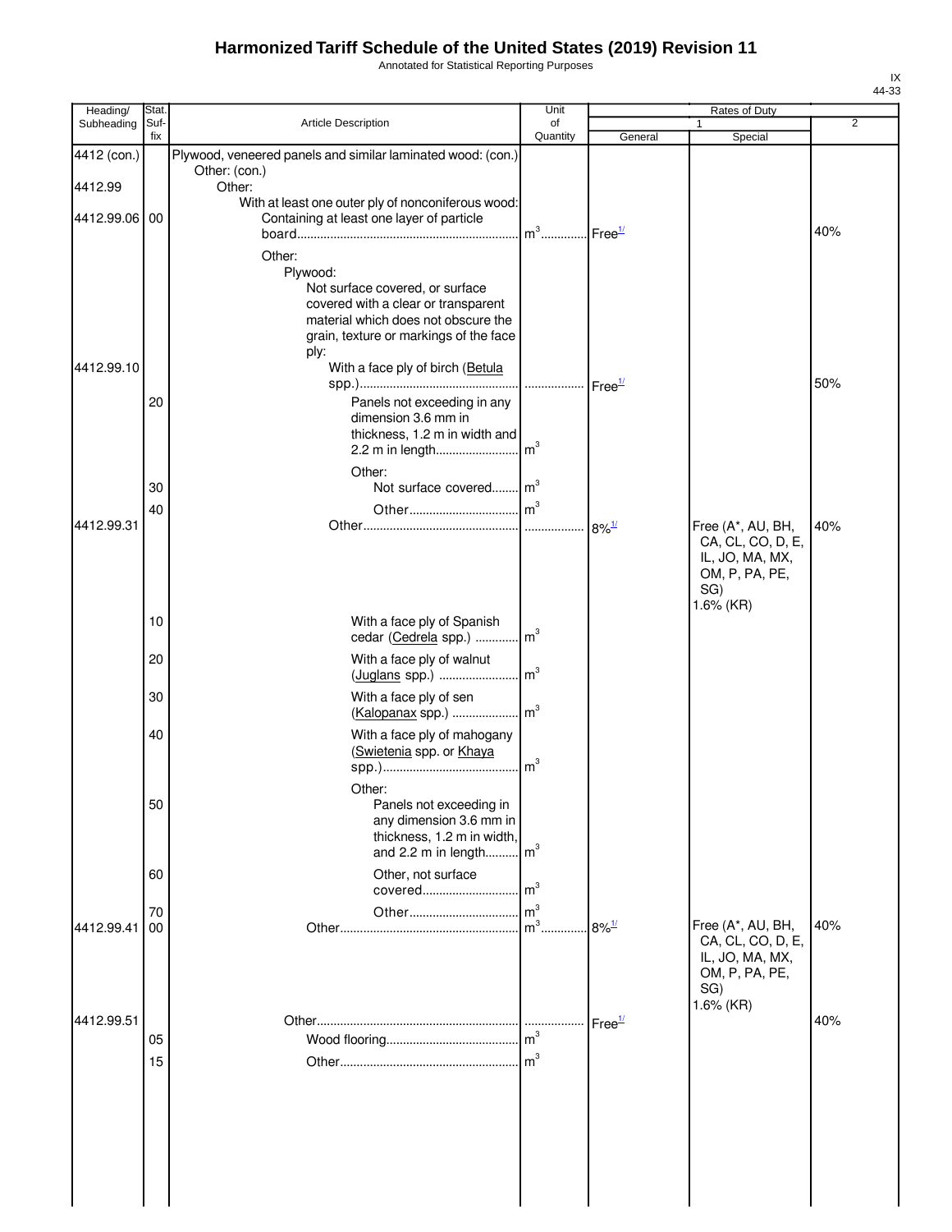# Harmonized Tariff Schedule of the United States (2019) Revision 11

Annotated for Statistical Reporting Purposes

IX
44-33

| Heading/ Subheading | Stat. Suf- fix | Article Description | Unit of Quantity | Rates of Duty 1 General | Rates of Duty 1 Special | Rates of Duty 2 |
|---|---|---|---|---|---|---|
| 4412 (con.) | | Plywood, veneered panels and similar laminated wood: (con.) | | | | |
| | | Other: (con.) | | | | |
| 4412.99 | | Other: | | | | |
| | | With at least one outer ply of nonconiferous wood: | | | | |
| 4412.99.06 | 00 | Containing at least one layer of particle board | m3 | Free[1/] | | 40% |
| | | Other: | | | | |
| | | Plywood: | | | | |
| | | Not surface covered, or surface covered with a clear or transparent material which does not obscure the grain, texture or markings of the face ply: | | | | |
| 4412.99.10 | | With a face ply of birch (Betula spp.) | | Free[1/] | | 50% |
| | 20 | Panels not exceeding in any dimension 3.6 mm in thickness, 1.2 m in width and 2.2 m in length | m3 | | | |
| | | Other: | | | | |
| | 30 | Not surface covered | m3 | | | |
| | 40 | Other | m3 | | | |
| 4412.99.31 | | Other | | 8%[1/] | Free (A*, AU, BH, CA, CL, CO, D, E, IL, JO, MA, MX, OM, P, PA, PE, SG) 1.6% (KR) | 40% |
| | 10 | With a face ply of Spanish cedar (Cedrela spp.) | m3 | | | |
| | 20 | With a face ply of walnut (Juglans spp.) | m3 | | | |
| | 30 | With a face ply of sen (Kalopanax spp.) | m3 | | | |
| | 40 | With a face ply of mahogany (Swietenia spp. or Khaya spp.) | m3 | | | |
| | | Other: | | | | |
| | 50 | Panels not exceeding in any dimension 3.6 mm in thickness, 1.2 m in width, and 2.2 m in length | m3 | | | |
| | 60 | Other, not surface covered | m3 | | | |
| | 70 | Other | m3 | | | |
| 4412.99.41 | 00 | Other | m3 | 8%[1/] | Free (A*, AU, BH, CA, CL, CO, D, E, IL, JO, MA, MX, OM, P, PA, PE, SG) 1.6% (KR) | 40% |
| 4412.99.51 | | Other | | Free[1/] | | 40% |
| | 05 | Wood flooring | m3 | | | |
| | 15 | Other | m3 | | | |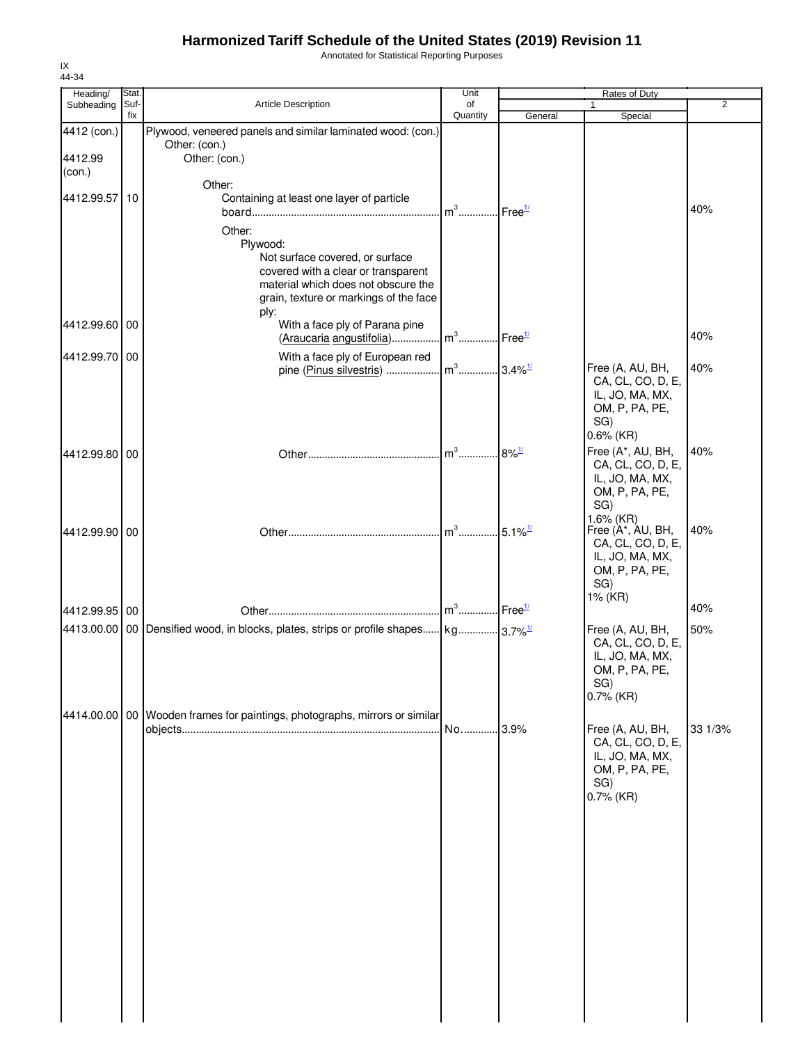# Harmonized Tariff Schedule of the United States (2019) Revision 11

Annotated for Statistical Reporting Purposes

IX
44-34

| Heading/ Subheading | Stat. Suffix | Article Description | Unit of Quantity | Rates of Duty 1 General | Special | 2 |
|---|---|---|---|---|---|---|
| 4412 (con.) | | Plywood, veneered panels and similar laminated wood: (con.) | | | | |
| | | Other: (con.) | | | | |
| 4412.99 (con.) | | Other: (con.) | | | | |
| | | Other: | | | | |
| 4412.99.57 | 10 | Containing at least one layer of particle board | m³ | Free[1/] | | 40% |
| | | Other: | | | | |
| | | Plywood: | | | | |
| | | Not surface covered, or surface covered with a clear or transparent material which does not obscure the grain, texture or markings of the face ply: | | | | |
| 4412.99.60 | 00 | With a face ply of Parana pine (Araucaria angustifolia) | m³ | Free[1/] | | 40% |
| 4412.99.70 | 00 | With a face ply of European red pine (Pinus silvestris) | m³ | 3.4%[1/] | Free (A, AU, BH, CA, CL, CO, D, E, IL, JO, MA, MX, OM, P, PA, PE, SG) 0.6% (KR) | 40% |
| 4412.99.80 | 00 | Other | m³ | 8%[1/] | Free (A*, AU, BH, CA, CL, CO, D, E, IL, JO, MA, MX, OM, P, PA, PE, SG) 1.6% (KR) | 40% |
| 4412.99.90 | 00 | Other | m³ | 5.1%[1/] | Free (A*, AU, BH, CA, CL, CO, D, E, IL, JO, MA, MX, OM, P, PA, PE, SG) 1% (KR) | 40% |
| 4412.99.95 | 00 | Other | m³ | Free[1/] | | 40% |
| 4413.00.00 | 00 | Densified wood, in blocks, plates, strips or profile shapes | kg | 3.7%[1/] | Free (A, AU, BH, CA, CL, CO, D, E, IL, JO, MA, MX, OM, P, PA, PE, SG) 0.7% (KR) | 50% |
| 4414.00.00 | 00 | Wooden frames for paintings, photographs, mirrors or similar objects | No. | 3.9% | Free (A, AU, BH, CA, CL, CO, D, E, IL, JO, MA, MX, OM, P, PA, PE, SG) 0.7% (KR) | 33 1/3% |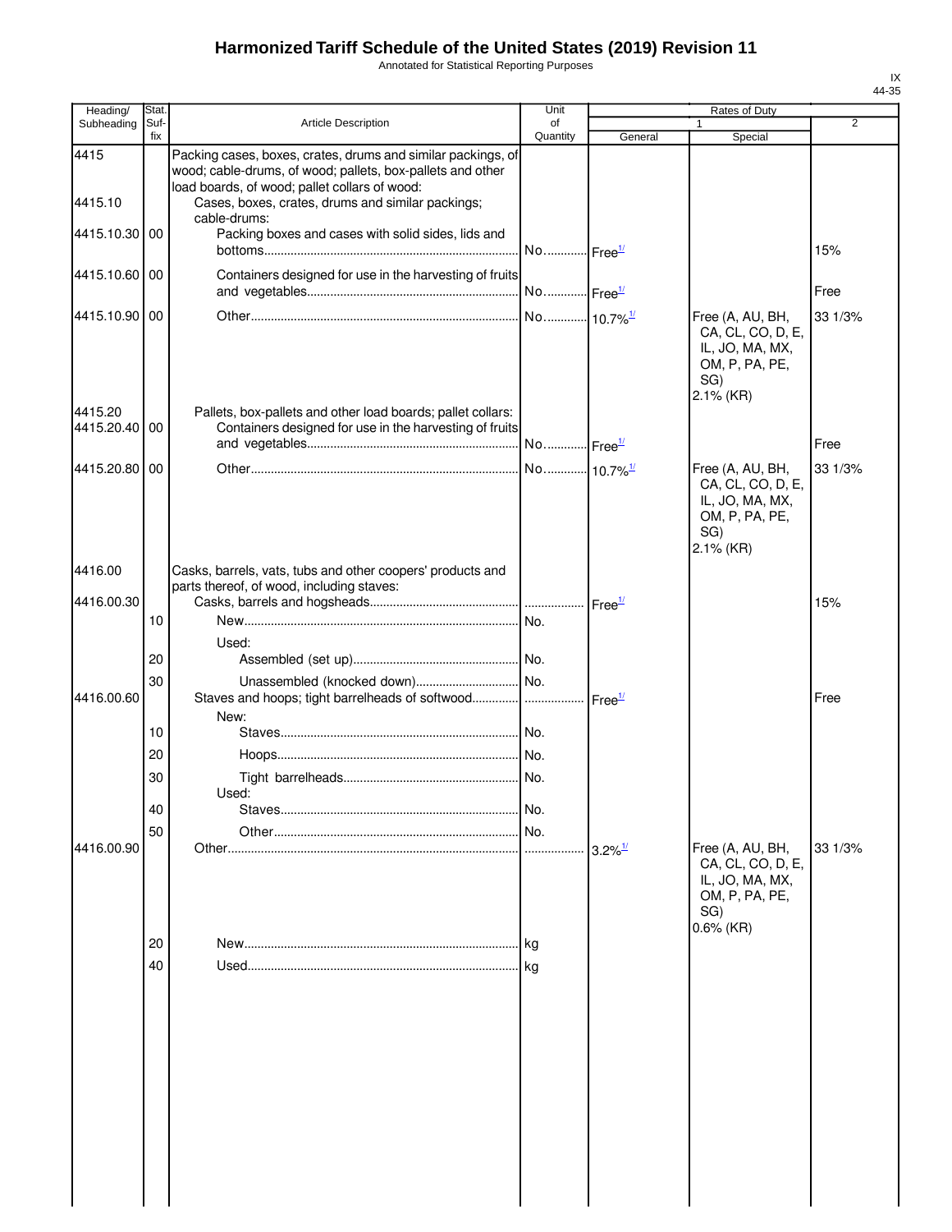# Harmonized Tariff Schedule of the United States (2019) Revision 11

Annotated for Statistical Reporting Purposes

IX
44-35

| Heading/ Subheading | Stat. Suf- fix | Article Description | Unit of Quantity | Rates of Duty 1 General | Special | 2 |
|---|---|---|---|---|---|---|
| 4415 | | Packing cases, boxes, crates, drums and similar packings, of wood; cable-drums, of wood; pallets, box-pallets and other load boards, of wood; pallet collars of wood: | | | | |
| 4415.10 | | Cases, boxes, crates, drums and similar packings; cable-drums: | | | | |
| 4415.10.30 | 00 | Packing boxes and cases with solid sides, lids and bottoms | No. | Free[1/] | | 15% |
| 4415.10.60 | 00 | Containers designed for use in the harvesting of fruits and vegetables | No. | Free[1/] | | Free |
| 4415.10.90 | 00 | Other | No. | 10.7%[1/] | Free (A, AU, BH, CA, CL, CO, D, E, IL, JO, MA, MX, OM, P, PA, PE, SG) 2.1% (KR) | 33 1/3% |
| 4415.20 | | Pallets, box-pallets and other load boards; pallet collars: | | | | |
| 4415.20.40 | 00 | Containers designed for use in the harvesting of fruits and vegetables | No. | Free[1/] | | Free |
| 4415.20.80 | 00 | Other | No. | 10.7%[1/] | Free (A, AU, BH, CA, CL, CO, D, E, IL, JO, MA, MX, OM, P, PA, PE, SG) 2.1% (KR) | 33 1/3% |
| 4416.00 | | Casks, barrels, vats, tubs and other coopers' products and parts thereof, of wood, including staves: | | | | |
| 4416.00.30 | | Casks, barrels and hogsheads | | Free[1/] | | 15% |
| | 10 | New | No. | | | |
| | | Used: | | | | |
| | 20 | Assembled (set up) | No. | | | |
| | 30 | Unassembled (knocked down) | No. | | | |
| 4416.00.60 | | Staves and hoops; tight barrelheads of softwood | | Free[1/] | | Free |
| | | New: | | | | |
| | 10 | Staves | No. | | | |
| | 20 | Hoops | No. | | | |
| | 30 | Tight barrelheads | No. | | | |
| | | Used: | | | | |
| | 40 | Staves | No. | | | |
| | 50 | Other | No. | | | |
| 4416.00.90 | | Other | | 3.2%[1/] | Free (A, AU, BH, CA, CL, CO, D, E, IL, JO, MA, MX, OM, P, PA, PE, SG) 0.6% (KR) | 33 1/3% |
| | 20 | New | kg | | | |
| | 40 | Used | kg | | | |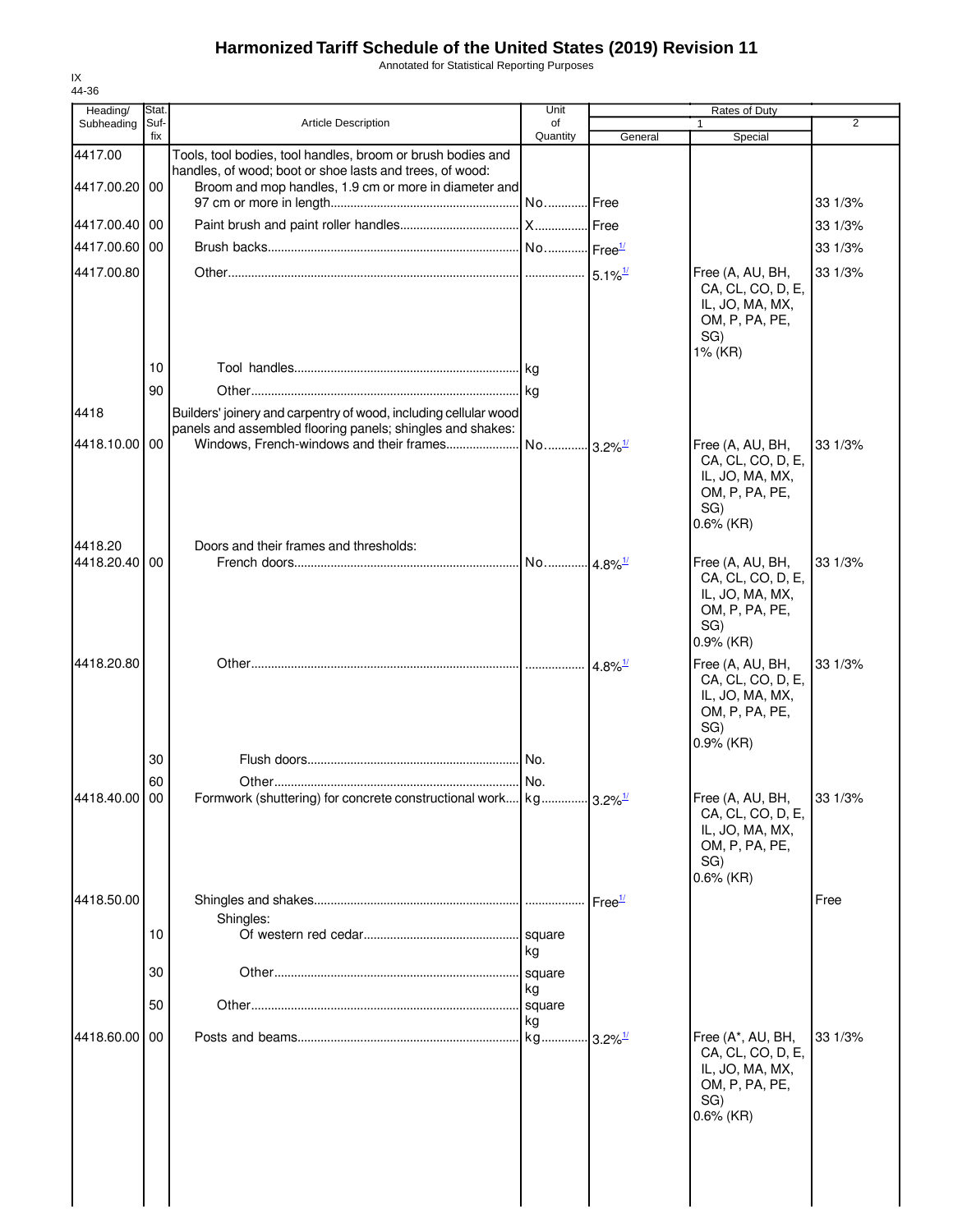# Harmonized Tariff Schedule of the United States (2019) Revision 11

Annotated for Statistical Reporting Purposes

IX
44-36

| Heading/ Subheading | Stat. Suf- fix | Article Description | Unit of Quantity | Rates of Duty 1 General | Rates of Duty 1 Special | Rates of Duty 2 |
|---|---|---|---|---|---|---|
| 4417.00 | | Tools, tool bodies, tool handles, broom or brush bodies and handles, of wood; boot or shoe lasts and trees, of wood: | | | | |
| 4417.00.20 | 00 | Broom and mop handles, 1.9 cm or more in diameter and 97 cm or more in length | No. | Free | | 33 1/3% |
| 4417.00.40 | 00 | Paint brush and paint roller handles | X | Free | | 33 1/3% |
| 4417.00.60 | 00 | Brush backs | No. | Free[1/] | | 33 1/3% |
| 4417.00.80 | | Other | | 5.1%[1/] | Free (A, AU, BH, CA, CL, CO, D, E, IL, JO, MA, MX, OM, P, PA, PE, SG) 1% (KR) | 33 1/3% |
| | 10 | Tool handles | kg | | | |
| | 90 | Other | kg | | | |
| 4418 | | Builders' joinery and carpentry of wood, including cellular wood panels and assembled flooring panels; shingles and shakes: | | | | |
| 4418.10.00 | 00 | Windows, French-windows and their frames | No. | 3.2%[1/] | Free (A, AU, BH, CA, CL, CO, D, E, IL, JO, MA, MX, OM, P, PA, PE, SG) 0.6% (KR) | 33 1/3% |
| 4418.20 | | Doors and their frames and thresholds: | | | | |
| 4418.20.40 | 00 | French doors | No. | 4.8%[1/] | Free (A, AU, BH, CA, CL, CO, D, E, IL, JO, MA, MX, OM, P, PA, PE, SG) 0.9% (KR) | 33 1/3% |
| 4418.20.80 | | Other | | 4.8%[1/] | Free (A, AU, BH, CA, CL, CO, D, E, IL, JO, MA, MX, OM, P, PA, PE, SG) 0.9% (KR) | 33 1/3% |
| | 30 | Flush doors | No. | | | |
| | 60 | Other | No. | | | |
| 4418.40.00 | 00 | Formwork (shuttering) for concrete constructional work | kg | 3.2%[1/] | Free (A, AU, BH, CA, CL, CO, D, E, IL, JO, MA, MX, OM, P, PA, PE, SG) 0.6% (KR) | 33 1/3% |
| 4418.50.00 | | Shingles and shakes | | Free[1/] | | Free |
| | | Shingles: | | | | |
| | 10 | Of western red cedar | square kg | | | |
| | 30 | Other | square kg | | | |
| | 50 | Other | square kg | | | |
| 4418.60.00 | 00 | Posts and beams | kg | 3.2%[1/] | Free (A*, AU, BH, CA, CL, CO, D, E, IL, JO, MA, MX, OM, P, PA, PE, SG) 0.6% (KR) | 33 1/3% |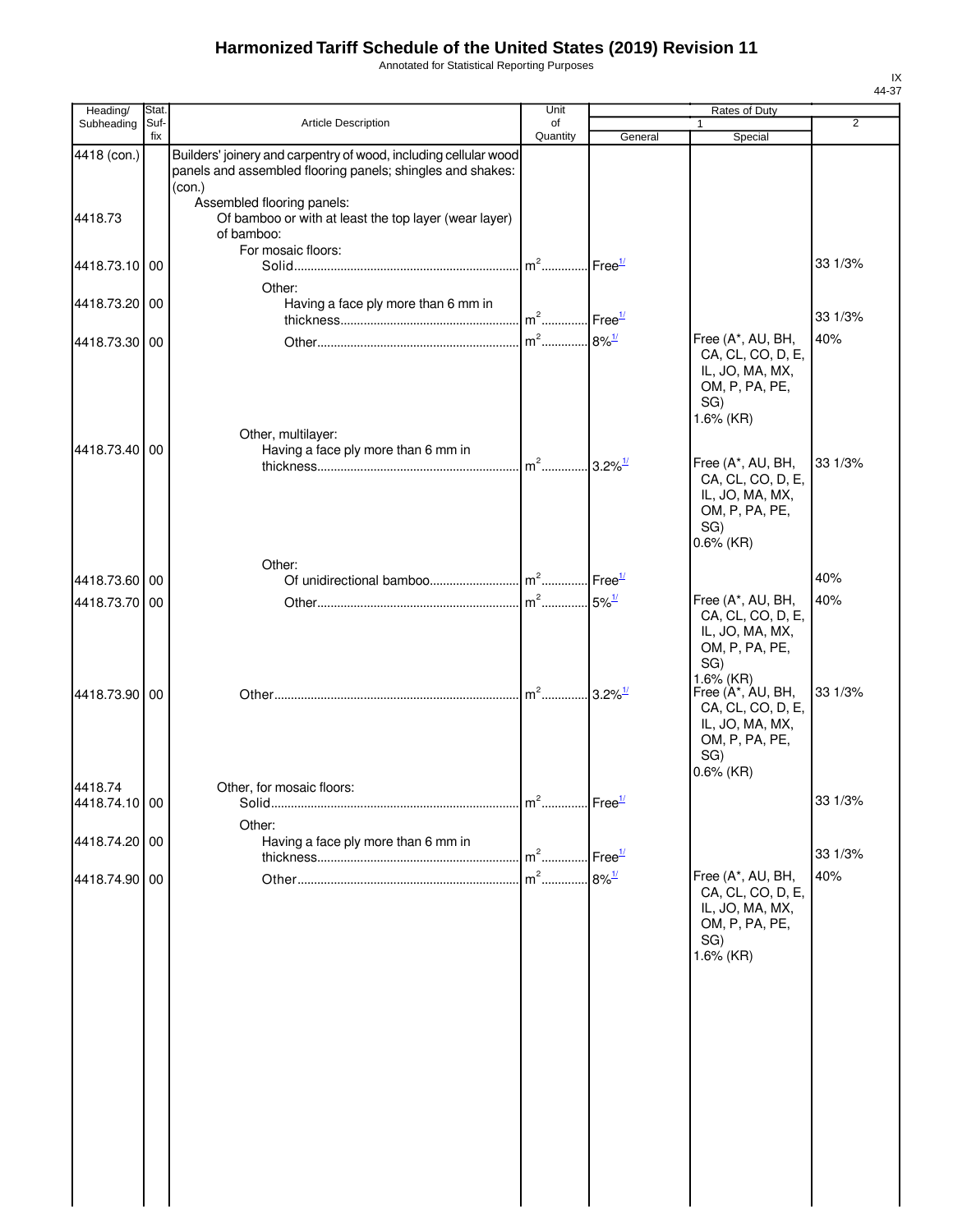# Harmonized Tariff Schedule of the United States (2019) Revision 11

Annotated for Statistical Reporting Purposes

IX
44-37

| Heading/ Subheading | Stat. Suf- fix | Article Description | Unit of Quantity | Rates of Duty 1 General | Special | 2 |
|---|---|---|---|---|---|---|
| 4418 (con.) | | Builders' joinery and carpentry of wood, including cellular wood panels and assembled flooring panels; shingles and shakes: (con.) | | | | |
| | | Assembled flooring panels: | | | | |
| 4418.73 | | Of bamboo or with at least the top layer (wear layer) of bamboo: | | | | |
| | | For mosaic floors: | | | | |
| 4418.73.10 | 00 | Solid | $m^2$ | Free[1/] | | 33 1/3% |
| | | Other: | | | | |
| 4418.73.20 | 00 | Having a face ply more than 6 mm in thickness | $m^2$ | Free[1/] | | 33 1/3% |
| 4418.73.30 | 00 | Other | $m^2$ | 8%[1/] | Free (A*, AU, BH, CA, CL, CO, D, E, IL, JO, MA, MX, OM, P, PA, PE, SG)<br>1.6% (KR) | 40% |
| | | Other, multilayer: | | | | |
| 4418.73.40 | 00 | Having a face ply more than 6 mm in thickness | $m^2$ | 3.2%[1/] | Free (A*, AU, BH, CA, CL, CO, D, E, IL, JO, MA, MX, OM, P, PA, PE, SG)<br>0.6% (KR) | 33 1/3% |
| | | Other: | | | | |
| 4418.73.60 | 00 | Of unidirectional bamboo | $m^2$ | Free[1/] | | 40% |
| 4418.73.70 | 00 | Other | $m^2$ | 5%[1/] | Free (A*, AU, BH, CA, CL, CO, D, E, IL, JO, MA, MX, OM, P, PA, PE, SG)<br>1.6% (KR) | 40% |
| 4418.73.90 | 00 | Other | $m^2$ | 3.2%[1/] | Free (A*, AU, BH, CA, CL, CO, D, E, IL, JO, MA, MX, OM, P, PA, PE, SG)<br>0.6% (KR) | 33 1/3% |
| 4418.74 | | Other, for mosaic floors: | | | | |
| 4418.74.10 | 00 | Solid | $m^2$ | Free[1/] | | 33 1/3% |
| | | Other: | | | | |
| 4418.74.20 | 00 | Having a face ply more than 6 mm in thickness | $m^2$ | Free[1/] | | 33 1/3% |
| 4418.74.90 | 00 | Other | $m^2$ | 8%[1/] | Free (A*, AU, BH, CA, CL, CO, D, E, IL, JO, MA, MX, OM, P, PA, PE, SG)<br>1.6% (KR) | 40% |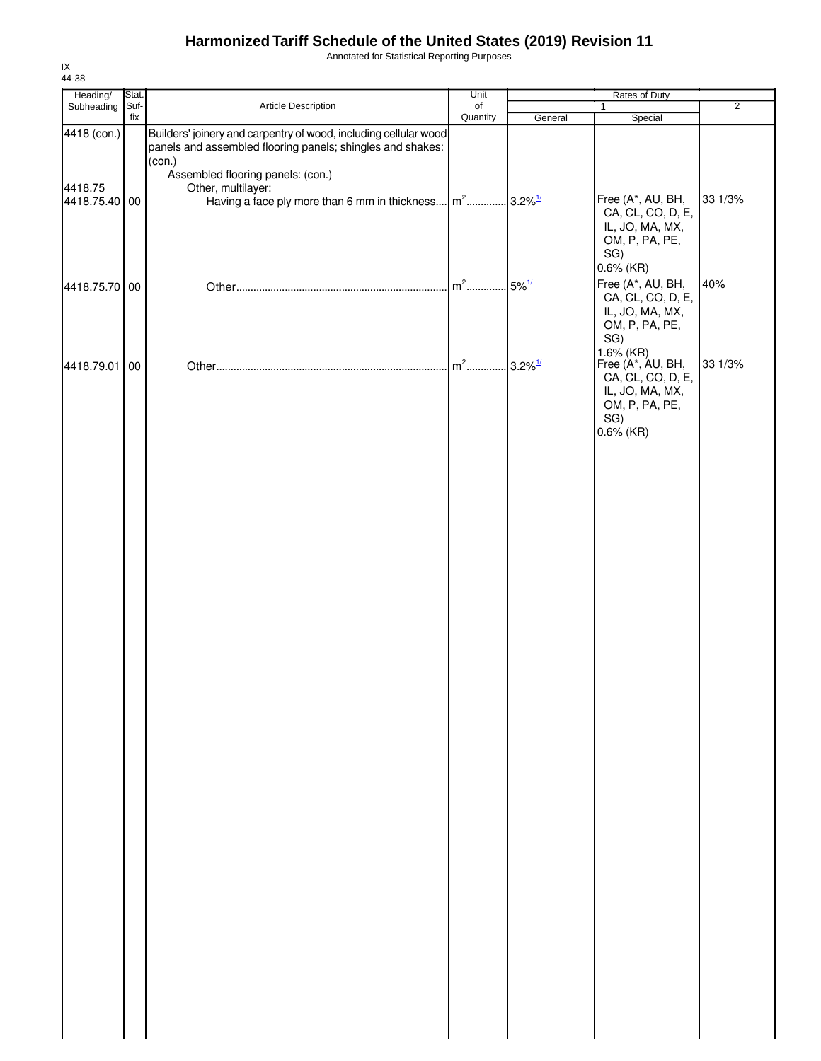# Harmonized Tariff Schedule of the United States (2019) Revision 11

Annotated for Statistical Reporting Purposes

IX
44-38

| Heading/ Subheading | Stat. Suf- fix | Article Description | Unit of Quantity | Rates of Duty 1 General | Special | 2 |
|---|---|---|---|---|---|---|
| 4418 (con.) | | Builders' joinery and carpentry of wood, including cellular wood panels and assembled flooring panels; shingles and shakes: (con.) | | | | |
| | | Assembled flooring panels: (con.) | | | | |
| 4418.75 | | Other, multilayer: | | | | |
| 4418.75.40 | 00 | Having a face ply more than 6 mm in thickness | $m^2$ | 3.2%[1/] | Free (A*, AU, BH, CA, CL, CO, D, E, IL, JO, MA, MX, OM, P, PA, PE, SG) 0.6% (KR) | 33 1/3% |
| 4418.75.70 | 00 | Other | $m^2$ | 5%[1/] | Free (A*, AU, BH, CA, CL, CO, D, E, IL, JO, MA, MX, OM, P, PA, PE, SG) 1.6% (KR) | 40% |
| 4418.79.01 | 00 | Other | $m^2$ | 3.2%[1/] | Free (A*, AU, BH, CA, CL, CO, D, E, IL, JO, MA, MX, OM, P, PA, PE, SG) 0.6% (KR) | 33 1/3% |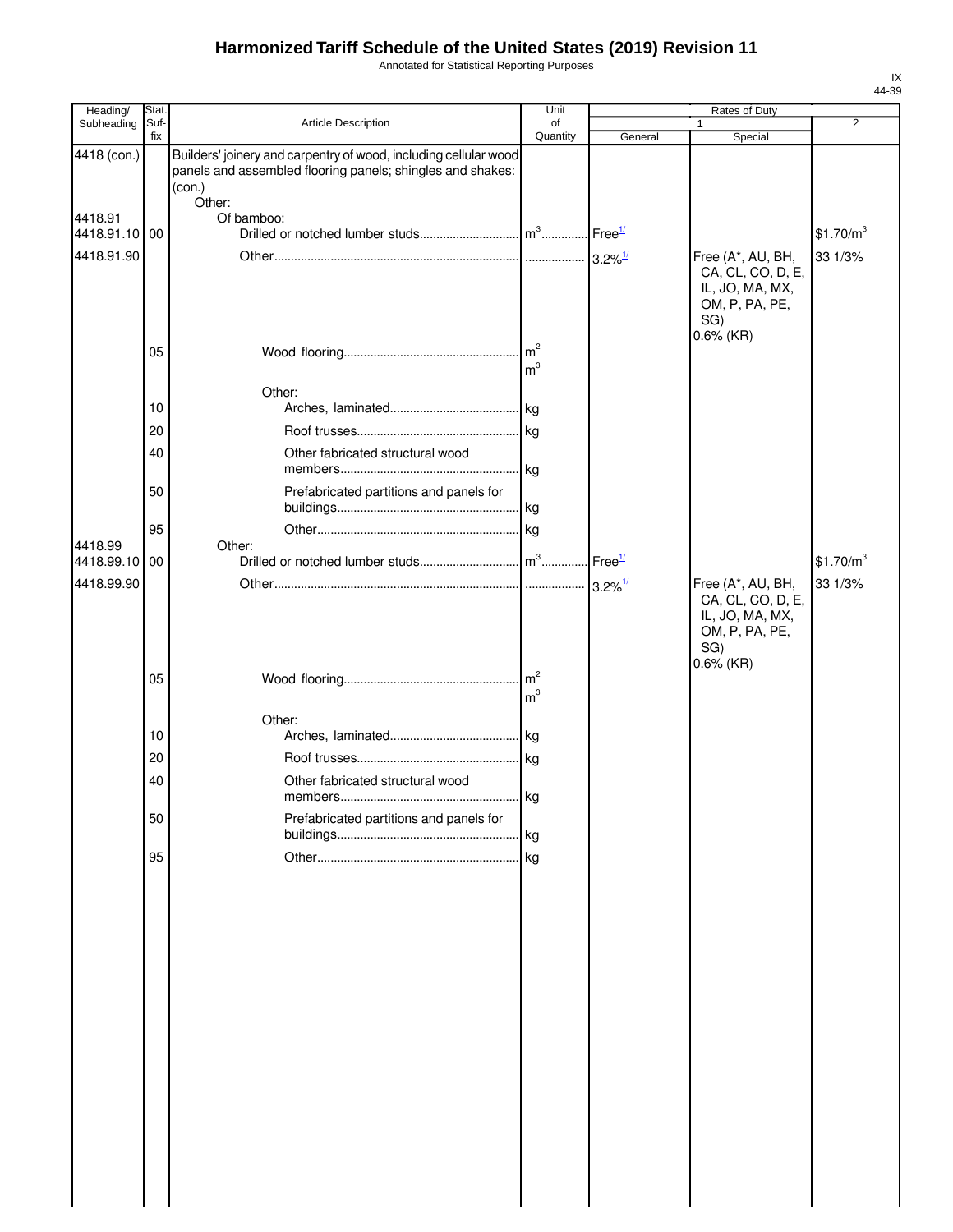# Harmonized Tariff Schedule of the United States (2019) Revision 11

Annotated for Statistical Reporting Purposes

IX
44-39

| Heading/ Subheading | Stat. Suf- fix | Article Description | Unit of Quantity | Rates of Duty 1 General | Rates of Duty 1 Special | Rates of Duty 2 |
|---|---|---|---|---|---|---|
| 4418 (con.) | | Builders' joinery and carpentry of wood, including cellular wood panels and assembled flooring panels; shingles and shakes: (con.) | | | | |
| | | Other: | | | | |
| 4418.91 | | Of bamboo: | | | | |
| 4418.91.10 | 00 | Drilled or notched lumber studs | $m^3$ | Free[1/] | | \$1.70/$m^3$ |
| 4418.91.90 | | Other | | 3.2%[1/] | Free (A*, AU, BH, CA, CL, CO, D, E, IL, JO, MA, MX, OM, P, PA, PE, SG) 0.6% (KR) | 33 1/3% |
| | 05 | Wood flooring | $m^2$ $m^3$ | | | |
| | | Other: | | | | |
| | 10 | Arches, laminated | kg | | | |
| | 20 | Roof trusses | kg | | | |
| | 40 | Other fabricated structural wood members | kg | | | |
| | 50 | Prefabricated partitions and panels for buildings | kg | | | |
| | 95 | Other | kg | | | |
| 4418.99 | | Other: | | | | |
| 4418.99.10 | 00 | Drilled or notched lumber studs | $m^3$ | Free[1/] | | \$1.70/$m^3$ |
| 4418.99.90 | | Other | | 3.2%[1/] | Free (A*, AU, BH, CA, CL, CO, D, E, IL, JO, MA, MX, OM, P, PA, PE, SG) 0.6% (KR) | 33 1/3% |
| | 05 | Wood flooring | $m^2$ $m^3$ | | | |
| | | Other: | | | | |
| | 10 | Arches, laminated | kg | | | |
| | 20 | Roof trusses | kg | | | |
| | 40 | Other fabricated structural wood members | kg | | | |
| | 50 | Prefabricated partitions and panels for buildings | kg | | | |
| | 95 | Other | kg | | | |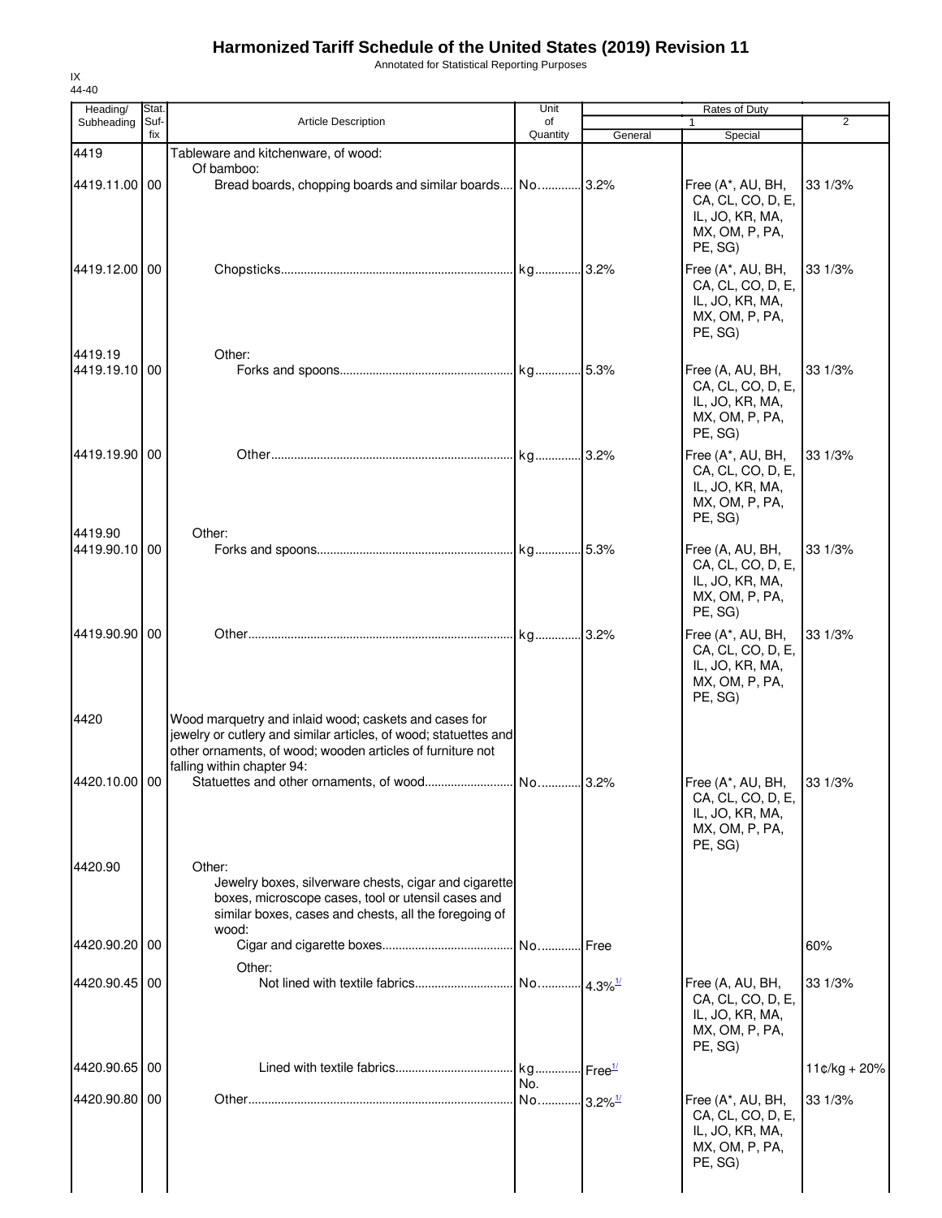# Harmonized Tariff Schedule of the United States (2019) Revision 11

Annotated for Statistical Reporting Purposes

IX
44-40

| Heading/ Subheading | Stat. Suf-fix | Article Description | Unit of Quantity | Rates of Duty 1 General | Special | 2 |
|---|---|---|---|---|---|---|
| 4419 | | Tableware and kitchenware, of wood: | | | | |
| | | Of bamboo: | | | | |
| 4419.11.00 | 00 | Bread boards, chopping boards and similar boards | No. | 3.2% | Free (A*, AU, BH, CA, CL, CO, D, E, IL, JO, KR, MA, MX, OM, P, PA, PE, SG) | 33 1/3% |
| 4419.12.00 | 00 | Chopsticks | kg | 3.2% | Free (A*, AU, BH, CA, CL, CO, D, E, IL, JO, KR, MA, MX, OM, P, PA, PE, SG) | 33 1/3% |
| 4419.19 | | Other: | | | | |
| 4419.19.10 | 00 | Forks and spoons | kg | 5.3% | Free (A, AU, BH, CA, CL, CO, D, E, IL, JO, KR, MA, MX, OM, P, PA, PE, SG) | 33 1/3% |
| 4419.19.90 | 00 | Other | kg | 3.2% | Free (A*, AU, BH, CA, CL, CO, D, E, IL, JO, KR, MA, MX, OM, P, PA, PE, SG) | 33 1/3% |
| 4419.90 | | Other: | | | | |
| 4419.90.10 | 00 | Forks and spoons | kg | 5.3% | Free (A, AU, BH, CA, CL, CO, D, E, IL, JO, KR, MA, MX, OM, P, PA, PE, SG) | 33 1/3% |
| 4419.90.90 | 00 | Other | kg | 3.2% | Free (A*, AU, BH, CA, CL, CO, D, E, IL, JO, KR, MA, MX, OM, P, PA, PE, SG) | 33 1/3% |
| 4420 | | Wood marquetry and inlaid wood; caskets and cases for jewelry or cutlery and similar articles, of wood; statuettes and other ornaments, of wood; wooden articles of furniture not falling within chapter 94: | | | | |
| 4420.10.00 | 00 | Statuettes and other ornaments, of wood | No. | 3.2% | Free (A*, AU, BH, CA, CL, CO, D, E, IL, JO, KR, MA, MX, OM, P, PA, PE, SG) | 33 1/3% |
| 4420.90 | | Other: | | | | |
| | | Jewelry boxes, silverware chests, cigar and cigarette boxes, microscope cases, tool or utensil cases and similar boxes, cases and chests, all the foregoing of wood: | | | | |
| 4420.90.20 | 00 | Cigar and cigarette boxes | No. | Free | | 60% |
| | | Other: | | | | |
| 4420.90.45 | 00 | Not lined with textile fabrics | No. | 4.3% [1/] | Free (A, AU, BH, CA, CL, CO, D, E, IL, JO, KR, MA, MX, OM, P, PA, PE, SG) | 33 1/3% |
| 4420.90.65 | 00 | Lined with textile fabrics | kg No. | Free [1/] | | 11¢/kg + 20% |
| 4420.90.80 | 00 | Other | No. | 3.2% [1/] | Free (A*, AU, BH, CA, CL, CO, D, E, IL, JO, KR, MA, MX, OM, P, PA, PE, SG) | 33 1/3% |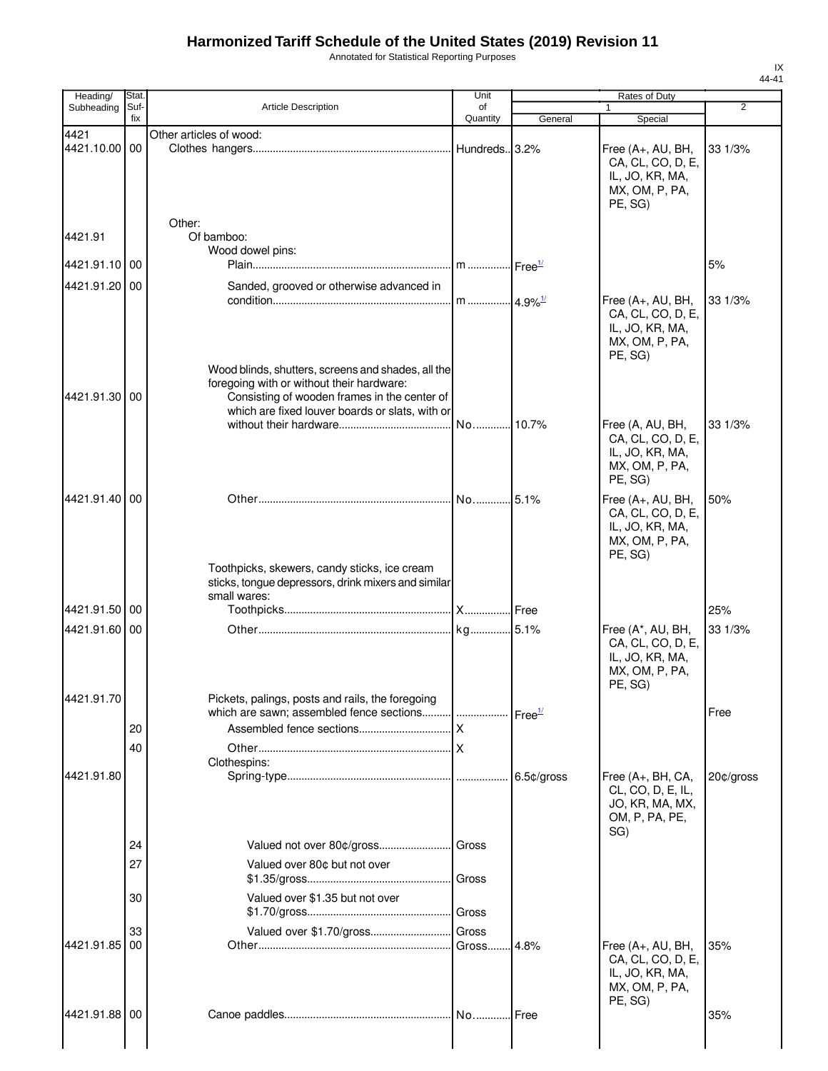# Harmonized Tariff Schedule of the United States (2019) Revision 11

Annotated for Statistical Reporting Purposes

IX
44-41

| Heading/ Subheading | Stat. Suf- fix | Article Description | Unit of Quantity | Rates of Duty 1 General | Rates of Duty 1 Special | Rates of Duty 2 |
|---|---|---|---|---|---|---|
| 4421 | | Other articles of wood: | | | | |
| 4421.10.00 | 00 | Clothes hangers | Hundreds | 3.2% | Free (A+, AU, BH, CA, CL, CO, D, E, IL, JO, KR, MA, MX, OM, P, PA, PE, SG) | 33 1/3% |
| | | Other: | | | | |
| 4421.91 | | Of bamboo: | | | | |
| | | Wood dowel pins: | | | | |
| 4421.91.10 | 00 | Plain | m | Free[1/] | | 5% |
| 4421.91.20 | 00 | Sanded, grooved or otherwise advanced in condition | m | 4.9%[1/] | Free (A+, AU, BH, CA, CL, CO, D, E, IL, JO, KR, MA, MX, OM, P, PA, PE, SG) | 33 1/3% |
| | | Wood blinds, shutters, screens and shades, all the foregoing with or without their hardware: | | | | |
| 4421.91.30 | 00 | Consisting of wooden frames in the center of which are fixed louver boards or slats, with or without their hardware | No. | 10.7% | Free (A, AU, BH, CA, CL, CO, D, E, IL, JO, KR, MA, MX, OM, P, PA, PE, SG) | 33 1/3% |
| 4421.91.40 | 00 | Other | No. | 5.1% | Free (A+, AU, BH, CA, CL, CO, D, E, IL, JO, KR, MA, MX, OM, P, PA, PE, SG) | 50% |
| | | Toothpicks, skewers, candy sticks, ice cream sticks, tongue depressors, drink mixers and similar small wares: | | | | |
| 4421.91.50 | 00 | Toothpicks | X | Free | | 25% |
| 4421.91.60 | 00 | Other | kg | 5.1% | Free (A*, AU, BH, CA, CL, CO, D, E, IL, JO, KR, MA, MX, OM, P, PA, PE, SG) | 33 1/3% |
| 4421.91.70 | | Pickets, palings, posts and rails, the foregoing which are sawn; assembled fence sections | | Free[1/] | | Free |
| | 20 | Assembled fence sections | X | | | |
| | 40 | Other | X | | | |
| | | Clothespins: | | | | |
| 4421.91.80 | | Spring-type | | 6.5¢/gross | Free (A+, BH, CA, CL, CO, D, E, IL, JO, KR, MA, MX, OM, P, PA, PE, SG) | 20¢/gross |
| | 24 | Valued not over 80¢/gross | Gross | | | |
| | 27 | Valued over 80¢ but not over $1.35/gross | Gross | | | |
| | 30 | Valued over $1.35 but not over $1.70/gross | Gross | | | |
| | 33 | Valued over $1.70/gross | Gross | | | |
| 4421.91.85 | 00 | Other | Gross | 4.8% | Free (A+, AU, BH, CA, CL, CO, D, E, IL, JO, KR, MA, MX, OM, P, PA, PE, SG) | 35% |
| 4421.91.88 | 00 | Canoe paddles | No. | Free | | 35% |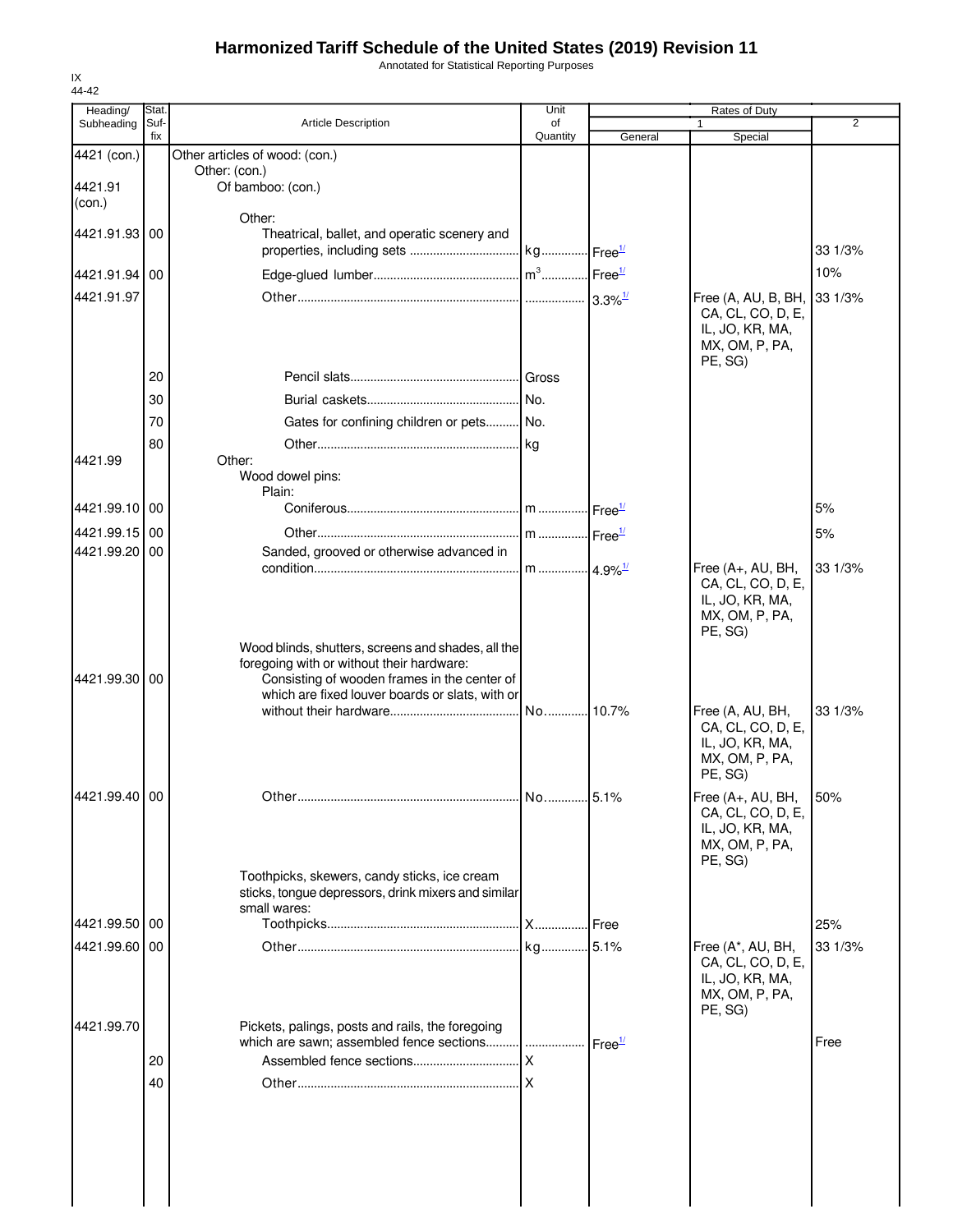# Harmonized Tariff Schedule of the United States (2019) Revision 11

Annotated for Statistical Reporting Purposes

IX
44-42

| Heading/ Subheading | Stat. Suf- fix | Article Description | Unit of Quantity | Rates of Duty 1 General | Special | 2 |
|---|---|---|---|---|---|---|
| 4421 (con.) | | Other articles of wood: (con.) | | | | |
| | | Other: (con.) | | | | |
| 4421.91 (con.) | | Of bamboo: (con.) | | | | |
| | | Other: | | | | |
| 4421.91.93 | 00 | Theatrical, ballet, and operatic scenery and properties, including sets | kg | Free[1/] | | 33 1/3% |
| 4421.91.94 | 00 | Edge-glued lumber | $m^3$ | Free[1/] | | 10% |
| 4421.91.97 | | Other | | 3.3%[1/] | Free (A, AU, B, BH, CA, CL, CO, D, E, IL, JO, KR, MA, MX, OM, P, PA, PE, SG) | 33 1/3% |
| | 20 | Pencil slats | Gross | | | |
| | 30 | Burial caskets | No. | | | |
| | 70 | Gates for confining children or pets | No. | | | |
| | 80 | Other | kg | | | |
| 4421.99 | | Other: | | | | |
| | | Wood dowel pins: | | | | |
| | | Plain: | | | | |
| 4421.99.10 | 00 | Coniferous | m | Free[1/] | | 5% |
| 4421.99.15 | 00 | Other | m | Free[1/] | | 5% |
| 4421.99.20 | 00 | Sanded, grooved or otherwise advanced in condition | m | 4.9%[1/] | Free (A+, AU, BH, CA, CL, CO, D, E, IL, JO, KR, MA, MX, OM, P, PA, PE, SG) | 33 1/3% |
| | | Wood blinds, shutters, screens and shades, all the foregoing with or without their hardware: | | | | |
| 4421.99.30 | 00 | Consisting of wooden frames in the center of which are fixed louver boards or slats, with or without their hardware | No. | 10.7% | Free (A, AU, BH, CA, CL, CO, D, E, IL, JO, KR, MA, MX, OM, P, PA, PE, SG) | 33 1/3% |
| 4421.99.40 | 00 | Other | No. | 5.1% | Free (A+, AU, BH, CA, CL, CO, D, E, IL, JO, KR, MA, MX, OM, P, PA, PE, SG) | 50% |
| | | Toothpicks, skewers, candy sticks, ice cream sticks, tongue depressors, drink mixers and similar small wares: | | | | |
| 4421.99.50 | 00 | Toothpicks | X | Free | | 25% |
| 4421.99.60 | 00 | Other | kg | 5.1% | Free (A*, AU, BH, CA, CL, CO, D, E, IL, JO, KR, MA, MX, OM, P, PA, PE, SG) | 33 1/3% |
| 4421.99.70 | | Pickets, palings, posts and rails, the foregoing which are sawn; assembled fence sections | | Free[1/] | | Free |
| | 20 | Assembled fence sections | X | | | |
| | 40 | Other | X | | | |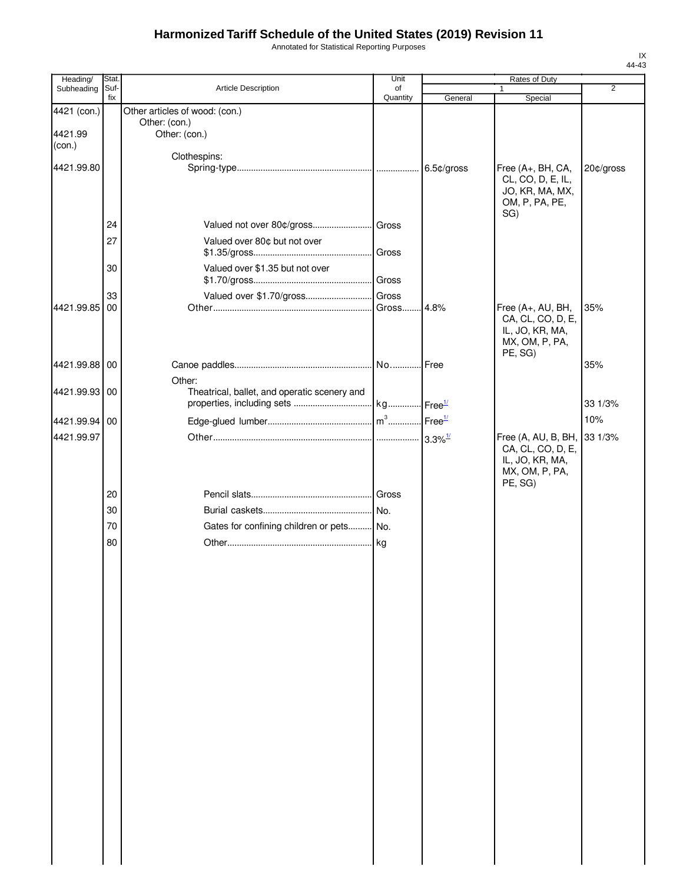# Harmonized Tariff Schedule of the United States (2019) Revision 11

Annotated for Statistical Reporting Purposes

IX
44-43

| Heading/ Subheading | Stat. Suf- fix | Article Description | Unit of Quantity | Rates of Duty 1 General | Rates of Duty 1 Special | Rates of Duty 2 |
|---|---|---|---|---|---|---|
| 4421 (con.) | | Other articles of wood: (con.) | | | | |
| | | Other: (con.) | | | | |
| 4421.99 (con.) | | Other: (con.) | | | | |
| | | Clothespins: | | | | |
| 4421.99.80 | | Spring-type | | 6.5¢/gross | Free (A+, BH, CA, CL, CO, D, E, IL, JO, KR, MA, MX, OM, P, PA, PE, SG) | 20¢/gross |
| | 24 | Valued not over 80¢/gross | Gross | | | |
| | 27 | Valued over 80¢ but not over $1.35/gross | Gross | | | |
| | 30 | Valued over $1.35 but not over $1.70/gross | Gross | | | |
| | 33 | Valued over $1.70/gross | Gross | | | |
| 4421.99.85 | 00 | Other | Gross | 4.8% | Free (A+, AU, BH, CA, CL, CO, D, E, IL, JO, KR, MA, MX, OM, P, PA, PE, SG) | 35% |
| 4421.99.88 | 00 | Canoe paddles | No. | Free | | 35% |
| | | Other: | | | | |
| 4421.99.93 | 00 | Theatrical, ballet, and operatic scenery and properties, including sets | kg | Free[1/] | | 33 1/3% |
| 4421.99.94 | 00 | Edge-glued lumber | $m^3$ | Free[1/] | | 10% |
| 4421.99.97 | | Other | | 3.3%[1/] | Free (A, AU, B, BH, CA, CL, CO, D, E, IL, JO, KR, MA, MX, OM, P, PA, PE, SG) | 33 1/3% |
| | 20 | Pencil slats | Gross | | | |
| | 30 | Burial caskets | No. | | | |
| | 70 | Gates for confining children or pets | No. | | | |
| | 80 | Other | kg | | | |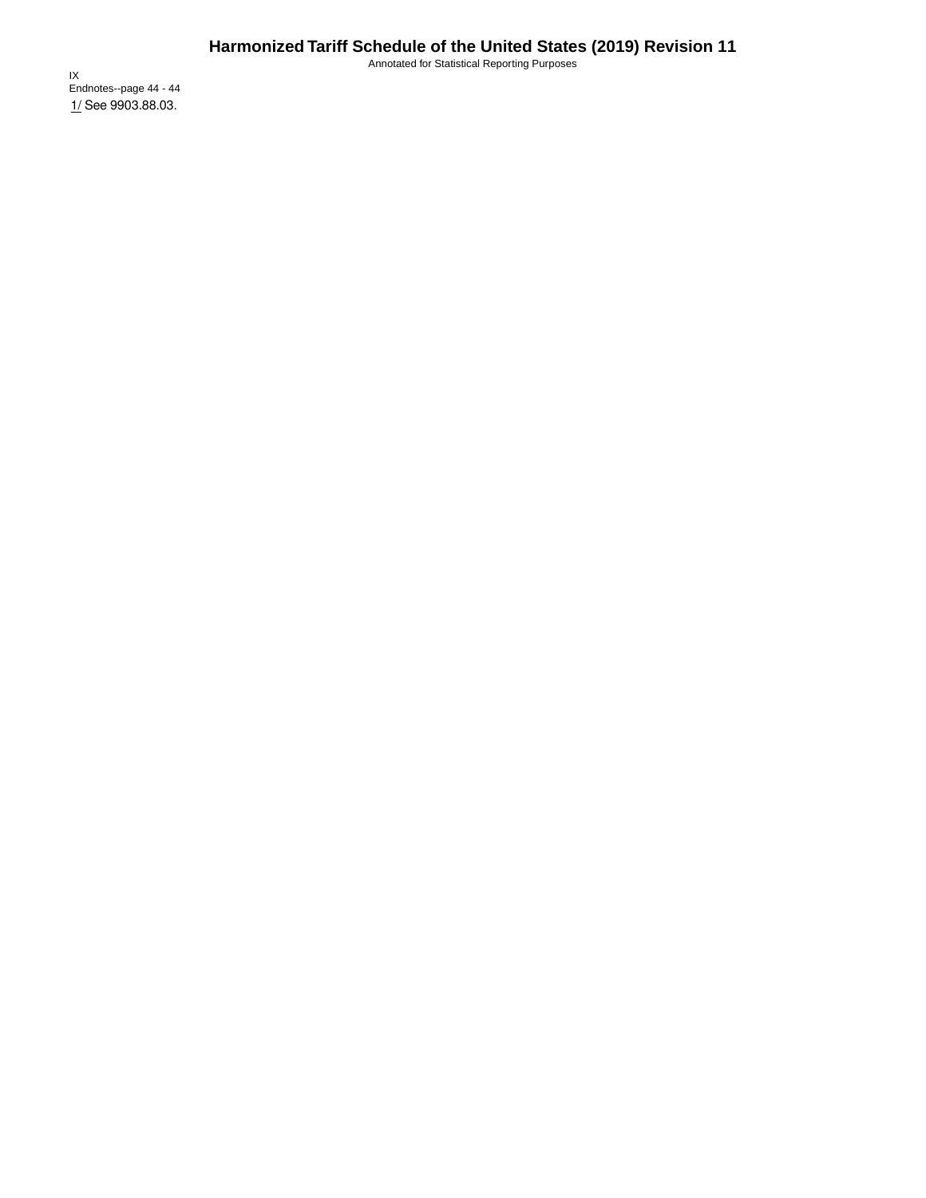1/ See 9903.88.03.